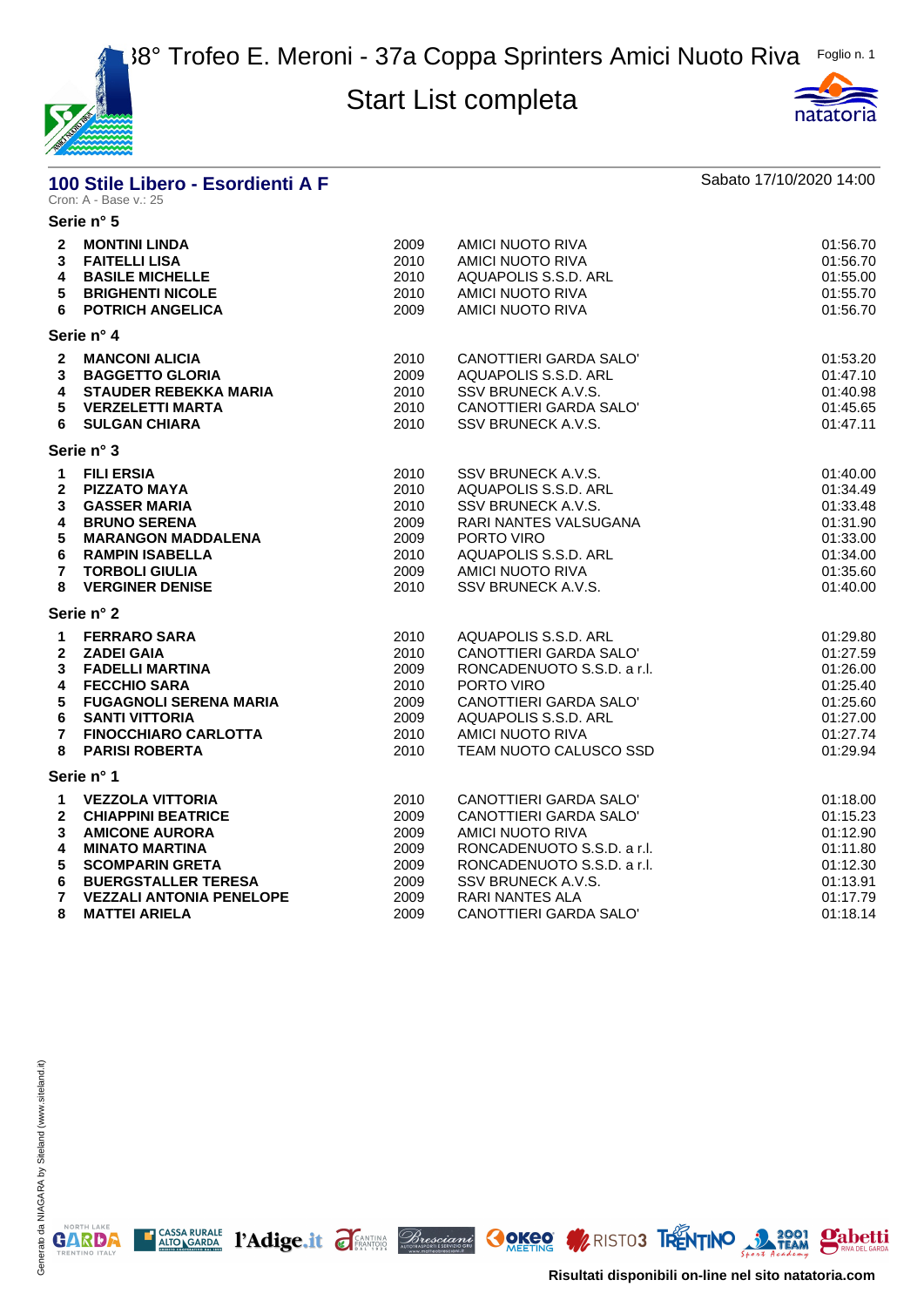# 38° Trofeo E. Meroni - 37a Coppa Sprinters Amici Nuoto Riva

## Start List completta

### 100 Stile Libero - Esordienti A F

Sabato 17/10/2020 14:00

Cron: A - Base v.: 25

**Serie n° 5**

| | | | | |
|---|---|---|---|---|
| 2 | **MONTINI LINDA** | 2009 | AMICI NUOTO RIVA | 01:56.70 |
| 3 | **FAITELLI LISA** | 2010 | AMICI NUOTO RIVA | 01:56.70 |
| 4 | **BASILE MICHELLE** | 2010 | AQUAPOLIS S.S.D. ARL | 01:55.00 |
| 5 | **BRIGHENTI NICOLE** | 2010 | AMICI NUOTO RIVA | 01:55.70 |
| 6 | **POTRICH ANGELICA** | 2009 | AMICI NUOTO RIVA | 01:56.70 |

**Serie n° 4**

| | | | | |
|---|---|---|---|---|
| 2 | **MANCONI ALICIA** | 2010 | CANOTTIERI GARDA SALO' | 01:53.20 |
| 3 | **BAGGETTO GLORIA** | 2009 | AQUAPOLIS S.S.D. ARL | 01:47.10 |
| 4 | **STAUDER REBEKKA MARIA** | 2010 | SSV BRUNECK A.V.S. | 01:40.98 |
| 5 | **VERZELETTI MARTA** | 2010 | CANOTTIERI GARDA SALO' | 01:45.65 |
| 6 | **SULGAN CHIARA** | 2010 | SSV BRUNECK A.V.S. | 01:47.11 |

**Serie n° 3**

| | | | | |
|---|---|---|---|---|
| 1 | **FILI ERSIA** | 2010 | SSV BRUNECK A.V.S. | 01:40.00 |
| 2 | **PIZZATO MAYA** | 2010 | AQUAPOLIS S.S.D. ARL | 01:34.49 |
| 3 | **GASSER MARIA** | 2010 | SSV BRUNECK A.V.S. | 01:33.48 |
| 4 | **BRUNO SERENA** | 2009 | RARI NANTES VALSUGANA | 01:31.90 |
| 5 | **MARANGON MADDALENA** | 2009 | PORTO VIRO | 01:33.00 |
| 6 | **RAMPIN ISABELLA** | 2010 | AQUAPOLIS S.S.D. ARL | 01:34.00 |
| 7 | **TORBOLI GIULIA** | 2009 | AMICI NUOTO RIVA | 01:35.60 |
| 8 | **VERGINER DENISE** | 2010 | SSV BRUNECK A.V.S. | 01:40.00 |

**Serie n° 2**

| | | | | |
|---|---|---|---|---|
| 1 | **FERRARO SARA** | 2010 | AQUAPOLIS S.S.D. ARL | 01:29.80 |
| 2 | **ZADEI GAIA** | 2010 | CANOTTIERI GARDA SALO' | 01:27.59 |
| 3 | **FADELLI MARTINA** | 2009 | RONCADENUOTO S.S.D. a r.l. | 01:26.00 |
| 4 | **FECCHIO SARA** | 2010 | PORTO VIRO | 01:25.40 |
| 5 | **FUGAGNOLI SERENA MARIA** | 2009 | CANOTTIERI GARDA SALO' | 01:25.60 |
| 6 | **SANTI VITTORIA** | 2009 | AQUAPOLIS S.S.D. ARL | 01:27.00 |
| 7 | **FINOCCHIARO CARLOTTA** | 2010 | AMICI NUOTO RIVA | 01:27.74 |
| 8 | **PARISI ROBERTA** | 2010 | TEAM NUOTO CALUSCO SSD | 01:29.94 |

**Serie n° 1**

| | | | | |
|---|---|---|---|---|
| 1 | **VEZZOLA VITTORIA** | 2010 | CANOTTIERI GARDA SALO' | 01:18.00 |
| 2 | **CHIAPPINI BEATRICE** | 2009 | CANOTTIERI GARDA SALO' | 01:15.23 |
| 3 | **AMICONE AURORA** | 2009 | AMICI NUOTO RIVA | 01:12.90 |
| 4 | **MINATO MARTINA** | 2009 | RONCADENUOTO S.S.D. a r.l. | 01:11.80 |
| 5 | **SCOMPARIN GRETA** | 2009 | RONCADENUOTO S.S.D. a r.l. | 01:12.30 |
| 6 | **BUERGSTALLER TERESA** | 2009 | SSV BRUNECK A.V.S. | 01:13.91 |
| 7 | **VEZZALI ANTONIA PENELOPE** | 2009 | RARI NANTES ALA | 01:17.79 |
| 8 | **MATTEI ARIELA** | 2009 | CANOTTIERI GARDA SALO' | 01:18.14 |

Risultati disponibili on-line nel sito natatoria.com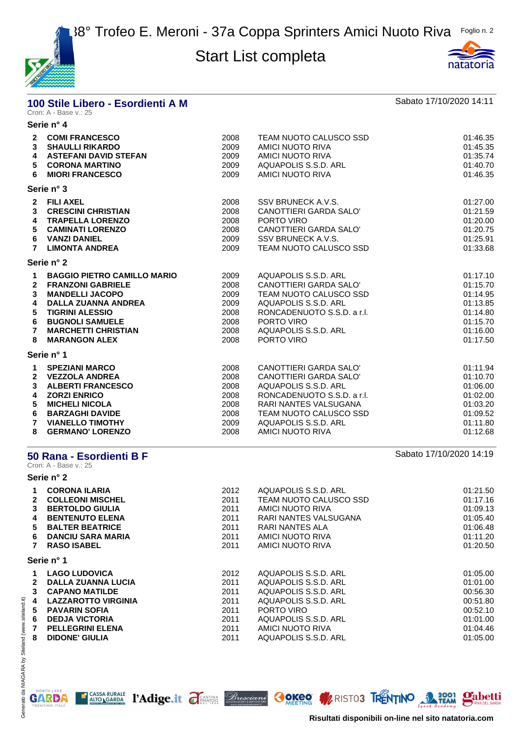38° Trofeo E. Meroni - 37a Coppa Sprinters Amici Nuoto Riva

Start List completa

## 100 Stile Libero - Esordienti A M

Sabato 17/10/2020 14:11

Cron: A - Base v.: 25

### Serie n° 4

| | | | | |
|---|---|---|---|---|
| 2 | **COMI FRANCESCO** | 2008 | TEAM NUOTO CALUSCO SSD | 01:46.35 |
| 3 | **SHAULLI RIKARDO** | 2009 | AMICI NUOTO RIVA | 01:45.35 |
| 4 | **ASTEFANI DAVID STEFAN** | 2009 | AMICI NUOTO RIVA | 01:35.74 |
| 5 | **CORONA MARTINO** | 2009 | AQUAPOLIS S.S.D. ARL | 01:40.70 |
| 6 | **MIORI FRANCESCO** | 2009 | AMICI NUOTO RIVA | 01:46.35 |

### Serie n° 3

| | | | | |
|---|---|---|---|---|
| 2 | **FILI AXEL** | 2008 | SSV BRUNECK A.V.S. | 01:27.00 |
| 3 | **CRESCINI CHRISTIAN** | 2008 | CANOTTIERI GARDA SALO' | 01:21.59 |
| 4 | **TRAPELLA LORENZO** | 2008 | PORTO VIRO | 01:20.00 |
| 5 | **CAMINATI LORENZO** | 2008 | CANOTTIERI GARDA SALO' | 01:20.75 |
| 6 | **VANZI DANIEL** | 2009 | SSV BRUNECK A.V.S. | 01:25.91 |
| 7 | **LIMONTA ANDREA** | 2009 | TEAM NUOTO CALUSCO SSD | 01:33.68 |

### Serie n° 2

| | | | | |
|---|---|---|---|---|
| 1 | **BAGGIO PIETRO CAMILLO MARIO** | 2009 | AQUAPOLIS S.S.D. ARL | 01:17.10 |
| 2 | **FRANZONI GABRIELE** | 2008 | CANOTTIERI GARDA SALO' | 01:15.70 |
| 3 | **MANDELLI JACOPO** | 2009 | TEAM NUOTO CALUSCO SSD | 01:14.95 |
| 4 | **DALLA ZUANNA ANDREA** | 2009 | AQUAPOLIS S.S.D. ARL | 01:13.85 |
| 5 | **TIGRINI ALESSIO** | 2008 | RONCADENUOTO S.S.D. a r.l. | 01:14.80 |
| 6 | **BUGNOLI SAMUELE** | 2008 | PORTO VIRO | 01:15.70 |
| 7 | **MARCHETTI CHRISTIAN** | 2008 | AQUAPOLIS S.S.D. ARL | 01:16.00 |
| 8 | **MARANGON ALEX** | 2008 | PORTO VIRO | 01:17.50 |

### Serie n° 1

| | | | | |
|---|---|---|---|---|
| 1 | **SPEZIANI MARCO** | 2008 | CANOTTIERI GARDA SALO' | 01:11.94 |
| 2 | **VEZZOLA ANDREA** | 2008 | CANOTTIERI GARDA SALO' | 01:10.70 |
| 3 | **ALBERTI FRANCESCO** | 2008 | AQUAPOLIS S.S.D. ARL | 01:06.00 |
| 4 | **ZORZI ENRICO** | 2008 | RONCADENUOTO S.S.D. a r.l. | 01:02.00 |
| 5 | **MICHELI NICOLA** | 2008 | RARI NANTES VALSUGANA | 01:03.20 |
| 6 | **BARZAGHI DAVIDE** | 2008 | TEAM NUOTO CALUSCO SSD | 01:09.52 |
| 7 | **VIANELLO TIMOTHY** | 2009 | AQUAPOLIS S.S.D. ARL | 01:11.80 |
| 8 | **GERMANO' LORENZO** | 2008 | AMICI NUOTO RIVA | 01:12.68 |

## 50 Rana - Esordienti B F

Sabato 17/10/2020 14:19

Cron: A - Base v.: 25

### Serie n° 2

| | | | | |
|---|---|---|---|---|
| 1 | **CORONA ILARIA** | 2012 | AQUAPOLIS S.S.D. ARL | 01:21.50 |
| 2 | **COLLEONI MISCHEL** | 2011 | TEAM NUOTO CALUSCO SSD | 01:17.16 |
| 3 | **BERTOLDO GIULIA** | 2011 | AMICI NUOTO RIVA | 01:09.13 |
| 4 | **BENTENUTO ELENA** | 2011 | RARI NANTES VALSUGANA | 01:05.40 |
| 5 | **BALTER BEATRICE** | 2011 | RARI NANTES ALA | 01:06.48 |
| 6 | **DANCIU SARA MARIA** | 2011 | AMICI NUOTO RIVA | 01:11.20 |
| 7 | **RASO ISABEL** | 2011 | AMICI NUOTO RIVA | 01:20.50 |

### Serie n° 1

| | | | | |
|---|---|---|---|---|
| 1 | **LAGO LUDOVICA** | 2012 | AQUAPOLIS S.S.D. ARL | 01:05.00 |
| 2 | **DALLA ZUANNA LUCIA** | 2011 | AQUAPOLIS S.S.D. ARL | 01:01.00 |
| 3 | **CAPANO MATILDE** | 2011 | AQUAPOLIS S.S.D. ARL | 00:56.30 |
| 4 | **LAZZAROTTO VIRGINIA** | 2011 | AQUAPOLIS S.S.D. ARL | 00:51.80 |
| 5 | **PAVARIN SOFIA** | 2011 | PORTO VIRO | 00:52.10 |
| 6 | **DEDJA VICTORIA** | 2011 | AQUAPOLIS S.S.D. ARL | 01:01.00 |
| 7 | **PELLEGRINI ELENA** | 2011 | AMICI NUOTO RIVA | 01:04.46 |
| 8 | **DIDONE' GIULIA** | 2011 | AQUAPOLIS S.S.D. ARL | 01:05.00 |

**Risultati disponibili on-line nel sito natatoria.com**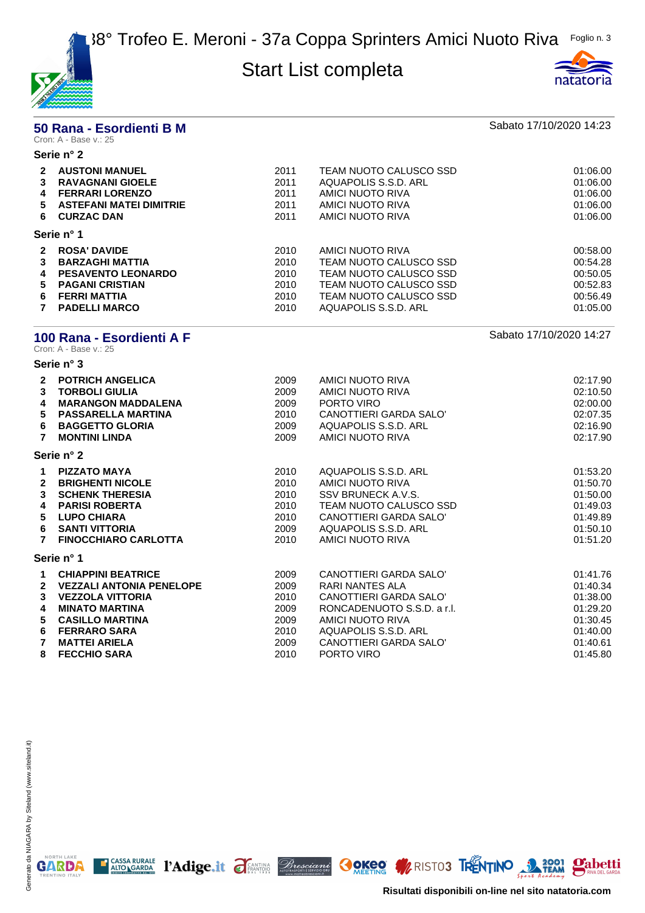# 38° Trofeo E. Meroni - 37a Coppa Sprinters Amici Nuoto Riva

## Start List completa

### 50 Rana - Esordienti B M

Sabato 17/10/2020 14:23

Cron: A - Base v.: 25

**Serie n° 2**

| | | | | |
|---|---|---|---|---|
| 2 | **AUSTONI MANUEL** | 2011 | TEAM NUOTO CALUSCO SSD | 01:06.00 |
| 3 | **RAVAGNANI GIOELE** | 2011 | AQUAPOLIS S.S.D. ARL | 01:06.00 |
| 4 | **FERRARI LORENZO** | 2011 | AMICI NUOTO RIVA | 01:06.00 |
| 5 | **ASTEFANI MATEI DIMITRIE** | 2011 | AMICI NUOTO RIVA | 01:06.00 |
| 6 | **CURZAC DAN** | 2011 | AMICI NUOTO RIVA | 01:06.00 |

**Serie n° 1**

| | | | | |
|---|---|---|---|---|
| 2 | **ROSA' DAVIDE** | 2010 | AMICI NUOTO RIVA | 00:58.00 |
| 3 | **BARZAGHI MATTIA** | 2010 | TEAM NUOTO CALUSCO SSD | 00:54.28 |
| 4 | **PESAVENTO LEONARDO** | 2010 | TEAM NUOTO CALUSCO SSD | 00:50.05 |
| 5 | **PAGANI CRISTIAN** | 2010 | TEAM NUOTO CALUSCO SSD | 00:52.83 |
| 6 | **FERRI MATTIA** | 2010 | TEAM NUOTO CALUSCO SSD | 00:56.49 |
| 7 | **PADELLI MARCO** | 2010 | AQUAPOLIS S.S.D. ARL | 01:05.00 |

### 100 Rana - Esordienti A F

Sabato 17/10/2020 14:27

Cron: A - Base v.: 25

**Serie n° 3**

| | | | | |
|---|---|---|---|---|
| 2 | **POTRICH ANGELICA** | 2009 | AMICI NUOTO RIVA | 02:17.90 |
| 3 | **TORBOLI GIULIA** | 2009 | AMICI NUOTO RIVA | 02:10.50 |
| 4 | **MARANGON MADDALENA** | 2009 | PORTO VIRO | 02:00.00 |
| 5 | **PASSARELLA MARTINA** | 2010 | CANOTTIERI GARDA SALO' | 02:07.35 |
| 6 | **BAGGETTO GLORIA** | 2009 | AQUAPOLIS S.S.D. ARL | 02:16.90 |
| 7 | **MONTINI LINDA** | 2009 | AMICI NUOTO RIVA | 02:17.90 |

**Serie n° 2**

| | | | | |
|---|---|---|---|---|
| 1 | **PIZZATO MAYA** | 2010 | AQUAPOLIS S.S.D. ARL | 01:53.20 |
| 2 | **BRIGHENTI NICOLE** | 2010 | AMICI NUOTO RIVA | 01:50.70 |
| 3 | **SCHENK THERESIA** | 2010 | SSV BRUNECK A.V.S. | 01:50.00 |
| 4 | **PARISI ROBERTA** | 2010 | TEAM NUOTO CALUSCO SSD | 01:49.03 |
| 5 | **LUPO CHIARA** | 2010 | CANOTTIERI GARDA SALO' | 01:49.89 |
| 6 | **SANTI VITTORIA** | 2009 | AQUAPOLIS S.S.D. ARL | 01:50.10 |
| 7 | **FINOCCHIARO CARLOTTA** | 2010 | AMICI NUOTO RIVA | 01:51.20 |

**Serie n° 1**

| | | | | |
|---|---|---|---|---|
| 1 | **CHIAPPINI BEATRICE** | 2009 | CANOTTIERI GARDA SALO' | 01:41.76 |
| 2 | **VEZZALI ANTONIA PENELOPE** | 2009 | RARI NANTES ALA | 01:40.34 |
| 3 | **VEZZOLA VITTORIA** | 2010 | CANOTTIERI GARDA SALO' | 01:38.00 |
| 4 | **MINATO MARTINA** | 2009 | RONCADENUOTO S.S.D. a r.l. | 01:29.20 |
| 5 | **CASILLO MARTINA** | 2009 | AMICI NUOTO RIVA | 01:30.45 |
| 6 | **FERRARO SARA** | 2010 | AQUAPOLIS S.S.D. ARL | 01:40.00 |
| 7 | **MATTEI ARIELA** | 2009 | CANOTTIERI GARDA SALO' | 01:40.61 |
| 8 | **FECCHIO SARA** | 2010 | PORTO VIRO | 01:45.80 |

Risultati disponibili on-line nel sito natatoria.com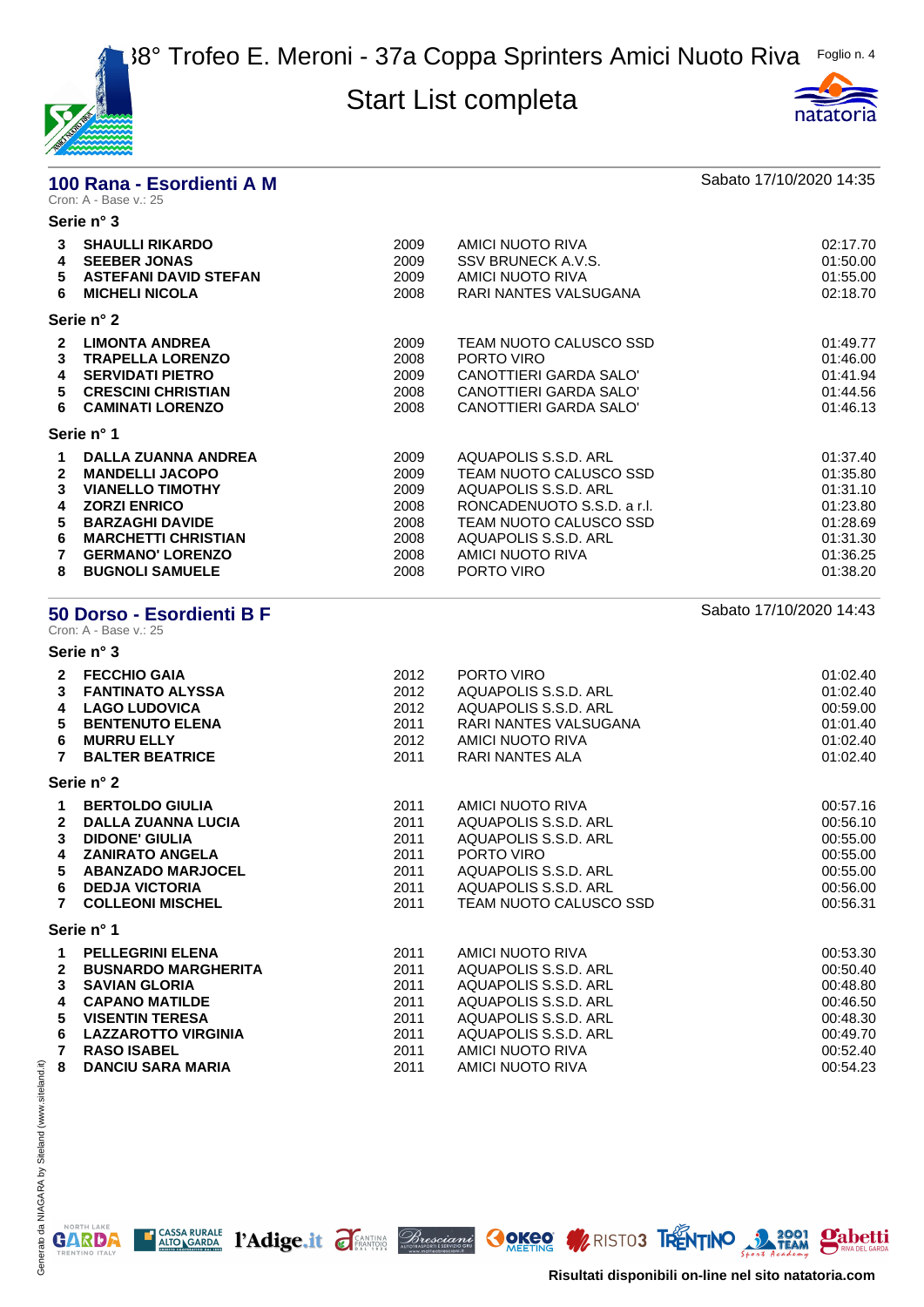# 38° Trofeo E. Meroni - 37a Coppa Sprinters Amici Nuoto Riva

## Start List completa

### 100 Rana - Esordienti A M

Sabato 17/10/2020 14:35

Cron: A - Base v.: 25

**Serie n° 3**

| | | | | |
|---|---|---|---|---|
| 3 | **SHAULLI RIKARDO** | 2009 | AMICI NUOTO RIVA | 02:17.70 |
| 4 | **SEEBER JONAS** | 2009 | SSV BRUNECK A.V.S. | 01:50.00 |
| 5 | **ASTEFANI DAVID STEFAN** | 2009 | AMICI NUOTO RIVA | 01:55.00 |
| 6 | **MICHELI NICOLA** | 2008 | RARI NANTES VALSUGANA | 02:18.70 |

**Serie n° 2**

| | | | | |
|---|---|---|---|---|
| 2 | **LIMONTA ANDREA** | 2009 | TEAM NUOTO CALUSCO SSD | 01:49.77 |
| 3 | **TRAPELLA LORENZO** | 2008 | PORTO VIRO | 01:46.00 |
| 4 | **SERVIDATI PIETRO** | 2009 | CANOTTIERI GARDA SALO' | 01:41.94 |
| 5 | **CRESCINI CHRISTIAN** | 2008 | CANOTTIERI GARDA SALO' | 01:44.56 |
| 6 | **CAMINATI LORENZO** | 2008 | CANOTTIERI GARDA SALO' | 01:46.13 |

**Serie n° 1**

| | | | | |
|---|---|---|---|---|
| 1 | **DALLA ZUANNA ANDREA** | 2009 | AQUAPOLIS S.S.D. ARL | 01:37.40 |
| 2 | **MANDELLI JACOPO** | 2009 | TEAM NUOTO CALUSCO SSD | 01:35.80 |
| 3 | **VIANELLO TIMOTHY** | 2009 | AQUAPOLIS S.S.D. ARL | 01:31.10 |
| 4 | **ZORZI ENRICO** | 2008 | RONCADENUOTO S.S.D. a r.l. | 01:23.80 |
| 5 | **BARZAGHI DAVIDE** | 2008 | TEAM NUOTO CALUSCO SSD | 01:28.69 |
| 6 | **MARCHETTI CHRISTIAN** | 2008 | AQUAPOLIS S.S.D. ARL | 01:31.30 |
| 7 | **GERMANO' LORENZO** | 2008 | AMICI NUOTO RIVA | 01:36.25 |
| 8 | **BUGNOLI SAMUELE** | 2008 | PORTO VIRO | 01:38.20 |

### 50 Dorso - Esordienti B F

Sabato 17/10/2020 14:43

Cron: A - Base v.: 25

**Serie n° 3**

| | | | | |
|---|---|---|---|---|
| 2 | **FECCHIO GAIA** | 2012 | PORTO VIRO | 01:02.40 |
| 3 | **FANTINATO ALYSSA** | 2012 | AQUAPOLIS S.S.D. ARL | 01:02.40 |
| 4 | **LAGO LUDOVICA** | 2012 | AQUAPOLIS S.S.D. ARL | 00:59.00 |
| 5 | **BENTENUTO ELENA** | 2011 | RARI NANTES VALSUGANA | 01:01.40 |
| 6 | **MURRU ELLY** | 2012 | AMICI NUOTO RIVA | 01:02.40 |
| 7 | **BALTER BEATRICE** | 2011 | RARI NANTES ALA | 01:02.40 |

**Serie n° 2**

| | | | | |
|---|---|---|---|---|
| 1 | **BERTOLDO GIULIA** | 2011 | AMICI NUOTO RIVA | 00:57.16 |
| 2 | **DALLA ZUANNA LUCIA** | 2011 | AQUAPOLIS S.S.D. ARL | 00:56.10 |
| 3 | **DIDONE' GIULIA** | 2011 | AQUAPOLIS S.S.D. ARL | 00:55.00 |
| 4 | **ZANIRATO ANGELA** | 2011 | PORTO VIRO | 00:55.00 |
| 5 | **ABANZADO MARJOCEL** | 2011 | AQUAPOLIS S.S.D. ARL | 00:55.00 |
| 6 | **DEDJA VICTORIA** | 2011 | AQUAPOLIS S.S.D. ARL | 00:56.00 |
| 7 | **COLLEONI MISCHEL** | 2011 | TEAM NUOTO CALUSCO SSD | 00:56.31 |

**Serie n° 1**

| | | | | |
|---|---|---|---|---|
| 1 | **PELLEGRINI ELENA** | 2011 | AMICI NUOTO RIVA | 00:53.30 |
| 2 | **BUSNARDO MARGHERITA** | 2011 | AQUAPOLIS S.S.D. ARL | 00:50.40 |
| 3 | **SAVIAN GLORIA** | 2011 | AQUAPOLIS S.S.D. ARL | 00:48.80 |
| 4 | **CAPANO MATILDE** | 2011 | AQUAPOLIS S.S.D. ARL | 00:46.50 |
| 5 | **VISENTIN TERESA** | 2011 | AQUAPOLIS S.S.D. ARL | 00:48.30 |
| 6 | **LAZZAROTTO VIRGINIA** | 2011 | AQUAPOLIS S.S.D. ARL | 00:49.70 |
| 7 | **RASO ISABEL** | 2011 | AMICI NUOTO RIVA | 00:52.40 |
| 8 | **DANCIU SARA MARIA** | 2011 | AMICI NUOTO RIVA | 00:54.23 |

Risultati disponibili on-line nel sito natatoria.com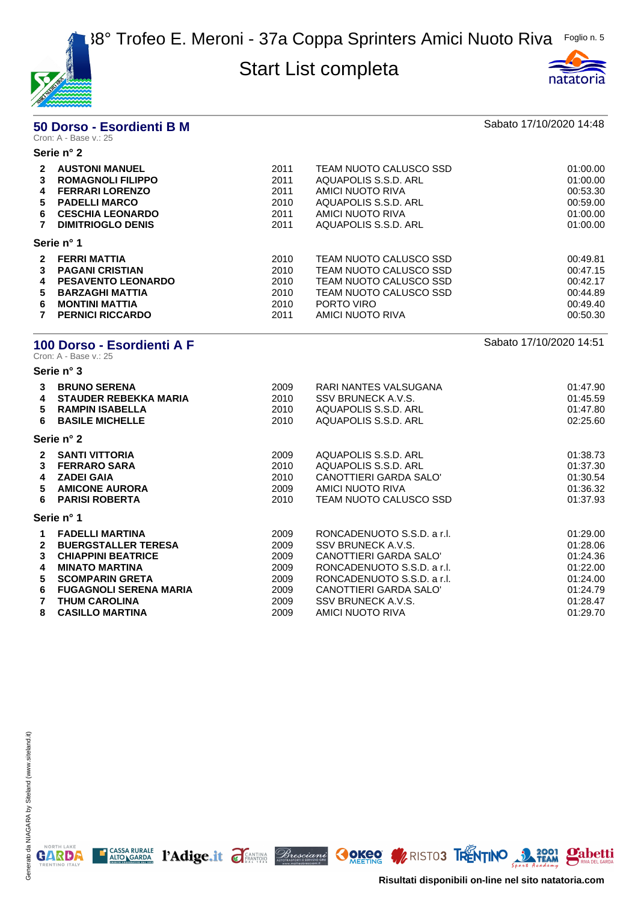## 50 Dorso - Esordienti B M

Sabato 17/10/2020 14:48

Cron: A - Base v.: 25

### Serie n° 2

| | | | | |
|---|---|---|---|---|
| 2 | **AUSTONI MANUEL** | 2011 | TEAM NUOTO CALUSCO SSD | 01:00.00 |
| 3 | **ROMAGNOLI FILIPPO** | 2011 | AQUAPOLIS S.S.D. ARL | 01:00.00 |
| 4 | **FERRARI LORENZO** | 2011 | AMICI NUOTO RIVA | 00:53.30 |
| 5 | **PADELLI MARCO** | 2010 | AQUAPOLIS S.S.D. ARL | 00:59.00 |
| 6 | **CESCHIA LEONARDO** | 2011 | AMICI NUOTO RIVA | 01:00.00 |
| 7 | **DIMITRIOGLO DENIS** | 2011 | AQUAPOLIS S.S.D. ARL | 01:00.00 |

### Serie n° 1

| | | | | |
|---|---|---|---|---|
| 2 | **FERRI MATTIA** | 2010 | TEAM NUOTO CALUSCO SSD | 00:49.81 |
| 3 | **PAGANI CRISTIAN** | 2010 | TEAM NUOTO CALUSCO SSD | 00:47.15 |
| 4 | **PESAVENTO LEONARDO** | 2010 | TEAM NUOTO CALUSCO SSD | 00:42.17 |
| 5 | **BARZAGHI MATTIA** | 2010 | TEAM NUOTO CALUSCO SSD | 00:44.89 |
| 6 | **MONTINI MATTIA** | 2010 | PORTO VIRO | 00:49.40 |
| 7 | **PERNICI RICCARDO** | 2011 | AMICI NUOTO RIVA | 00:50.30 |

## 100 Dorso - Esordienti A F

Sabato 17/10/2020 14:51

Cron: A - Base v.: 25

### Serie n° 3

| | | | | |
|---|---|---|---|---|
| 3 | **BRUNO SERENA** | 2009 | RARI NANTES VALSUGANA | 01:47.90 |
| 4 | **STAUDER REBEKKA MARIA** | 2010 | SSV BRUNECK A.V.S. | 01:45.59 |
| 5 | **RAMPIN ISABELLA** | 2010 | AQUAPOLIS S.S.D. ARL | 01:47.80 |
| 6 | **BASILE MICHELLE** | 2010 | AQUAPOLIS S.S.D. ARL | 02:25.60 |

### Serie n° 2

| | | | | |
|---|---|---|---|---|
| 2 | **SANTI VITTORIA** | 2009 | AQUAPOLIS S.S.D. ARL | 01:38.73 |
| 3 | **FERRARO SARA** | 2010 | AQUAPOLIS S.S.D. ARL | 01:37.30 |
| 4 | **ZADEI GAIA** | 2010 | CANOTTIERI GARDA SALO' | 01:30.54 |
| 5 | **AMICONE AURORA** | 2009 | AMICI NUOTO RIVA | 01:36.32 |
| 6 | **PARISI ROBERTA** | 2010 | TEAM NUOTO CALUSCO SSD | 01:37.93 |

### Serie n° 1

| | | | | |
|---|---|---|---|---|
| 1 | **FADELLI MARTINA** | 2009 | RONCADENUOTO S.S.D. a r.l. | 01:29.00 |
| 2 | **BUERGSTALLER TERESA** | 2009 | SSV BRUNECK A.V.S. | 01:28.06 |
| 3 | **CHIAPPINI BEATRICE** | 2009 | CANOTTIERI GARDA SALO' | 01:24.36 |
| 4 | **MINATO MARTINA** | 2009 | RONCADENUOTO S.S.D. a r.l. | 01:22.00 |
| 5 | **SCOMPARIN GRETA** | 2009 | RONCADENUOTO S.S.D. a r.l. | 01:24.00 |
| 6 | **FUGAGNOLI SERENA MARIA** | 2009 | CANOTTIERI GARDA SALO' | 01:24.79 |
| 7 | **THUM CAROLINA** | 2009 | SSV BRUNECK A.V.S. | 01:28.47 |
| 8 | **CASILLO MARTINA** | 2009 | AMICI NUOTO RIVA | 01:29.70 |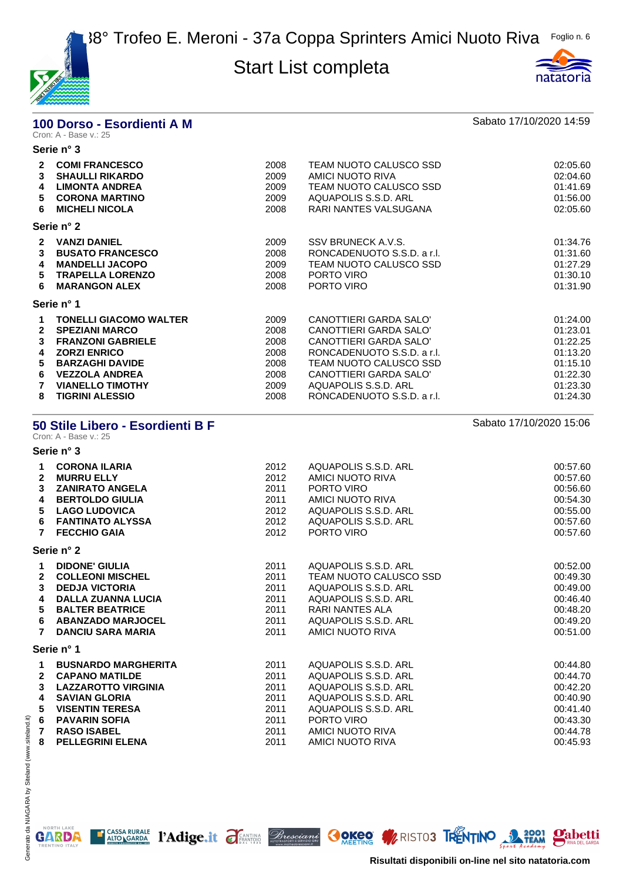# 38° Trofeo E. Meroni - 37a Coppa Sprinters Amici Nuoto Riva

## Start List completa

### 100 Dorso - Esordienti A M

Sabato 17/10/2020 14:59

Cron: A - Base v.: 25

**Serie n° 3**

| | | | | |
|---|---|---|---|---|
| 2 | **COMI FRANCESCO** | 2008 | TEAM NUOTO CALUSCO SSD | 02:05.60 |
| 3 | **SHAULLI RIKARDO** | 2009 | AMICI NUOTO RIVA | 02:04.60 |
| 4 | **LIMONTA ANDREA** | 2009 | TEAM NUOTO CALUSCO SSD | 01:41.69 |
| 5 | **CORONA MARTINO** | 2009 | AQUAPOLIS S.S.D. ARL | 01:56.00 |
| 6 | **MICHELI NICOLA** | 2008 | RARI NANTES VALSUGANA | 02:05.60 |

**Serie n° 2**

| | | | | |
|---|---|---|---|---|
| 2 | **VANZI DANIEL** | 2009 | SSV BRUNECK A.V.S. | 01:34.76 |
| 3 | **BUSATO FRANCESCO** | 2008 | RONCADENUOTO S.S.D. a r.l. | 01:31.60 |
| 4 | **MANDELLI JACOPO** | 2009 | TEAM NUOTO CALUSCO SSD | 01:27.29 |
| 5 | **TRAPELLA LORENZO** | 2008 | PORTO VIRO | 01:30.10 |
| 6 | **MARANGON ALEX** | 2008 | PORTO VIRO | 01:31.90 |

**Serie n° 1**

| | | | | |
|---|---|---|---|---|
| 1 | **TONELLI GIACOMO WALTER** | 2009 | CANOTTIERI GARDA SALO' | 01:24.00 |
| 2 | **SPEZIANI MARCO** | 2008 | CANOTTIERI GARDA SALO' | 01:23.01 |
| 3 | **FRANZONI GABRIELE** | 2008 | CANOTTIERI GARDA SALO' | 01:22.25 |
| 4 | **ZORZI ENRICO** | 2008 | RONCADENUOTO S.S.D. a r.l. | 01:13.20 |
| 5 | **BARZAGHI DAVIDE** | 2008 | TEAM NUOTO CALUSCO SSD | 01:15.10 |
| 6 | **VEZZOLA ANDREA** | 2008 | CANOTTIERI GARDA SALO' | 01:22.30 |
| 7 | **VIANELLO TIMOTHY** | 2009 | AQUAPOLIS S.S.D. ARL | 01:23.30 |
| 8 | **TIGRINI ALESSIO** | 2008 | RONCADENUOTO S.S.D. a r.l. | 01:24.30 |

### 50 Stile Libero - Esordienti B F

Sabato 17/10/2020 15:06

Cron: A - Base v.: 25

**Serie n° 3**

| | | | | |
|---|---|---|---|---|
| 1 | **CORONA ILARIA** | 2012 | AQUAPOLIS S.S.D. ARL | 00:57.60 |
| 2 | **MURRU ELLY** | 2012 | AMICI NUOTO RIVA | 00:57.60 |
| 3 | **ZANIRATO ANGELA** | 2011 | PORTO VIRO | 00:56.60 |
| 4 | **BERTOLDO GIULIA** | 2011 | AMICI NUOTO RIVA | 00:54.30 |
| 5 | **LAGO LUDOVICA** | 2012 | AQUAPOLIS S.S.D. ARL | 00:55.00 |
| 6 | **FANTINATO ALYSSA** | 2012 | AQUAPOLIS S.S.D. ARL | 00:57.60 |
| 7 | **FECCHIO GAIA** | 2012 | PORTO VIRO | 00:57.60 |

**Serie n° 2**

| | | | | |
|---|---|---|---|---|
| 1 | **DIDONE' GIULIA** | 2011 | AQUAPOLIS S.S.D. ARL | 00:52.00 |
| 2 | **COLLEONI MISCHEL** | 2011 | TEAM NUOTO CALUSCO SSD | 00:49.30 |
| 3 | **DEDJA VICTORIA** | 2011 | AQUAPOLIS S.S.D. ARL | 00:49.00 |
| 4 | **DALLA ZUANNA LUCIA** | 2011 | AQUAPOLIS S.S.D. ARL | 00:46.40 |
| 5 | **BALTER BEATRICE** | 2011 | RARI NANTES ALA | 00:48.20 |
| 6 | **ABANZADO MARJOCEL** | 2011 | AQUAPOLIS S.S.D. ARL | 00:49.20 |
| 7 | **DANCIU SARA MARIA** | 2011 | AMICI NUOTO RIVA | 00:51.00 |

**Serie n° 1**

| | | | | |
|---|---|---|---|---|
| 1 | **BUSNARDO MARGHERITA** | 2011 | AQUAPOLIS S.S.D. ARL | 00:44.80 |
| 2 | **CAPANO MATILDE** | 2011 | AQUAPOLIS S.S.D. ARL | 00:44.70 |
| 3 | **LAZZAROTTO VIRGINIA** | 2011 | AQUAPOLIS S.S.D. ARL | 00:42.20 |
| 4 | **SAVIAN GLORIA** | 2011 | AQUAPOLIS S.S.D. ARL | 00:40.90 |
| 5 | **VISENTIN TERESA** | 2011 | AQUAPOLIS S.S.D. ARL | 00:41.40 |
| 6 | **PAVARIN SOFIA** | 2011 | PORTO VIRO | 00:43.30 |
| 7 | **RASO ISABEL** | 2011 | AMICI NUOTO RIVA | 00:44.78 |
| 8 | **PELLEGRINI ELENA** | 2011 | AMICI NUOTO RIVA | 00:45.93 |

Risultati disponibili on-line nel sito natatoria.com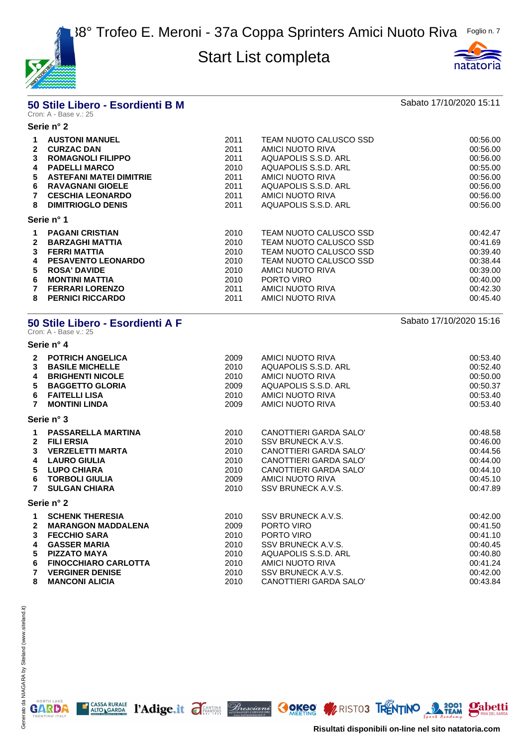## 50 Stile Libero - Esordienti B M

Sabato 17/10/2020 15:11

Cron: A - Base v.: 25

### Serie n° 2

| | | | | |
|---|---|---|---|---|
| 1 | **AUSTONI MANUEL** | 2011 | TEAM NUOTO CALUSCO SSD | 00:56.00 |
| 2 | **CURZAC DAN** | 2011 | AMICI NUOTO RIVA | 00:56.00 |
| 3 | **ROMAGNOLI FILIPPO** | 2011 | AQUAPOLIS S.S.D. ARL | 00:56.00 |
| 4 | **PADELLI MARCO** | 2010 | AQUAPOLIS S.S.D. ARL | 00:55.00 |
| 5 | **ASTEFANI MATEI DIMITRIE** | 2011 | AMICI NUOTO RIVA | 00:56.00 |
| 6 | **RAVAGNANI GIOELE** | 2011 | AQUAPOLIS S.S.D. ARL | 00:56.00 |
| 7 | **CESCHIA LEONARDO** | 2011 | AMICI NUOTO RIVA | 00:56.00 |
| 8 | **DIMITRIOGLO DENIS** | 2011 | AQUAPOLIS S.S.D. ARL | 00:56.00 |

### Serie n° 1

| | | | | |
|---|---|---|---|---|
| 1 | **PAGANI CRISTIAN** | 2010 | TEAM NUOTO CALUSCO SSD | 00:42.47 |
| 2 | **BARZAGHI MATTIA** | 2010 | TEAM NUOTO CALUSCO SSD | 00:41.69 |
| 3 | **FERRI MATTIA** | 2010 | TEAM NUOTO CALUSCO SSD | 00:39.40 |
| 4 | **PESAVENTO LEONARDO** | 2010 | TEAM NUOTO CALUSCO SSD | 00:38.44 |
| 5 | **ROSA' DAVIDE** | 2010 | AMICI NUOTO RIVA | 00:39.00 |
| 6 | **MONTINI MATTIA** | 2010 | PORTO VIRO | 00:40.00 |
| 7 | **FERRARI LORENZO** | 2011 | AMICI NUOTO RIVA | 00:42.30 |
| 8 | **PERNICI RICCARDO** | 2011 | AMICI NUOTO RIVA | 00:45.40 |

## 50 Stile Libero - Esordienti A F

Sabato 17/10/2020 15:16

Cron: A - Base v.: 25

### Serie n° 4

| | | | | |
|---|---|---|---|---|
| 2 | **POTRICH ANGELICA** | 2009 | AMICI NUOTO RIVA | 00:53.40 |
| 3 | **BASILE MICHELLE** | 2010 | AQUAPOLIS S.S.D. ARL | 00:52.40 |
| 4 | **BRIGHENTI NICOLE** | 2010 | AMICI NUOTO RIVA | 00:50.00 |
| 5 | **BAGGETTO GLORIA** | 2009 | AQUAPOLIS S.S.D. ARL | 00:50.37 |
| 6 | **FAITELLI LISA** | 2010 | AMICI NUOTO RIVA | 00:53.40 |
| 7 | **MONTINI LINDA** | 2009 | AMICI NUOTO RIVA | 00:53.40 |

### Serie n° 3

| | | | | |
|---|---|---|---|---|
| 1 | **PASSARELLA MARTINA** | 2010 | CANOTTIERI GARDA SALO' | 00:48.58 |
| 2 | **FILI ERSIA** | 2010 | SSV BRUNECK A.V.S. | 00:46.00 |
| 3 | **VERZELETTI MARTA** | 2010 | CANOTTIERI GARDA SALO' | 00:44.56 |
| 4 | **LAURO GIULIA** | 2010 | CANOTTIERI GARDA SALO' | 00:44.00 |
| 5 | **LUPO CHIARA** | 2010 | CANOTTIERI GARDA SALO' | 00:44.10 |
| 6 | **TORBOLI GIULIA** | 2009 | AMICI NUOTO RIVA | 00:45.10 |
| 7 | **SULGAN CHIARA** | 2010 | SSV BRUNECK A.V.S. | 00:47.89 |

### Serie n° 2

| | | | | |
|---|---|---|---|---|
| 1 | **SCHENK THERESIA** | 2010 | SSV BRUNECK A.V.S. | 00:42.00 |
| 2 | **MARANGON MADDALENA** | 2009 | PORTO VIRO | 00:41.50 |
| 3 | **FECCHIO SARA** | 2010 | PORTO VIRO | 00:41.10 |
| 4 | **GASSER MARIA** | 2010 | SSV BRUNECK A.V.S. | 00:40.45 |
| 5 | **PIZZATO MAYA** | 2010 | AQUAPOLIS S.S.D. ARL | 00:40.80 |
| 6 | **FINOCCHIARO CARLOTTA** | 2010 | AMICI NUOTO RIVA | 00:41.24 |
| 7 | **VERGINER DENISE** | 2010 | SSV BRUNECK A.V.S. | 00:42.00 |
| 8 | **MANCONI ALICIA** | 2010 | CANOTTIERI GARDA SALO' | 00:43.84 |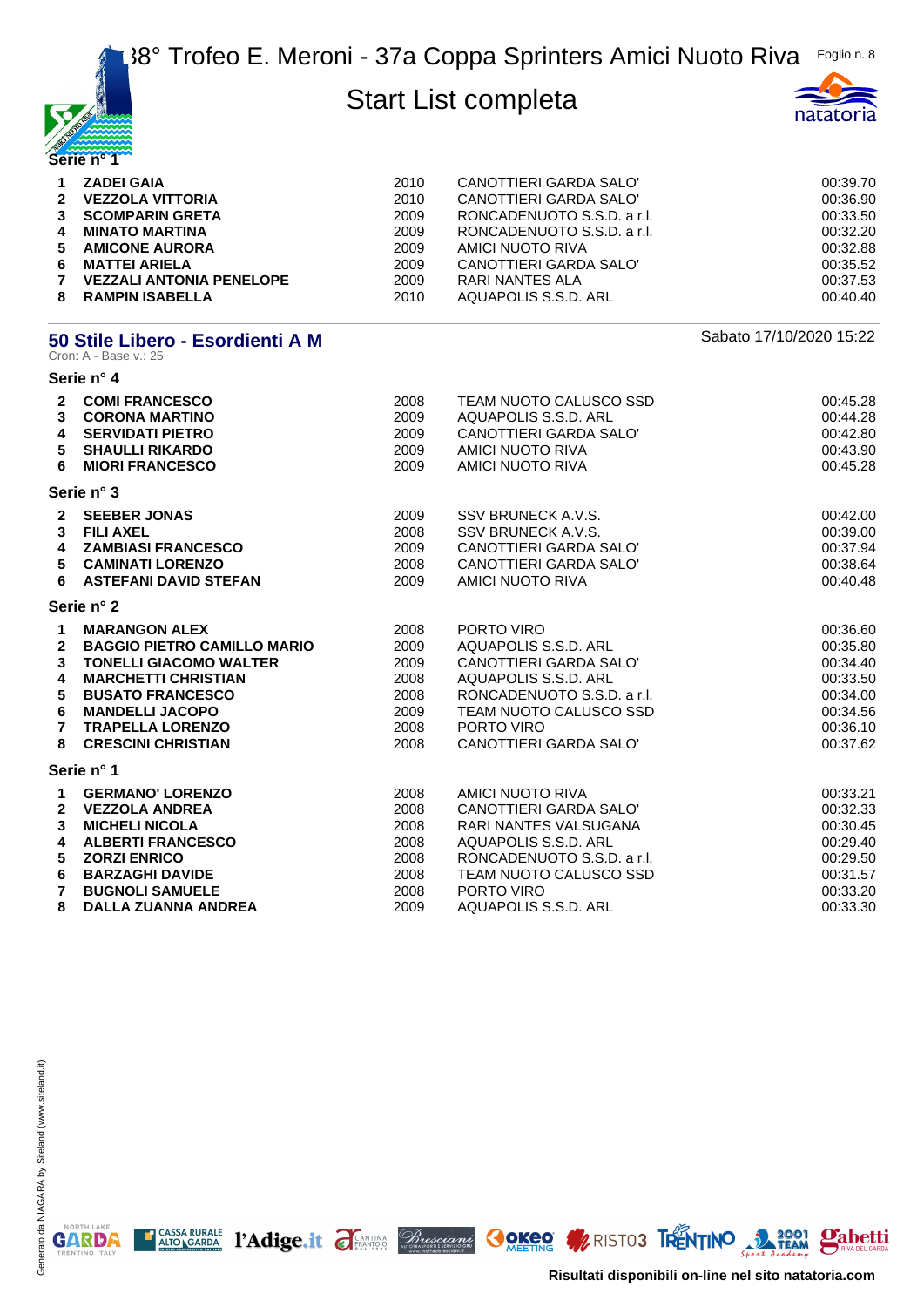Serie n° 1

| | | | | |
|---|---|---|---|---|
| 1 | **ZADEI GAIA** | 2010 | CANOTTIERI GARDA SALO' | 00:39.70 |
| 2 | **VEZZOLA VITTORIA** | 2010 | CANOTTIERI GARDA SALO' | 00:36.90 |
| 3 | **SCOMPARIN GRETA** | 2009 | RONCADENUOTO S.S.D. a r.l. | 00:33.50 |
| 4 | **MINATO MARTINA** | 2009 | RONCADENUOTO S.S.D. a r.l. | 00:32.20 |
| 5 | **AMICONE AURORA** | 2009 | AMICI NUOTO RIVA | 00:32.88 |
| 6 | **MATTEI ARIELA** | 2009 | CANOTTIERI GARDA SALO' | 00:35.52 |
| 7 | **VEZZALI ANTONIA PENELOPE** | 2009 | RARI NANTES ALA | 00:37.53 |
| 8 | **RAMPIN ISABELLA** | 2010 | AQUAPOLIS S.S.D. ARL | 00:40.40 |

## 50 Stile Libero - Esordienti A M

Sabato 17/10/2020 15:22

Cron: A - Base v.: 25

Serie n° 4

| | | | | |
|---|---|---|---|---|
| 2 | **COMI FRANCESCO** | 2008 | TEAM NUOTO CALUSCO SSD | 00:45.28 |
| 3 | **CORONA MARTINO** | 2009 | AQUAPOLIS S.S.D. ARL | 00:44.28 |
| 4 | **SERVIDATI PIETRO** | 2009 | CANOTTIERI GARDA SALO' | 00:42.80 |
| 5 | **SHAULLI RIKARDO** | 2009 | AMICI NUOTO RIVA | 00:43.90 |
| 6 | **MIORI FRANCESCO** | 2009 | AMICI NUOTO RIVA | 00:45.28 |

Serie n° 3

| | | | | |
|---|---|---|---|---|
| 2 | **SEEBER JONAS** | 2009 | SSV BRUNECK A.V.S. | 00:42.00 |
| 3 | **FILI AXEL** | 2008 | SSV BRUNECK A.V.S. | 00:39.00 |
| 4 | **ZAMBIASI FRANCESCO** | 2009 | CANOTTIERI GARDA SALO' | 00:37.94 |
| 5 | **CAMINATI LORENZO** | 2008 | CANOTTIERI GARDA SALO' | 00:38.64 |
| 6 | **ASTEFANI DAVID STEFAN** | 2009 | AMICI NUOTO RIVA | 00:40.48 |

Serie n° 2

| | | | | |
|---|---|---|---|---|
| 1 | **MARANGON ALEX** | 2008 | PORTO VIRO | 00:36.60 |
| 2 | **BAGGIO PIETRO CAMILLO MARIO** | 2009 | AQUAPOLIS S.S.D. ARL | 00:35.80 |
| 3 | **TONELLI GIACOMO WALTER** | 2009 | CANOTTIERI GARDA SALO' | 00:34.40 |
| 4 | **MARCHETTI CHRISTIAN** | 2008 | AQUAPOLIS S.S.D. ARL | 00:33.50 |
| 5 | **BUSATO FRANCESCO** | 2008 | RONCADENUOTO S.S.D. a r.l. | 00:34.00 |
| 6 | **MANDELLI JACOPO** | 2009 | TEAM NUOTO CALUSCO SSD | 00:34.56 |
| 7 | **TRAPELLA LORENZO** | 2008 | PORTO VIRO | 00:36.10 |
| 8 | **CRESCINI CHRISTIAN** | 2008 | CANOTTIERI GARDA SALO' | 00:37.62 |

Serie n° 1

| | | | | |
|---|---|---|---|---|
| 1 | **GERMANO' LORENZO** | 2008 | AMICI NUOTO RIVA | 00:33.21 |
| 2 | **VEZZOLA ANDREA** | 2008 | CANOTTIERI GARDA SALO' | 00:32.33 |
| 3 | **MICHELI NICOLA** | 2008 | RARI NANTES VALSUGANA | 00:30.45 |
| 4 | **ALBERTI FRANCESCO** | 2008 | AQUAPOLIS S.S.D. ARL | 00:29.40 |
| 5 | **ZORZI ENRICO** | 2008 | RONCADENUOTO S.S.D. a r.l. | 00:29.50 |
| 6 | **BARZAGHI DAVIDE** | 2008 | TEAM NUOTO CALUSCO SSD | 00:31.57 |
| 7 | **BUGNOLI SAMUELE** | 2008 | PORTO VIRO | 00:33.20 |
| 8 | **DALLA ZUANNA ANDREA** | 2009 | AQUAPOLIS S.S.D. ARL | 00:33.30 |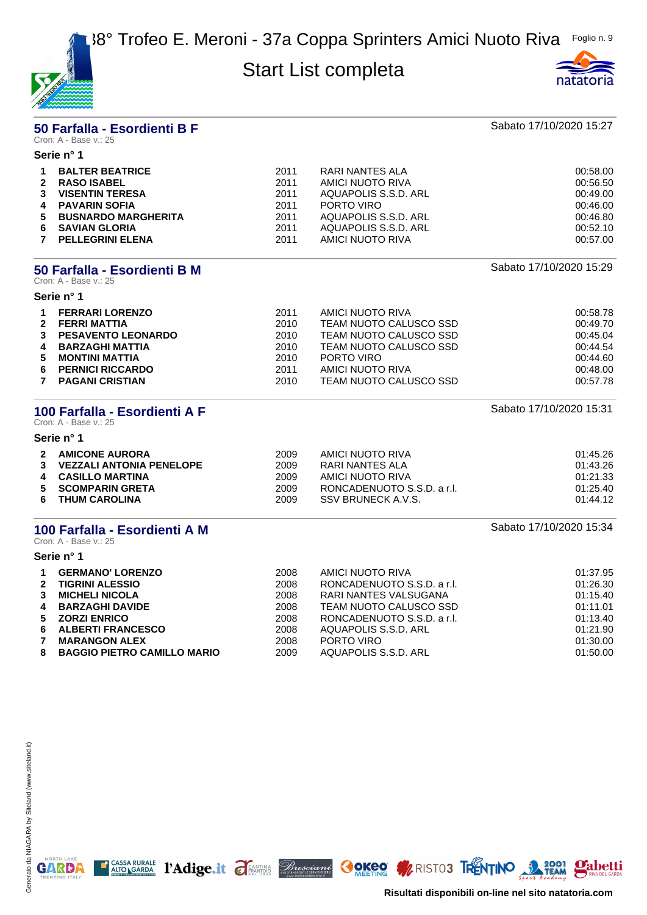## 50 Farfalla - Esordienti B F

Cron: A - Base v.: 25

Sabato 17/10/2020 15:27

**Serie n° 1**

| | | | | |
|---|---|---|---|---|
| **1** | **BALTER BEATRICE** | 2011 | RARI NANTES ALA | 00:58.00 |
| **2** | **RASO ISABEL** | 2011 | AMICI NUOTO RIVA | 00:56.50 |
| **3** | **VISENTIN TERESA** | 2011 | AQUAPOLIS S.S.D. ARL | 00:49.00 |
| **4** | **PAVARIN SOFIA** | 2011 | PORTO VIRO | 00:46.00 |
| **5** | **BUSNARDO MARGHERITA** | 2011 | AQUAPOLIS S.S.D. ARL | 00:46.80 |
| **6** | **SAVIAN GLORIA** | 2011 | AQUAPOLIS S.S.D. ARL | 00:52.10 |
| **7** | **PELLEGRINI ELENA** | 2011 | AMICI NUOTO RIVA | 00:57.00 |

## 50 Farfalla - Esordienti B M

Cron: A - Base v.: 25

Sabato 17/10/2020 15:29

**Serie n° 1**

| | | | | |
|---|---|---|---|---|
| **1** | **FERRARI LORENZO** | 2011 | AMICI NUOTO RIVA | 00:58.78 |
| **2** | **FERRI MATTIA** | 2010 | TEAM NUOTO CALUSCO SSD | 00:49.70 |
| **3** | **PESAVENTO LEONARDO** | 2010 | TEAM NUOTO CALUSCO SSD | 00:45.04 |
| **4** | **BARZAGHI MATTIA** | 2010 | TEAM NUOTO CALUSCO SSD | 00:44.54 |
| **5** | **MONTINI MATTIA** | 2010 | PORTO VIRO | 00:44.60 |
| **6** | **PERNICI RICCARDO** | 2011 | AMICI NUOTO RIVA | 00:48.00 |
| **7** | **PAGANI CRISTIAN** | 2010 | TEAM NUOTO CALUSCO SSD | 00:57.78 |

## 100 Farfalla - Esordienti A F

Cron: A - Base v.: 25

Sabato 17/10/2020 15:31

**Serie n° 1**

| | | | | |
|---|---|---|---|---|
| **2** | **AMICONE AURORA** | 2009 | AMICI NUOTO RIVA | 01:45.26 |
| **3** | **VEZZALI ANTONIA PENELOPE** | 2009 | RARI NANTES ALA | 01:43.26 |
| **4** | **CASILLO MARTINA** | 2009 | AMICI NUOTO RIVA | 01:21.33 |
| **5** | **SCOMPARIN GRETA** | 2009 | RONCADENUOTO S.S.D. a r.l. | 01:25.40 |
| **6** | **THUM CAROLINA** | 2009 | SSV BRUNECK A.V.S. | 01:44.12 |

## 100 Farfalla - Esordienti A M

Cron: A - Base v.: 25

Sabato 17/10/2020 15:34

**Serie n° 1**

| | | | | |
|---|---|---|---|---|
| **1** | **GERMANO' LORENZO** | 2008 | AMICI NUOTO RIVA | 01:37.95 |
| **2** | **TIGRINI ALESSIO** | 2008 | RONCADENUOTO S.S.D. a r.l. | 01:26.30 |
| **3** | **MICHELI NICOLA** | 2008 | RARI NANTES VALSUGANA | 01:15.40 |
| **4** | **BARZAGHI DAVIDE** | 2008 | TEAM NUOTO CALUSCO SSD | 01:11.01 |
| **5** | **ZORZI ENRICO** | 2008 | RONCADENUOTO S.S.D. a r.l. | 01:13.40 |
| **6** | **ALBERTI FRANCESCO** | 2008 | AQUAPOLIS S.S.D. ARL | 01:21.90 |
| **7** | **MARANGON ALEX** | 2008 | PORTO VIRO | 01:30.00 |
| **8** | **BAGGIO PIETRO CAMILLO MARIO** | 2009 | AQUAPOLIS S.S.D. ARL | 01:50.00 |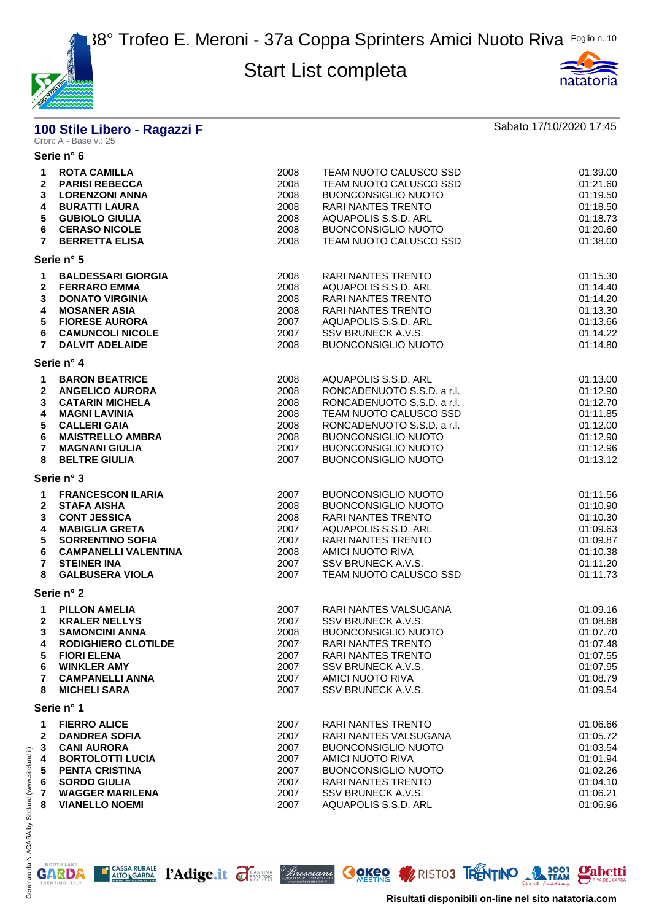## 100 Stile Libero - Ragazzi F

Cron: A - Base v.: 25

Sabato 17/10/2020 17:45

### Serie n° 6

| | | | | |
|---|---|---|---|---|
| 1 | **ROTA CAMILLA** | 2008 | TEAM NUOTO CALUSCO SSD | 01:39.00 |
| 2 | **PARISI REBECCA** | 2008 | TEAM NUOTO CALUSCO SSD | 01:21.60 |
| 3 | **LORENZONI ANNA** | 2008 | BUONCONSIGLIO NUOTO | 01:19.50 |
| 4 | **BURATTI LAURA** | 2008 | RARI NANTES TRENTO | 01:18.50 |
| 5 | **GUBIOLO GIULIA** | 2008 | AQUAPOLIS S.S.D. ARL | 01:18.73 |
| 6 | **CERASO NICOLE** | 2008 | BUONCONSIGLIO NUOTO | 01:20.60 |
| 7 | **BERRETTA ELISA** | 2008 | TEAM NUOTO CALUSCO SSD | 01:38.00 |

### Serie n° 5

| | | | | |
|---|---|---|---|---|
| 1 | **BALDESSARI GIORGIA** | 2008 | RARI NANTES TRENTO | 01:15.30 |
| 2 | **FERRARO EMMA** | 2008 | AQUAPOLIS S.S.D. ARL | 01:14.40 |
| 3 | **DONATO VIRGINIA** | 2008 | RARI NANTES TRENTO | 01:14.20 |
| 4 | **MOSANER ASIA** | 2008 | RARI NANTES TRENTO | 01:13.30 |
| 5 | **FIORESE AURORA** | 2007 | AQUAPOLIS S.S.D. ARL | 01:13.66 |
| 6 | **CAMUNCOLI NICOLE** | 2007 | SSV BRUNECK A.V.S. | 01:14.22 |
| 7 | **DALVIT ADELAIDE** | 2008 | BUONCONSIGLIO NUOTO | 01:14.80 |

### Serie n° 4

| | | | | |
|---|---|---|---|---|
| 1 | **BARON BEATRICE** | 2008 | AQUAPOLIS S.S.D. ARL | 01:13.00 |
| 2 | **ANGELICO AURORA** | 2008 | RONCADENUOTO S.S.D. a r.l. | 01:12.90 |
| 3 | **CATARIN MICHELA** | 2008 | RONCADENUOTO S.S.D. a r.l. | 01:12.70 |
| 4 | **MAGNI LAVINIA** | 2008 | TEAM NUOTO CALUSCO SSD | 01:11.85 |
| 5 | **CALLERI GAIA** | 2008 | RONCADENUOTO S.S.D. a r.l. | 01:12.00 |
| 6 | **MAISTRELLO AMBRA** | 2008 | BUONCONSIGLIO NUOTO | 01:12.90 |
| 7 | **MAGNANI GIULIA** | 2007 | BUONCONSIGLIO NUOTO | 01:12.96 |
| 8 | **BELTRE GIULIA** | 2007 | BUONCONSIGLIO NUOTO | 01:13.12 |

### Serie n° 3

| | | | | |
|---|---|---|---|---|
| 1 | **FRANCESCON ILARIA** | 2007 | BUONCONSIGLIO NUOTO | 01:11.56 |
| 2 | **STAFA AISHA** | 2008 | BUONCONSIGLIO NUOTO | 01:10.90 |
| 3 | **CONT JESSICA** | 2008 | RARI NANTES TRENTO | 01:10.30 |
| 4 | **MABIGLIA GRETA** | 2007 | AQUAPOLIS S.S.D. ARL | 01:09.63 |
| 5 | **SORRENTINO SOFIA** | 2007 | RARI NANTES TRENTO | 01:09.87 |
| 6 | **CAMPANELLI VALENTINA** | 2008 | AMICI NUOTO RIVA | 01:10.38 |
| 7 | **STEINER INA** | 2007 | SSV BRUNECK A.V.S. | 01:11.20 |
| 8 | **GALBUSERA VIOLA** | 2007 | TEAM NUOTO CALUSCO SSD | 01:11.73 |

### Serie n° 2

| | | | | |
|---|---|---|---|---|
| 1 | **PILLON AMELIA** | 2007 | RARI NANTES VALSUGANA | 01:09.16 |
| 2 | **KRALER NELLYS** | 2007 | SSV BRUNECK A.V.S. | 01:08.68 |
| 3 | **SAMONCINI ANNA** | 2008 | BUONCONSIGLIO NUOTO | 01:07.70 |
| 4 | **RODIGHIERO CLOTILDE** | 2007 | RARI NANTES TRENTO | 01:07.48 |
| 5 | **FIORI ELENA** | 2007 | RARI NANTES TRENTO | 01:07.55 |
| 6 | **WINKLER AMY** | 2007 | SSV BRUNECK A.V.S. | 01:07.95 |
| 7 | **CAMPANELLI ANNA** | 2007 | AMICI NUOTO RIVA | 01:08.79 |
| 8 | **MICHELI SARA** | 2007 | SSV BRUNECK A.V.S. | 01:09.54 |

### Serie n° 1

| | | | | |
|---|---|---|---|---|
| 1 | **FIERRO ALICE** | 2007 | RARI NANTES TRENTO | 01:06.66 |
| 2 | **DANDREA SOFIA** | 2007 | RARI NANTES VALSUGANA | 01:05.72 |
| 3 | **CANI AURORA** | 2007 | BUONCONSIGLIO NUOTO | 01:03.54 |
| 4 | **BORTOLOTTI LUCIA** | 2007 | AMICI NUOTO RIVA | 01:01.94 |
| 5 | **PENTA CRISTINA** | 2007 | BUONCONSIGLIO NUOTO | 01:02.26 |
| 6 | **SORDO GIULIA** | 2007 | RARI NANTES TRENTO | 01:04.10 |
| 7 | **WAGGER MARILENA** | 2007 | SSV BRUNECK A.V.S. | 01:06.21 |
| 8 | **VIANELLO NOEMI** | 2007 | AQUAPOLIS S.S.D. ARL | 01:06.96 |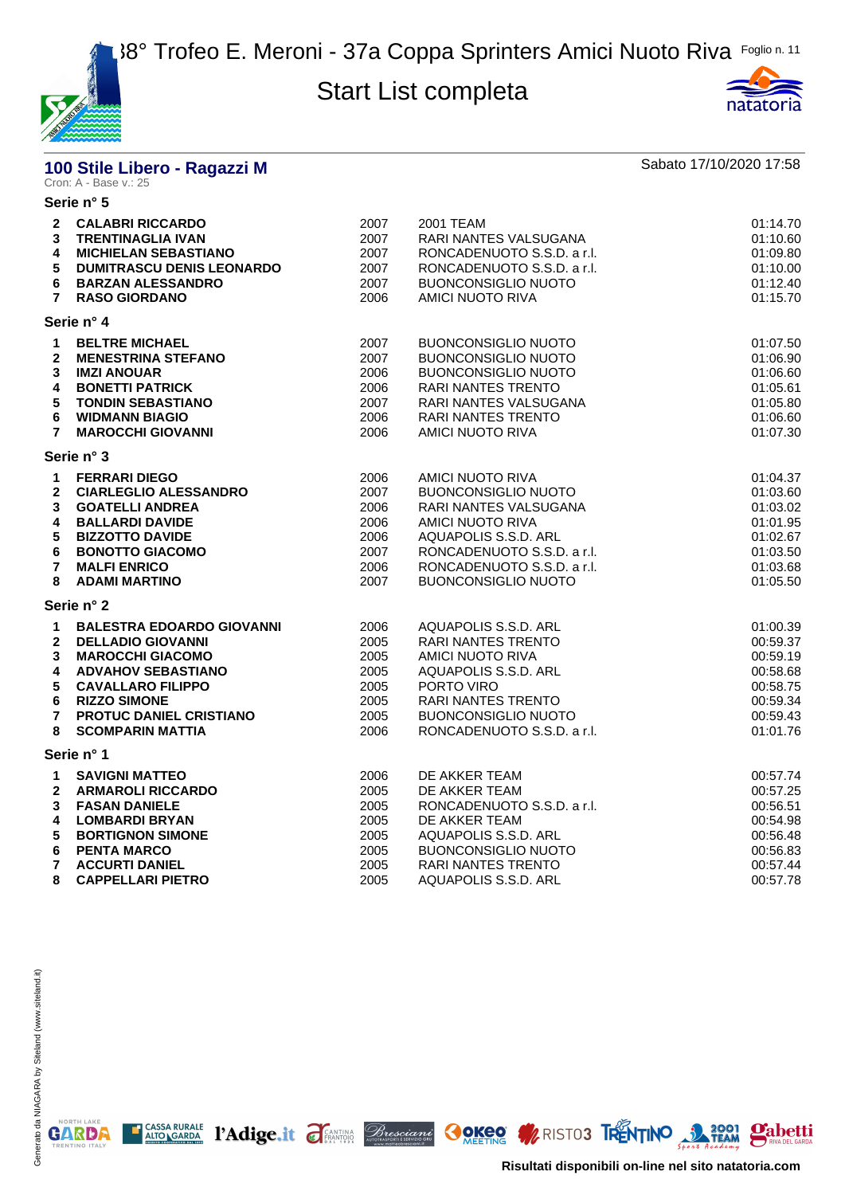# 38° Trofeo E. Meroni - 37a Coppa Sprinters Amici Nuoto Riva

## Start List completa

### 100 Stile Libero - Ragazzi M

Cron: A - Base v.: 25

Sabato 17/10/2020 17:58

**Serie n° 5**

| | | | | |
|---|---|---|---|---|
| 2 | **CALABRI RICCARDO** | 2007 | 2001 TEAM | 01:14.70 |
| 3 | **TRENTINAGLIA IVAN** | 2007 | RARI NANTES VALSUGANA | 01:10.60 |
| 4 | **MICHIELAN SEBASTIANO** | 2007 | RONCADENUOTO S.S.D. a r.l. | 01:09.80 |
| 5 | **DUMITRASCU DENIS LEONARDO** | 2007 | RONCADENUOTO S.S.D. a r.l. | 01:10.00 |
| 6 | **BARZAN ALESSANDRO** | 2007 | BUONCONSIGLIO NUOTO | 01:12.40 |
| 7 | **RASO GIORDANO** | 2006 | AMICI NUOTO RIVA | 01:15.70 |

**Serie n° 4**

| | | | | |
|---|---|---|---|---|
| 1 | **BELTRE MICHAEL** | 2007 | BUONCONSIGLIO NUOTO | 01:07.50 |
| 2 | **MENESTRINA STEFANO** | 2007 | BUONCONSIGLIO NUOTO | 01:06.90 |
| 3 | **IMZI ANOUAR** | 2006 | BUONCONSIGLIO NUOTO | 01:06.60 |
| 4 | **BONETTI PATRICK** | 2006 | RARI NANTES TRENTO | 01:05.61 |
| 5 | **TONDIN SEBASTIANO** | 2007 | RARI NANTES VALSUGANA | 01:05.80 |
| 6 | **WIDMANN BIAGIO** | 2006 | RARI NANTES TRENTO | 01:06.60 |
| 7 | **MAROCCHI GIOVANNI** | 2006 | AMICI NUOTO RIVA | 01:07.30 |

**Serie n° 3**

| | | | | |
|---|---|---|---|---|
| 1 | **FERRARI DIEGO** | 2006 | AMICI NUOTO RIVA | 01:04.37 |
| 2 | **CIARLEGLIO ALESSANDRO** | 2007 | BUONCONSIGLIO NUOTO | 01:03.60 |
| 3 | **GOATELLI ANDREA** | 2006 | RARI NANTES VALSUGANA | 01:03.02 |
| 4 | **BALLARDI DAVIDE** | 2006 | AMICI NUOTO RIVA | 01:01.95 |
| 5 | **BIZZOTTO DAVIDE** | 2006 | AQUAPOLIS S.S.D. ARL | 01:02.67 |
| 6 | **BONOTTO GIACOMO** | 2007 | RONCADENUOTO S.S.D. a r.l. | 01:03.50 |
| 7 | **MALFI ENRICO** | 2006 | RONCADENUOTO S.S.D. a r.l. | 01:03.68 |
| 8 | **ADAMI MARTINO** | 2007 | BUONCONSIGLIO NUOTO | 01:05.50 |

**Serie n° 2**

| | | | | |
|---|---|---|---|---|
| 1 | **BALESTRA EDOARDO GIOVANNI** | 2006 | AQUAPOLIS S.S.D. ARL | 01:00.39 |
| 2 | **DELLADIO GIOVANNI** | 2005 | RARI NANTES TRENTO | 00:59.37 |
| 3 | **MAROCCHI GIACOMO** | 2005 | AMICI NUOTO RIVA | 00:59.19 |
| 4 | **ADVAHOV SEBASTIANO** | 2005 | AQUAPOLIS S.S.D. ARL | 00:58.68 |
| 5 | **CAVALLARO FILIPPO** | 2005 | PORTO VIRO | 00:58.75 |
| 6 | **RIZZO SIMONE** | 2005 | RARI NANTES TRENTO | 00:59.34 |
| 7 | **PROTUC DANIEL CRISTIANO** | 2005 | BUONCONSIGLIO NUOTO | 00:59.43 |
| 8 | **SCOMPARIN MATTIA** | 2006 | RONCADENUOTO S.S.D. a r.l. | 01:01.76 |

**Serie n° 1**

| | | | | |
|---|---|---|---|---|
| 1 | **SAVIGNI MATTEO** | 2006 | DE AKKER TEAM | 00:57.74 |
| 2 | **ARMAROLI RICCARDO** | 2005 | DE AKKER TEAM | 00:57.25 |
| 3 | **FASAN DANIELE** | 2005 | RONCADENUOTO S.S.D. a r.l. | 00:56.51 |
| 4 | **LOMBARDI BRYAN** | 2005 | DE AKKER TEAM | 00:54.98 |
| 5 | **BORTIGNON SIMONE** | 2005 | AQUAPOLIS S.S.D. ARL | 00:56.48 |
| 6 | **PENTA MARCO** | 2005 | BUONCONSIGLIO NUOTO | 00:56.83 |
| 7 | **ACCURTI DANIEL** | 2005 | RARI NANTES TRENTO | 00:57.44 |
| 8 | **CAPPELLARI PIETRO** | 2005 | AQUAPOLIS S.S.D. ARL | 00:57.78 |

Generato da NIAGARA by Siteland (www.siteland.it)

**Risultati disponibili on-line nel sito natatoria.com**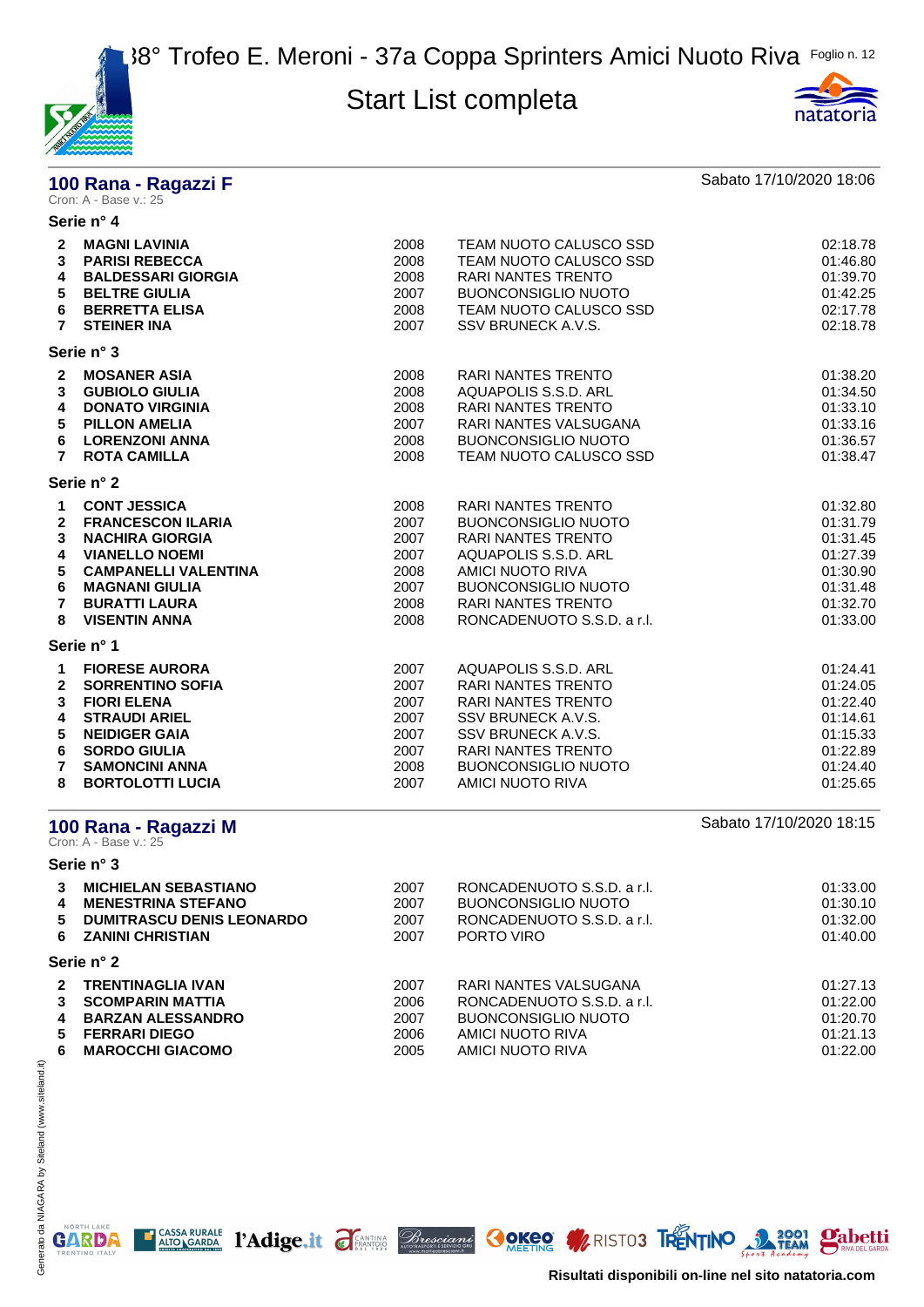# 38° Trofeo E. Meroni - 37a Coppa Sprinters Amici Nuoto Riva

## Start List completa

## 100 Rana - Ragazzi F

Cron: A - Base v.: 25

Sabato 17/10/2020 18:06

### Serie n° 4

| | | | | |
|---|---|---|---|---|
| 2 | **MAGNI LAVINIA** | 2008 | TEAM NUOTO CALUSCO SSD | 02:18.78 |
| 3 | **PARISI REBECCA** | 2008 | TEAM NUOTO CALUSCO SSD | 01:46.80 |
| 4 | **BALDESSARI GIORGIA** | 2008 | RARI NANTES TRENTO | 01:39.70 |
| 5 | **BELTRE GIULIA** | 2007 | BUONCONSIGLIO NUOTO | 01:42.25 |
| 6 | **BERRETTA ELISA** | 2008 | TEAM NUOTO CALUSCO SSD | 02:17.78 |
| 7 | **STEINER INA** | 2007 | SSV BRUNECK A.V.S. | 02:18.78 |

### Serie n° 3

| | | | | |
|---|---|---|---|---|
| 2 | **MOSANER ASIA** | 2008 | RARI NANTES TRENTO | 01:38.20 |
| 3 | **GUBIOLO GIULIA** | 2008 | AQUAPOLIS S.S.D. ARL | 01:34.50 |
| 4 | **DONATO VIRGINIA** | 2008 | RARI NANTES TRENTO | 01:33.10 |
| 5 | **PILLON AMELIA** | 2007 | RARI NANTES VALSUGANA | 01:33.16 |
| 6 | **LORENZONI ANNA** | 2008 | BUONCONSIGLIO NUOTO | 01:36.57 |
| 7 | **ROTA CAMILLA** | 2008 | TEAM NUOTO CALUSCO SSD | 01:38.47 |

### Serie n° 2

| | | | | |
|---|---|---|---|---|
| 1 | **CONT JESSICA** | 2008 | RARI NANTES TRENTO | 01:32.80 |
| 2 | **FRANCESCON ILARIA** | 2007 | BUONCONSIGLIO NUOTO | 01:31.79 |
| 3 | **NACHIRA GIORGIA** | 2007 | RARI NANTES TRENTO | 01:31.45 |
| 4 | **VIANELLO NOEMI** | 2007 | AQUAPOLIS S.S.D. ARL | 01:27.39 |
| 5 | **CAMPANELLI VALENTINA** | 2008 | AMICI NUOTO RIVA | 01:30.90 |
| 6 | **MAGNANI GIULIA** | 2007 | BUONCONSIGLIO NUOTO | 01:31.48 |
| 7 | **BURATTI LAURA** | 2008 | RARI NANTES TRENTO | 01:32.70 |
| 8 | **VISENTIN ANNA** | 2008 | RONCADENUOTO S.S.D. a r.l. | 01:33.00 |

### Serie n° 1

| | | | | |
|---|---|---|---|---|
| 1 | **FIORESE AURORA** | 2007 | AQUAPOLIS S.S.D. ARL | 01:24.41 |
| 2 | **SORRENTINO SOFIA** | 2007 | RARI NANTES TRENTO | 01:24.05 |
| 3 | **FIORI ELENA** | 2007 | RARI NANTES TRENTO | 01:22.40 |
| 4 | **STRAUDI ARIEL** | 2007 | SSV BRUNECK A.V.S. | 01:14.61 |
| 5 | **NEIDIGER GAIA** | 2007 | SSV BRUNECK A.V.S. | 01:15.33 |
| 6 | **SORDO GIULIA** | 2007 | RARI NANTES TRENTO | 01:22.89 |
| 7 | **SAMONCINI ANNA** | 2008 | BUONCONSIGLIO NUOTO | 01:24.40 |
| 8 | **BORTOLOTTI LUCIA** | 2007 | AMICI NUOTO RIVA | 01:25.65 |

## 100 Rana - Ragazzi M

Cron: A - Base v.: 25

Sabato 17/10/2020 18:15

### Serie n° 3

| | | | | |
|---|---|---|---|---|
| 3 | **MICHIELAN SEBASTIANO** | 2007 | RONCADENUOTO S.S.D. a r.l. | 01:33.00 |
| 4 | **MENESTRINA STEFANO** | 2007 | BUONCONSIGLIO NUOTO | 01:30.10 |
| 5 | **DUMITRASCU DENIS LEONARDO** | 2007 | RONCADENUOTO S.S.D. a r.l. | 01:32.00 |
| 6 | **ZANINI CHRISTIAN** | 2007 | PORTO VIRO | 01:40.00 |

### Serie n° 2

| | | | | |
|---|---|---|---|---|
| 2 | **TRENTINAGLIA IVAN** | 2007 | RARI NANTES VALSUGANA | 01:27.13 |
| 3 | **SCOMPARIN MATTIA** | 2006 | RONCADENUOTO S.S.D. a r.l. | 01:22.00 |
| 4 | **BARZAN ALESSANDRO** | 2007 | BUONCONSIGLIO NUOTO | 01:20.70 |
| 5 | **FERRARI DIEGO** | 2006 | AMICI NUOTO RIVA | 01:21.13 |
| 6 | **MAROCCHI GIACOMO** | 2005 | AMICI NUOTO RIVA | 01:22.00 |

Risultati disponibili on-line nel sito natatoria.com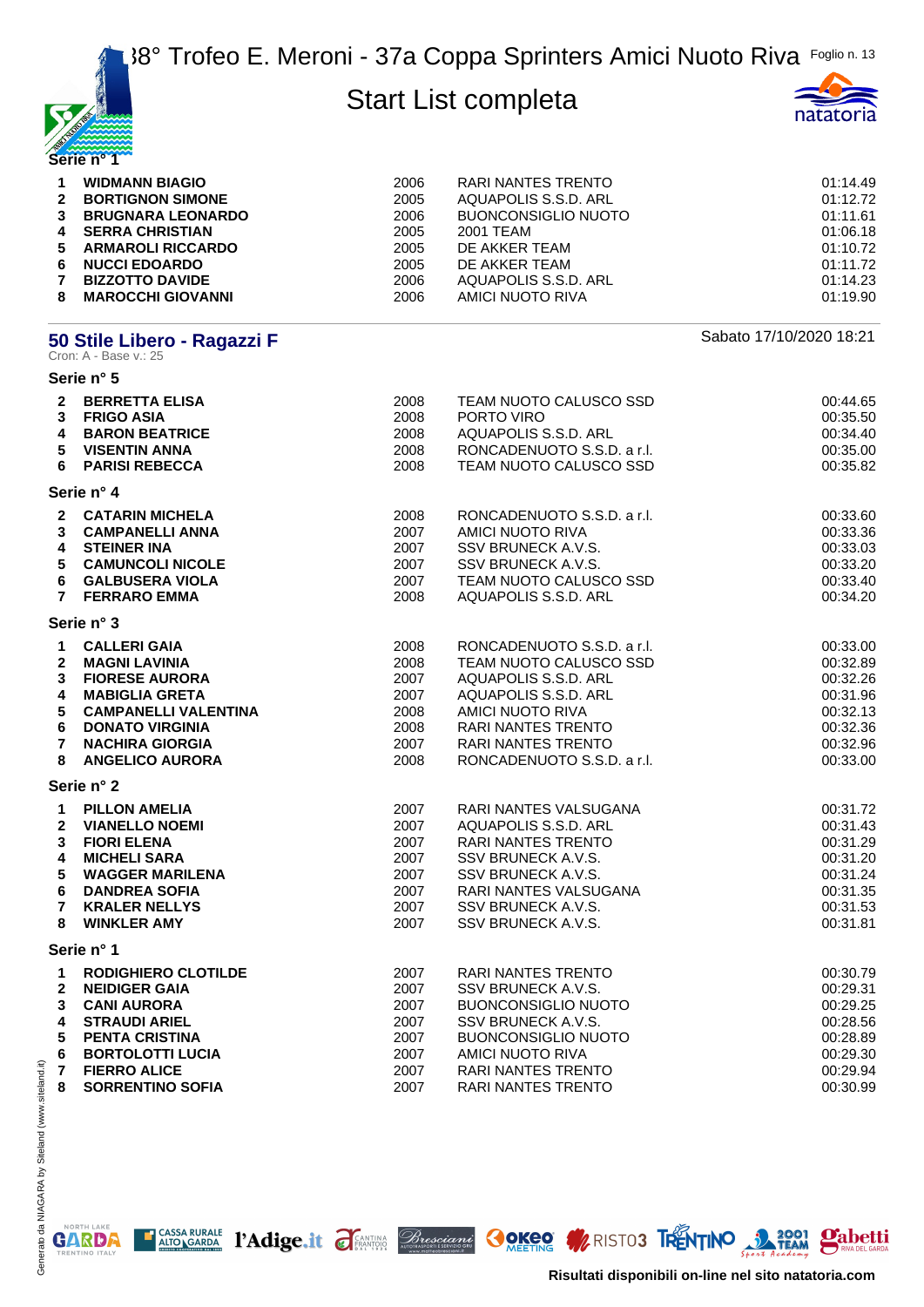Serie n° 1

| | | | | |
|---|---|---|---|---|
| 1 | **WIDMANN BIAGIO** | 2006 | RARI NANTES TRENTO | 01:14.49 |
| 2 | **BORTIGNON SIMONE** | 2005 | AQUAPOLIS S.S.D. ARL | 01:12.72 |
| 3 | **BRUGNARA LEONARDO** | 2006 | BUONCONSIGLIO NUOTO | 01:11.61 |
| 4 | **SERRA CHRISTIAN** | 2005 | 2001 TEAM | 01:06.18 |
| 5 | **ARMAROLI RICCARDO** | 2005 | DE AKKER TEAM | 01:10.72 |
| 6 | **NUCCI EDOARDO** | 2005 | DE AKKER TEAM | 01:11.72 |
| 7 | **BIZZOTTO DAVIDE** | 2006 | AQUAPOLIS S.S.D. ARL | 01:14.23 |
| 8 | **MAROCCHI GIOVANNI** | 2006 | AMICI NUOTO RIVA | 01:19.90 |

## 50 Stile Libero - Ragazzi F

Sabato 17/10/2020 18:21

Cron: A - Base v.: 25

### Serie n° 5

| | | | | |
|---|---|---|---|---|
| 2 | **BERRETTA ELISA** | 2008 | TEAM NUOTO CALUSCO SSD | 00:44.65 |
| 3 | **FRIGO ASIA** | 2008 | PORTO VIRO | 00:35.50 |
| 4 | **BARON BEATRICE** | 2008 | AQUAPOLIS S.S.D. ARL | 00:34.40 |
| 5 | **VISENTIN ANNA** | 2008 | RONCADENUOTO S.S.D. a r.l. | 00:35.00 |
| 6 | **PARISI REBECCA** | 2008 | TEAM NUOTO CALUSCO SSD | 00:35.82 |

### Serie n° 4

| | | | | |
|---|---|---|---|---|
| 2 | **CATARIN MICHELA** | 2008 | RONCADENUOTO S.S.D. a r.l. | 00:33.60 |
| 3 | **CAMPANELLI ANNA** | 2007 | AMICI NUOTO RIVA | 00:33.36 |
| 4 | **STEINER INA** | 2007 | SSV BRUNECK A.V.S. | 00:33.03 |
| 5 | **CAMUNCOLI NICOLE** | 2007 | SSV BRUNECK A.V.S. | 00:33.20 |
| 6 | **GALBUSERA VIOLA** | 2007 | TEAM NUOTO CALUSCO SSD | 00:33.40 |
| 7 | **FERRARO EMMA** | 2008 | AQUAPOLIS S.S.D. ARL | 00:34.20 |

### Serie n° 3

| | | | | |
|---|---|---|---|---|
| 1 | **CALLERI GAIA** | 2008 | RONCADENUOTO S.S.D. a r.l. | 00:33.00 |
| 2 | **MAGNI LAVINIA** | 2008 | TEAM NUOTO CALUSCO SSD | 00:32.89 |
| 3 | **FIORESE AURORA** | 2007 | AQUAPOLIS S.S.D. ARL | 00:32.26 |
| 4 | **MABIGLIA GRETA** | 2007 | AQUAPOLIS S.S.D. ARL | 00:31.96 |
| 5 | **CAMPANELLI VALENTINA** | 2008 | AMICI NUOTO RIVA | 00:32.13 |
| 6 | **DONATO VIRGINIA** | 2008 | RARI NANTES TRENTO | 00:32.36 |
| 7 | **NACHIRA GIORGIA** | 2007 | RARI NANTES TRENTO | 00:32.96 |
| 8 | **ANGELICO AURORA** | 2008 | RONCADENUOTO S.S.D. a r.l. | 00:33.00 |

### Serie n° 2

| | | | | |
|---|---|---|---|---|
| 1 | **PILLON AMELIA** | 2007 | RARI NANTES VALSUGANA | 00:31.72 |
| 2 | **VIANELLO NOEMI** | 2007 | AQUAPOLIS S.S.D. ARL | 00:31.43 |
| 3 | **FIORI ELENA** | 2007 | RARI NANTES TRENTO | 00:31.29 |
| 4 | **MICHELI SARA** | 2007 | SSV BRUNECK A.V.S. | 00:31.20 |
| 5 | **WAGGER MARILENA** | 2007 | SSV BRUNECK A.V.S. | 00:31.24 |
| 6 | **DANDREA SOFIA** | 2007 | RARI NANTES VALSUGANA | 00:31.35 |
| 7 | **KRALER NELLYS** | 2007 | SSV BRUNECK A.V.S. | 00:31.53 |
| 8 | **WINKLER AMY** | 2007 | SSV BRUNECK A.V.S. | 00:31.81 |

### Serie n° 1

| | | | | |
|---|---|---|---|---|
| 1 | **RODIGHIERO CLOTILDE** | 2007 | RARI NANTES TRENTO | 00:30.79 |
| 2 | **NEIDIGER GAIA** | 2007 | SSV BRUNECK A.V.S. | 00:29.31 |
| 3 | **CANI AURORA** | 2007 | BUONCONSIGLIO NUOTO | 00:29.25 |
| 4 | **STRAUDI ARIEL** | 2007 | SSV BRUNECK A.V.S. | 00:28.56 |
| 5 | **PENTA CRISTINA** | 2007 | BUONCONSIGLIO NUOTO | 00:28.89 |
| 6 | **BORTOLOTTI LUCIA** | 2007 | AMICI NUOTO RIVA | 00:29.30 |
| 7 | **FIERRO ALICE** | 2007 | RARI NANTES TRENTO | 00:29.94 |
| 8 | **SORRENTINO SOFIA** | 2007 | RARI NANTES TRENTO | 00:30.99 |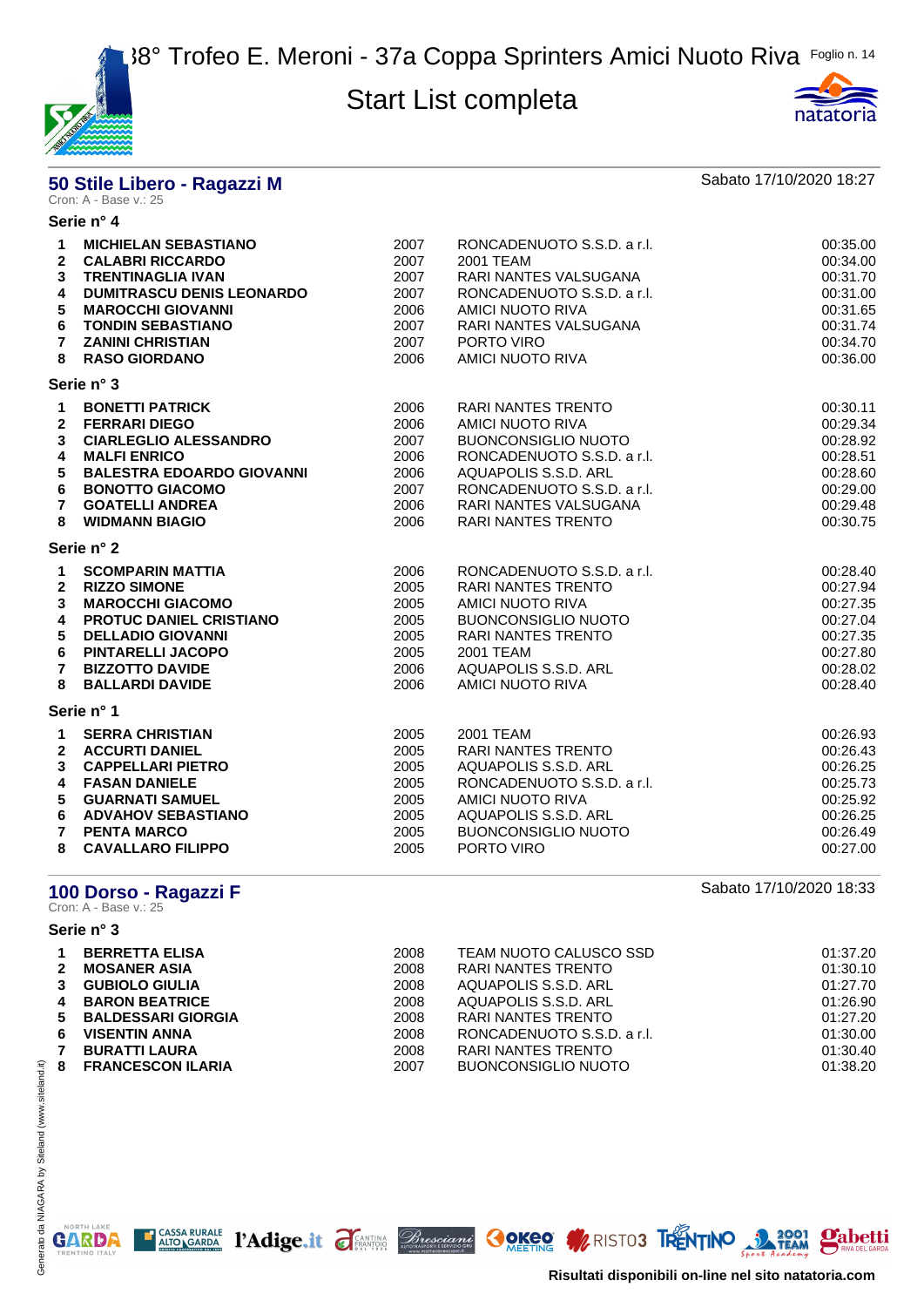# 38° Trofeo E. Meroni - 37a Coppa Sprinters Amici Nuoto Riva

## Start List completa

## 50 Stile Libero - Ragazzi M

Cron: A - Base v.: 25

Sabato 17/10/2020 18:27

### Serie n° 4

| | | | | |
|---|---|---|---|---|
| 1 | **MICHIELAN SEBASTIANO** | 2007 | RONCADENUOTO S.S.D. a r.l. | 00:35.00 |
| 2 | **CALABRI RICCARDO** | 2007 | 2001 TEAM | 00:34.00 |
| 3 | **TRENTINAGLIA IVAN** | 2007 | RARI NANTES VALSUGANA | 00:31.70 |
| 4 | **DUMITRASCU DENIS LEONARDO** | 2007 | RONCADENUOTO S.S.D. a r.l. | 00:31.00 |
| 5 | **MAROCCHI GIOVANNI** | 2006 | AMICI NUOTO RIVA | 00:31.65 |
| 6 | **TONDIN SEBASTIANO** | 2007 | RARI NANTES VALSUGANA | 00:31.74 |
| 7 | **ZANINI CHRISTIAN** | 2007 | PORTO VIRO | 00:34.70 |
| 8 | **RASO GIORDANO** | 2006 | AMICI NUOTO RIVA | 00:36.00 |

### Serie n° 3

| | | | | |
|---|---|---|---|---|
| 1 | **BONETTI PATRICK** | 2006 | RARI NANTES TRENTO | 00:30.11 |
| 2 | **FERRARI DIEGO** | 2006 | AMICI NUOTO RIVA | 00:29.34 |
| 3 | **CIARLEGLIO ALESSANDRO** | 2007 | BUONCONSIGLIO NUOTO | 00:28.92 |
| 4 | **MALFI ENRICO** | 2006 | RONCADENUOTO S.S.D. a r.l. | 00:28.51 |
| 5 | **BALESTRA EDOARDO GIOVANNI** | 2006 | AQUAPOLIS S.S.D. ARL | 00:28.60 |
| 6 | **BONOTTO GIACOMO** | 2007 | RONCADENUOTO S.S.D. a r.l. | 00:29.00 |
| 7 | **GOATELLI ANDREA** | 2006 | RARI NANTES VALSUGANA | 00:29.48 |
| 8 | **WIDMANN BIAGIO** | 2006 | RARI NANTES TRENTO | 00:30.75 |

### Serie n° 2

| | | | | |
|---|---|---|---|---|
| 1 | **SCOMPARIN MATTIA** | 2006 | RONCADENUOTO S.S.D. a r.l. | 00:28.40 |
| 2 | **RIZZO SIMONE** | 2005 | RARI NANTES TRENTO | 00:27.94 |
| 3 | **MAROCCHI GIACOMO** | 2005 | AMICI NUOTO RIVA | 00:27.35 |
| 4 | **PROTUC DANIEL CRISTIANO** | 2005 | BUONCONSIGLIO NUOTO | 00:27.04 |
| 5 | **DELLADIO GIOVANNI** | 2005 | RARI NANTES TRENTO | 00:27.35 |
| 6 | **PINTARELLI JACOPO** | 2005 | 2001 TEAM | 00:27.80 |
| 7 | **BIZZOTTO DAVIDE** | 2006 | AQUAPOLIS S.S.D. ARL | 00:28.02 |
| 8 | **BALLARDI DAVIDE** | 2006 | AMICI NUOTO RIVA | 00:28.40 |

### Serie n° 1

| | | | | |
|---|---|---|---|---|
| 1 | **SERRA CHRISTIAN** | 2005 | 2001 TEAM | 00:26.93 |
| 2 | **ACCURTI DANIEL** | 2005 | RARI NANTES TRENTO | 00:26.43 |
| 3 | **CAPPELLARI PIETRO** | 2005 | AQUAPOLIS S.S.D. ARL | 00:26.25 |
| 4 | **FASAN DANIELE** | 2005 | RONCADENUOTO S.S.D. a r.l. | 00:25.73 |
| 5 | **GUARNATI SAMUEL** | 2005 | AMICI NUOTO RIVA | 00:25.92 |
| 6 | **ADVAHOV SEBASTIANO** | 2005 | AQUAPOLIS S.S.D. ARL | 00:26.25 |
| 7 | **PENTA MARCO** | 2005 | BUONCONSIGLIO NUOTO | 00:26.49 |
| 8 | **CAVALLARO FILIPPO** | 2005 | PORTO VIRO | 00:27.00 |

## 100 Dorso - Ragazzi F

Cron: A - Base v.: 25

Sabato 17/10/2020 18:33

### Serie n° 3

| | | | | |
|---|---|---|---|---|
| 1 | **BERRETTA ELISA** | 2008 | TEAM NUOTO CALUSCO SSD | 01:37.20 |
| 2 | **MOSANER ASIA** | 2008 | RARI NANTES TRENTO | 01:30.10 |
| 3 | **GUBIOLO GIULIA** | 2008 | AQUAPOLIS S.S.D. ARL | 01:27.70 |
| 4 | **BARON BEATRICE** | 2008 | AQUAPOLIS S.S.D. ARL | 01:26.90 |
| 5 | **BALDESSARI GIORGIA** | 2008 | RARI NANTES TRENTO | 01:27.20 |
| 6 | **VISENTIN ANNA** | 2008 | RONCADENUOTO S.S.D. a r.l. | 01:30.00 |
| 7 | **BURATTI LAURA** | 2008 | RARI NANTES TRENTO | 01:30.40 |
| 8 | **FRANCESCON ILARIA** | 2007 | BUONCONSIGLIO NUOTO | 01:38.20 |

Generato da NIAGARA by Siteland (www.siteland.it)

**Risultati disponibili on-line nel sito natatoria.com**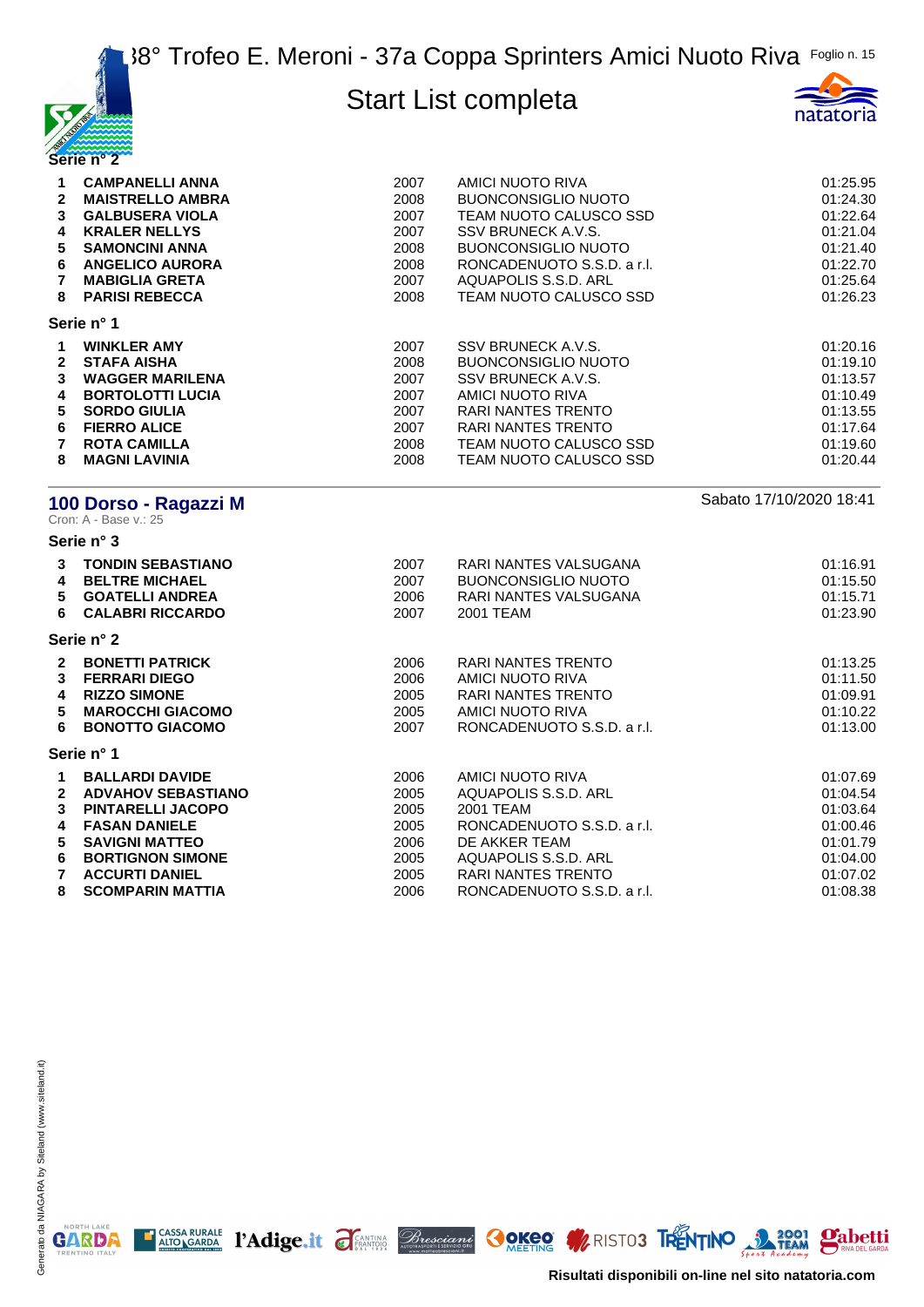### Serie n° 2

| | | | | |
|---|---|---|---|---|
| 1 | **CAMPANELLI ANNA** | 2007 | AMICI NUOTO RIVA | 01:25.95 |
| 2 | **MAISTRELLO AMBRA** | 2008 | BUONCONSIGLIO NUOTO | 01:24.30 |
| 3 | **GALBUSERA VIOLA** | 2007 | TEAM NUOTO CALUSCO SSD | 01:22.64 |
| 4 | **KRALER NELLYS** | 2007 | SSV BRUNECK A.V.S. | 01:21.04 |
| 5 | **SAMONCINI ANNA** | 2008 | BUONCONSIGLIO NUOTO | 01:21.40 |
| 6 | **ANGELICO AURORA** | 2008 | RONCADENUOTO S.S.D. a r.l. | 01:22.70 |
| 7 | **MABIGLIA GRETA** | 2007 | AQUAPOLIS S.S.D. ARL | 01:25.64 |
| 8 | **PARISI REBECCA** | 2008 | TEAM NUOTO CALUSCO SSD | 01:26.23 |

### Serie n° 1

| | | | | |
|---|---|---|---|---|
| 1 | **WINKLER AMY** | 2007 | SSV BRUNECK A.V.S. | 01:20.16 |
| 2 | **STAFA AISHA** | 2008 | BUONCONSIGLIO NUOTO | 01:19.10 |
| 3 | **WAGGER MARILENA** | 2007 | SSV BRUNECK A.V.S. | 01:13.57 |
| 4 | **BORTOLOTTI LUCIA** | 2007 | AMICI NUOTO RIVA | 01:10.49 |
| 5 | **SORDO GIULIA** | 2007 | RARI NANTES TRENTO | 01:13.55 |
| 6 | **FIERRO ALICE** | 2007 | RARI NANTES TRENTO | 01:17.64 |
| 7 | **ROTA CAMILLA** | 2008 | TEAM NUOTO CALUSCO SSD | 01:19.60 |
| 8 | **MAGNI LAVINIA** | 2008 | TEAM NUOTO CALUSCO SSD | 01:20.44 |

## 100 Dorso - Ragazzi M

Sabato 17/10/2020 18:41

Cron: A - Base v.: 25

### Serie n° 3

| | | | | |
|---|---|---|---|---|
| 3 | **TONDIN SEBASTIANO** | 2007 | RARI NANTES VALSUGANA | 01:16.91 |
| 4 | **BELTRE MICHAEL** | 2007 | BUONCONSIGLIO NUOTO | 01:15.50 |
| 5 | **GOATELLI ANDREA** | 2006 | RARI NANTES VALSUGANA | 01:15.71 |
| 6 | **CALABRI RICCARDO** | 2007 | 2001 TEAM | 01:23.90 |

### Serie n° 2

| | | | | |
|---|---|---|---|---|
| 2 | **BONETTI PATRICK** | 2006 | RARI NANTES TRENTO | 01:13.25 |
| 3 | **FERRARI DIEGO** | 2006 | AMICI NUOTO RIVA | 01:11.50 |
| 4 | **RIZZO SIMONE** | 2005 | RARI NANTES TRENTO | 01:09.91 |
| 5 | **MAROCCHI GIACOMO** | 2005 | AMICI NUOTO RIVA | 01:10.22 |
| 6 | **BONOTTO GIACOMO** | 2007 | RONCADENUOTO S.S.D. a r.l. | 01:13.00 |

### Serie n° 1

| | | | | |
|---|---|---|---|---|
| 1 | **BALLARDI DAVIDE** | 2006 | AMICI NUOTO RIVA | 01:07.69 |
| 2 | **ADVAHOV SEBASTIANO** | 2005 | AQUAPOLIS S.S.D. ARL | 01:04.54 |
| 3 | **PINTARELLI JACOPO** | 2005 | 2001 TEAM | 01:03.64 |
| 4 | **FASAN DANIELE** | 2005 | RONCADENUOTO S.S.D. a r.l. | 01:00.46 |
| 5 | **SAVIGNI MATTEO** | 2006 | DE AKKER TEAM | 01:01.79 |
| 6 | **BORTIGNON SIMONE** | 2005 | AQUAPOLIS S.S.D. ARL | 01:04.00 |
| 7 | **ACCURTI DANIEL** | 2005 | RARI NANTES TRENTO | 01:07.02 |
| 8 | **SCOMPARIN MATTIA** | 2006 | RONCADENUOTO S.S.D. a r.l. | 01:08.38 |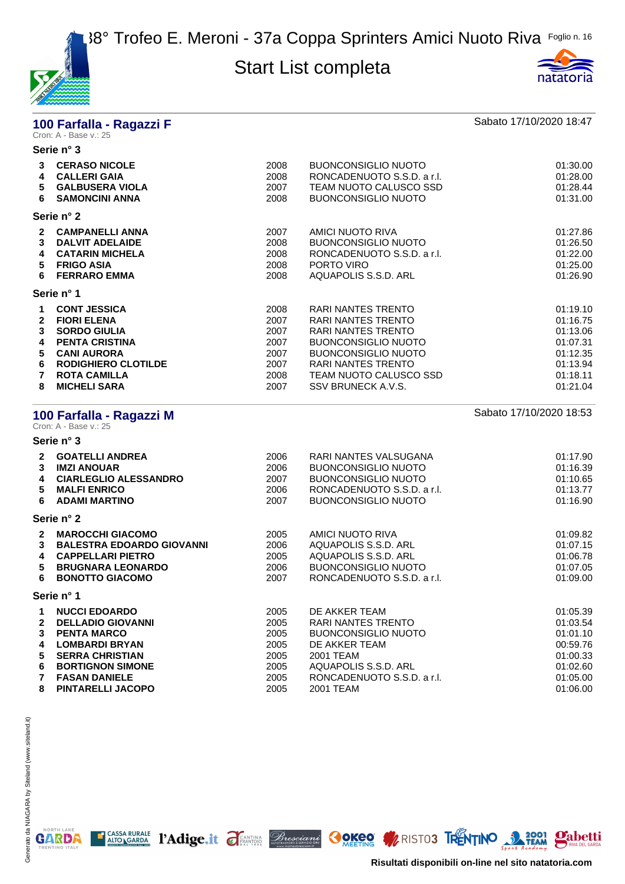# 38° Trofeo E. Meroni - 37a Coppa Sprinters Amici Nuoto Riva

## Start List completa

### 100 Farfalla - Ragazzi F

Sabato 17/10/2020 18:47

Cron: A - Base v.: 25

**Serie n° 3**

| | | | | |
|---|---|---|---|---|
| 3 | **CERASO NICOLE** | 2008 | BUONCONSIGLIO NUOTO | 01:30.00 |
| 4 | **CALLERI GAIA** | 2008 | RONCADENUOTO S.S.D. a r.l. | 01:28.00 |
| 5 | **GALBUSERA VIOLA** | 2007 | TEAM NUOTO CALUSCO SSD | 01:28.44 |
| 6 | **SAMONCINI ANNA** | 2008 | BUONCONSIGLIO NUOTO | 01:31.00 |

**Serie n° 2**

| | | | | |
|---|---|---|---|---|
| 2 | **CAMPANELLI ANNA** | 2007 | AMICI NUOTO RIVA | 01:27.86 |
| 3 | **DALVIT ADELAIDE** | 2008 | BUONCONSIGLIO NUOTO | 01:26.50 |
| 4 | **CATARIN MICHELA** | 2008 | RONCADENUOTO S.S.D. a r.l. | 01:22.00 |
| 5 | **FRIGO ASIA** | 2008 | PORTO VIRO | 01:25.00 |
| 6 | **FERRARO EMMA** | 2008 | AQUAPOLIS S.S.D. ARL | 01:26.90 |

**Serie n° 1**

| | | | | |
|---|---|---|---|---|
| 1 | **CONT JESSICA** | 2008 | RARI NANTES TRENTO | 01:19.10 |
| 2 | **FIORI ELENA** | 2007 | RARI NANTES TRENTO | 01:16.75 |
| 3 | **SORDO GIULIA** | 2007 | RARI NANTES TRENTO | 01:13.06 |
| 4 | **PENTA CRISTINA** | 2007 | BUONCONSIGLIO NUOTO | 01:07.31 |
| 5 | **CANI AURORA** | 2007 | BUONCONSIGLIO NUOTO | 01:12.35 |
| 6 | **RODIGHIERO CLOTILDE** | 2007 | RARI NANTES TRENTO | 01:13.94 |
| 7 | **ROTA CAMILLA** | 2008 | TEAM NUOTO CALUSCO SSD | 01:18.11 |
| 8 | **MICHELI SARA** | 2007 | SSV BRUNECK A.V.S. | 01:21.04 |

### 100 Farfalla - Ragazzi M

Sabato 17/10/2020 18:53

Cron: A - Base v.: 25

**Serie n° 3**

| | | | | |
|---|---|---|---|---|
| 2 | **GOATELLI ANDREA** | 2006 | RARI NANTES VALSUGANA | 01:17.90 |
| 3 | **IMZI ANOUAR** | 2006 | BUONCONSIGLIO NUOTO | 01:16.39 |
| 4 | **CIARLEGLIO ALESSANDRO** | 2007 | BUONCONSIGLIO NUOTO | 01:10.65 |
| 5 | **MALFI ENRICO** | 2006 | RONCADENUOTO S.S.D. a r.l. | 01:13.77 |
| 6 | **ADAMI MARTINO** | 2007 | BUONCONSIGLIO NUOTO | 01:16.90 |

**Serie n° 2**

| | | | | |
|---|---|---|---|---|
| 2 | **MAROCCHI GIACOMO** | 2005 | AMICI NUOTO RIVA | 01:09.82 |
| 3 | **BALESTRA EDOARDO GIOVANNI** | 2006 | AQUAPOLIS S.S.D. ARL | 01:07.15 |
| 4 | **CAPPELLARI PIETRO** | 2005 | AQUAPOLIS S.S.D. ARL | 01:06.78 |
| 5 | **BRUGNARA LEONARDO** | 2006 | BUONCONSIGLIO NUOTO | 01:07.05 |
| 6 | **BONOTTO GIACOMO** | 2007 | RONCADENUOTO S.S.D. a r.l. | 01:09.00 |

**Serie n° 1**

| | | | | |
|---|---|---|---|---|
| 1 | **NUCCI EDOARDO** | 2005 | DE AKKER TEAM | 01:05.39 |
| 2 | **DELLADIO GIOVANNI** | 2005 | RARI NANTES TRENTO | 01:03.54 |
| 3 | **PENTA MARCO** | 2005 | BUONCONSIGLIO NUOTO | 01:01.10 |
| 4 | **LOMBARDI BRYAN** | 2005 | DE AKKER TEAM | 00:59.76 |
| 5 | **SERRA CHRISTIAN** | 2005 | 2001 TEAM | 01:00.33 |
| 6 | **BORTIGNON SIMONE** | 2005 | AQUAPOLIS S.S.D. ARL | 01:02.60 |
| 7 | **FASAN DANIELE** | 2005 | RONCADENUOTO S.S.D. a r.l. | 01:05.00 |
| 8 | **PINTARELLI JACOPO** | 2005 | 2001 TEAM | 01:06.00 |

Risultati disponibili on-line nel sito natatoria.com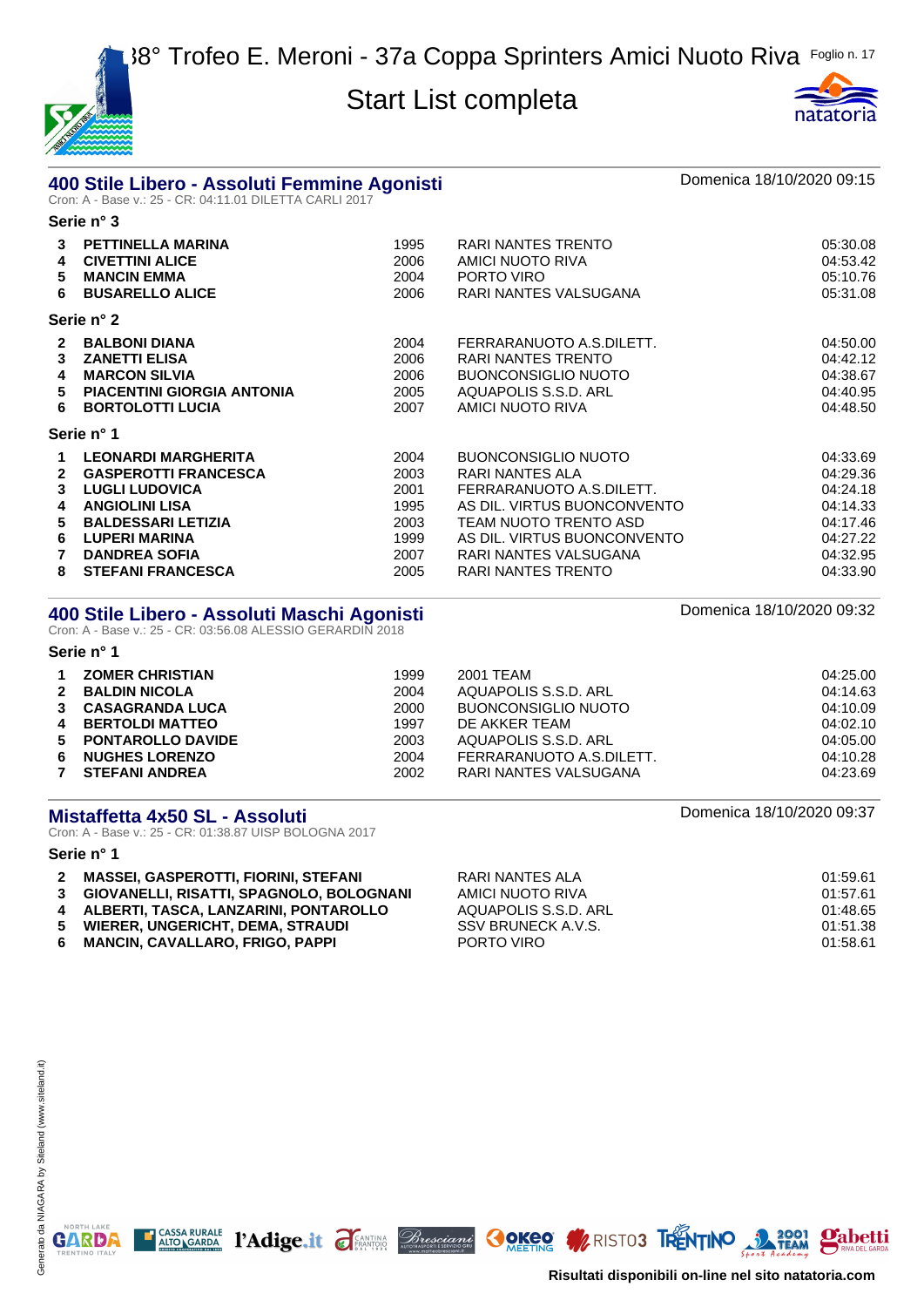# 38° Trofeo E. Meroni - 37a Coppa Sprinters Amici Nuoto Riva

## Start List completa

## 400 Stile Libero - Assoluti Femmine Agonisti

Domenica 18/10/2020 09:15

Cron: A - Base v.: 25 - CR: 04:11.01 DILETTA CARLI 2017

**Serie n° 3**

| | | | | |
|---|---|---|---|---|
| 3 | **PETTINELLA MARINA** | 1995 | RARI NANTES TRENTO | 05:30.08 |
| 4 | **CIVETTINI ALICE** | 2006 | AMICI NUOTO RIVA | 04:53.42 |
| 5 | **MANCIN EMMA** | 2004 | PORTO VIRO | 05:10.76 |
| 6 | **BUSARELLO ALICE** | 2006 | RARI NANTES VALSUGANA | 05:31.08 |

**Serie n° 2**

| | | | | |
|---|---|---|---|---|
| 2 | **BALBONI DIANA** | 2004 | FERRARANUOTO A.S.DILETT. | 04:50.00 |
| 3 | **ZANETTI ELISA** | 2006 | RARI NANTES TRENTO | 04:42.12 |
| 4 | **MARCON SILVIA** | 2006 | BUONCONSIGLIO NUOTO | 04:38.67 |
| 5 | **PIACENTINI GIORGIA ANTONIA** | 2005 | AQUAPOLIS S.S.D. ARL | 04:40.95 |
| 6 | **BORTOLOTTI LUCIA** | 2007 | AMICI NUOTO RIVA | 04:48.50 |

**Serie n° 1**

| | | | | |
|---|---|---|---|---|
| 1 | **LEONARDI MARGHERITA** | 2004 | BUONCONSIGLIO NUOTO | 04:33.69 |
| 2 | **GASPEROTTI FRANCESCA** | 2003 | RARI NANTES ALA | 04:29.36 |
| 3 | **LUGLI LUDOVICA** | 2001 | FERRARANUOTO A.S.DILETT. | 04:24.18 |
| 4 | **ANGIOLINI LISA** | 1995 | AS DIL. VIRTUS BUONCONVENTO | 04:14.33 |
| 5 | **BALDESSARI LETIZIA** | 2003 | TEAM NUOTO TRENTO ASD | 04:17.46 |
| 6 | **LUPERI MARINA** | 1999 | AS DIL. VIRTUS BUONCONVENTO | 04:27.22 |
| 7 | **DANDREA SOFIA** | 2007 | RARI NANTES VALSUGANA | 04:32.95 |
| 8 | **STEFANI FRANCESCA** | 2005 | RARI NANTES TRENTO | 04:33.90 |

## 400 Stile Libero - Assoluti Maschi Agonisti

Domenica 18/10/2020 09:32

Cron: A - Base v.: 25 - CR: 03:56.08 ALESSIO GERARDIN 2018

**Serie n° 1**

| | | | | |
|---|---|---|---|---|
| 1 | **ZOMER CHRISTIAN** | 1999 | 2001 TEAM | 04:25.00 |
| 2 | **BALDIN NICOLA** | 2004 | AQUAPOLIS S.S.D. ARL | 04:14.63 |
| 3 | **CASAGRANDA LUCA** | 2000 | BUONCONSIGLIO NUOTO | 04:10.09 |
| 4 | **BERTOLDI MATTEO** | 1997 | DE AKKER TEAM | 04:02.10 |
| 5 | **PONTAROLLO DAVIDE** | 2003 | AQUAPOLIS S.S.D. ARL | 04:05.00 |
| 6 | **NUGHES LORENZO** | 2004 | FERRARANUOTO A.S.DILETT. | 04:10.28 |
| 7 | **STEFANI ANDREA** | 2002 | RARI NANTES VALSUGANA | 04:23.69 |

## Mistaffetta 4x50 SL - Assoluti

Domenica 18/10/2020 09:37

Cron: A - Base v.: 25 - CR: 01:38.87 UISP BOLOGNA 2017

**Serie n° 1**

| | | | |
|---|---|---|---|
| 2 | **MASSEI, GASPEROTTI, FIORINI, STEFANI** | RARI NANTES ALA | 01:59.61 |
| 3 | **GIOVANELLI, RISATTI, SPAGNOLO, BOLOGNANI** | AMICI NUOTO RIVA | 01:57.61 |
| 4 | **ALBERTI, TASCA, LANZARINI, PONTAROLLO** | AQUAPOLIS S.S.D. ARL | 01:48.65 |
| 5 | **WIERER, UNGERICHT, DEMA, STRAUDI** | SSV BRUNECK A.V.S. | 01:51.38 |
| 6 | **MANCIN, CAVALLARO, FRIGO, PAPPI** | PORTO VIRO | 01:58.61 |

Risultati disponibili on-line nel sito natatoria.com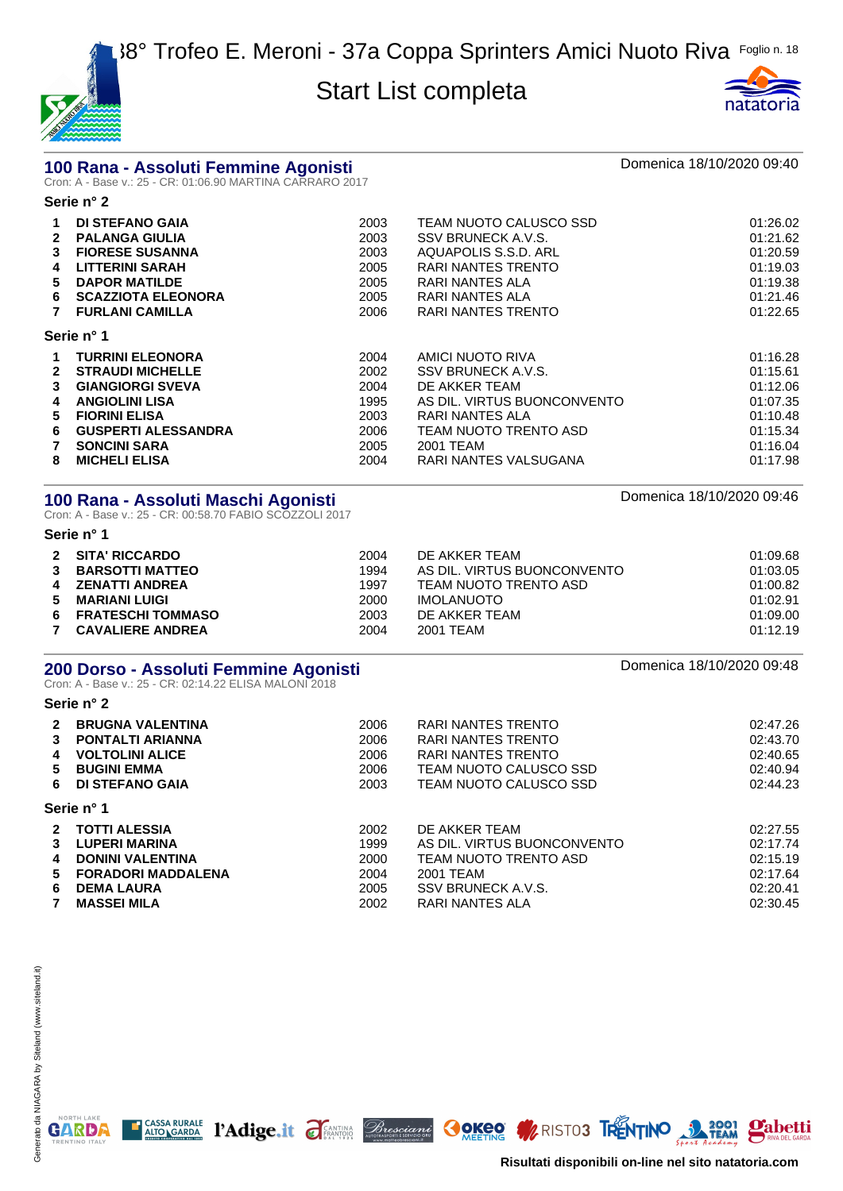# 38° Trofeo E. Meroni - 37a Coppa Sprinters Amici Nuoto Riva

## Start List completa

## 100 Rana - Assoluti Femmine Agonisti

Domenica 18/10/2020 09:40

Cron: A - Base v.: 25 - CR: 01:06.90 MARTINA CARRARO 2017

### Serie n° 2

| | | | | |
|---|---|---|---|---|
| 1 | **DI STEFANO GAIA** | 2003 | TEAM NUOTO CALUSCO SSD | 01:26.02 |
| 2 | **PALANGA GIULIA** | 2003 | SSV BRUNECK A.V.S. | 01:21.62 |
| 3 | **FIORESE SUSANNA** | 2003 | AQUAPOLIS S.S.D. ARL | 01:20.59 |
| 4 | **LITTERINI SARAH** | 2005 | RARI NANTES TRENTO | 01:19.03 |
| 5 | **DAPOR MATILDE** | 2005 | RARI NANTES ALA | 01:19.38 |
| 6 | **SCAZZIOTA ELEONORA** | 2005 | RARI NANTES ALA | 01:21.46 |
| 7 | **FURLANI CAMILLA** | 2006 | RARI NANTES TRENTO | 01:22.65 |

### Serie n° 1

| | | | | |
|---|---|---|---|---|
| 1 | **TURRINI ELEONORA** | 2004 | AMICI NUOTO RIVA | 01:16.28 |
| 2 | **STRAUDI MICHELLE** | 2002 | SSV BRUNECK A.V.S. | 01:15.61 |
| 3 | **GIANGIORGI SVEVA** | 2004 | DE AKKER TEAM | 01:12.06 |
| 4 | **ANGIOLINI LISA** | 1995 | AS DIL. VIRTUS BUONCONVENTO | 01:07.35 |
| 5 | **FIORINI ELISA** | 2003 | RARI NANTES ALA | 01:10.48 |
| 6 | **GUSPERTI ALESSANDRA** | 2006 | TEAM NUOTO TRENTO ASD | 01:15.34 |
| 7 | **SONCINI SARA** | 2005 | 2001 TEAM | 01:16.04 |
| 8 | **MICHELI ELISA** | 2004 | RARI NANTES VALSUGANA | 01:17.98 |

## 100 Rana - Assoluti Maschi Agonisti

Domenica 18/10/2020 09:46

Cron: A - Base v.: 25 - CR: 00:58.70 FABIO SCOZZOLI 2017

### Serie n° 1

| | | | | |
|---|---|---|---|---|
| 2 | **SITA' RICCARDO** | 2004 | DE AKKER TEAM | 01:09.68 |
| 3 | **BARSOTTI MATTEO** | 1994 | AS DIL. VIRTUS BUONCONVENTO | 01:03.05 |
| 4 | **ZENATTI ANDREA** | 1997 | TEAM NUOTO TRENTO ASD | 01:00.82 |
| 5 | **MARIANI LUIGI** | 2000 | IMOLANUOTO | 01:02.91 |
| 6 | **FRATESCHI TOMMASO** | 2003 | DE AKKER TEAM | 01:09.00 |
| 7 | **CAVALIERE ANDREA** | 2004 | 2001 TEAM | 01:12.19 |

## 200 Dorso - Assoluti Femmine Agonisti

Domenica 18/10/2020 09:48

Cron: A - Base v.: 25 - CR: 02:14.22 ELISA MALONI 2018

### Serie n° 2

| | | | | |
|---|---|---|---|---|
| 2 | **BRUGNA VALENTINA** | 2006 | RARI NANTES TRENTO | 02:47.26 |
| 3 | **PONTALTI ARIANNA** | 2006 | RARI NANTES TRENTO | 02:43.70 |
| 4 | **VOLTOLINI ALICE** | 2006 | RARI NANTES TRENTO | 02:40.65 |
| 5 | **BUGINI EMMA** | 2006 | TEAM NUOTO CALUSCO SSD | 02:40.94 |
| 6 | **DI STEFANO GAIA** | 2003 | TEAM NUOTO CALUSCO SSD | 02:44.23 |

### Serie n° 1

| | | | | |
|---|---|---|---|---|
| 2 | **TOTTI ALESSIA** | 2002 | DE AKKER TEAM | 02:27.55 |
| 3 | **LUPERI MARINA** | 1999 | AS DIL. VIRTUS BUONCONVENTO | 02:17.74 |
| 4 | **DONINI VALENTINA** | 2000 | TEAM NUOTO TRENTO ASD | 02:15.19 |
| 5 | **FORADORI MADDALENA** | 2004 | 2001 TEAM | 02:17.64 |
| 6 | **DEMA LAURA** | 2005 | SSV BRUNECK A.V.S. | 02:20.41 |
| 7 | **MASSEI MILA** | 2002 | RARI NANTES ALA | 02:30.45 |

Generato da NIAGARA by Siteland (www.siteland.it)

**Risultati disponibili on-line nel sito natatoria.com**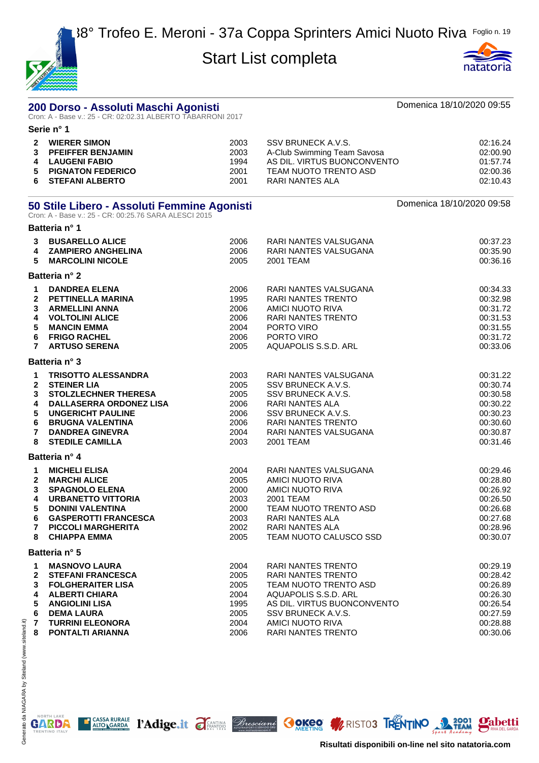## 200 Dorso - Assoluti Maschi Agonisti

Domenica 18/10/2020 09:55

Cron: A - Base v.: 25 - CR: 02:02.31 ALBERTO TABARRONI 2017

**Serie n° 1**

| | | | | |
|---|---|---|---|---|
| 2 | **WIERER SIMON** | 2003 | SSV BRUNECK A.V.S. | 02:16.24 |
| 3 | **PFEIFFER BENJAMIN** | 2003 | A-Club Swimming Team Savosa | 02:00.90 |
| 4 | **LAUGENI FABIO** | 1994 | AS DIL. VIRTUS BUONCONVENTO | 01:57.74 |
| 5 | **PIGNATON FEDERICO** | 2001 | TEAM NUOTO TRENTO ASD | 02:00.36 |
| 6 | **STEFANI ALBERTO** | 2001 | RARI NANTES ALA | 02:10.43 |

## 50 Stile Libero - Assoluti Femmine Agonisti

Domenica 18/10/2020 09:58

Cron: A - Base v.: 25 - CR: 00:25.76 SARA ALESCI 2015

**Batteria n° 1**

| | | | | |
|---|---|---|---|---|
| 3 | **BUSARELLO ALICE** | 2006 | RARI NANTES VALSUGANA | 00:37.23 |
| 4 | **ZAMPIERO ANGHELINA** | 2006 | RARI NANTES VALSUGANA | 00:35.90 |
| 5 | **MARCOLINI NICOLE** | 2005 | 2001 TEAM | 00:36.16 |

**Batteria n° 2**

| | | | | |
|---|---|---|---|---|
| 1 | **DANDREA ELENA** | 2006 | RARI NANTES VALSUGANA | 00:34.33 |
| 2 | **PETTINELLA MARINA** | 1995 | RARI NANTES TRENTO | 00:32.98 |
| 3 | **ARMELLINI ANNA** | 2006 | AMICI NUOTO RIVA | 00:31.72 |
| 4 | **VOLTOLINI ALICE** | 2006 | RARI NANTES TRENTO | 00:31.53 |
| 5 | **MANCIN EMMA** | 2004 | PORTO VIRO | 00:31.55 |
| 6 | **FRIGO RACHEL** | 2006 | PORTO VIRO | 00:31.72 |
| 7 | **ARTUSO SERENA** | 2005 | AQUAPOLIS S.S.D. ARL | 00:33.06 |

**Batteria n° 3**

| | | | | |
|---|---|---|---|---|
| 1 | **TRISOTTO ALESSANDRA** | 2003 | RARI NANTES VALSUGANA | 00:31.22 |
| 2 | **STEINER LIA** | 2005 | SSV BRUNECK A.V.S. | 00:30.74 |
| 3 | **STOLZLECHNER THERESA** | 2005 | SSV BRUNECK A.V.S. | 00:30.58 |
| 4 | **DALLASERRA ORDONEZ LISA** | 2006 | RARI NANTES ALA | 00:30.22 |
| 5 | **UNGERICHT PAULINE** | 2006 | SSV BRUNECK A.V.S. | 00:30.23 |
| 6 | **BRUGNA VALENTINA** | 2006 | RARI NANTES TRENTO | 00:30.60 |
| 7 | **DANDREA GINEVRA** | 2004 | RARI NANTES VALSUGANA | 00:30.87 |
| 8 | **STEDILE CAMILLA** | 2003 | 2001 TEAM | 00:31.46 |

**Batteria n° 4**

| | | | | |
|---|---|---|---|---|
| 1 | **MICHELI ELISA** | 2004 | RARI NANTES VALSUGANA | 00:29.46 |
| 2 | **MARCHI ALICE** | 2005 | AMICI NUOTO RIVA | 00:28.80 |
| 3 | **SPAGNOLO ELENA** | 2000 | AMICI NUOTO RIVA | 00:26.92 |
| 4 | **URBANETTO VITTORIA** | 2003 | 2001 TEAM | 00:26.50 |
| 5 | **DONINI VALENTINA** | 2000 | TEAM NUOTO TRENTO ASD | 00:26.68 |
| 6 | **GASPEROTTI FRANCESCA** | 2003 | RARI NANTES ALA | 00:27.68 |
| 7 | **PICCOLI MARGHERITA** | 2002 | RARI NANTES ALA | 00:28.96 |
| 8 | **CHIAPPA EMMA** | 2005 | TEAM NUOTO CALUSCO SSD | 00:30.07 |

**Batteria n° 5**

| | | | | |
|---|---|---|---|---|
| 1 | **MASNOVO LAURA** | 2004 | RARI NANTES TRENTO | 00:29.19 |
| 2 | **STEFANI FRANCESCA** | 2005 | RARI NANTES TRENTO | 00:28.42 |
| 3 | **FOLGHERAITER LISA** | 2005 | TEAM NUOTO TRENTO ASD | 00:26.89 |
| 4 | **ALBERTI CHIARA** | 2004 | AQUAPOLIS S.S.D. ARL | 00:26.30 |
| 5 | **ANGIOLINI LISA** | 1995 | AS DIL. VIRTUS BUONCONVENTO | 00:26.54 |
| 6 | **DEMA LAURA** | 2005 | SSV BRUNECK A.V.S. | 00:27.59 |
| 7 | **TURRINI ELEONORA** | 2004 | AMICI NUOTO RIVA | 00:28.88 |
| 8 | **PONTALTI ARIANNA** | 2006 | RARI NANTES TRENTO | 00:30.06 |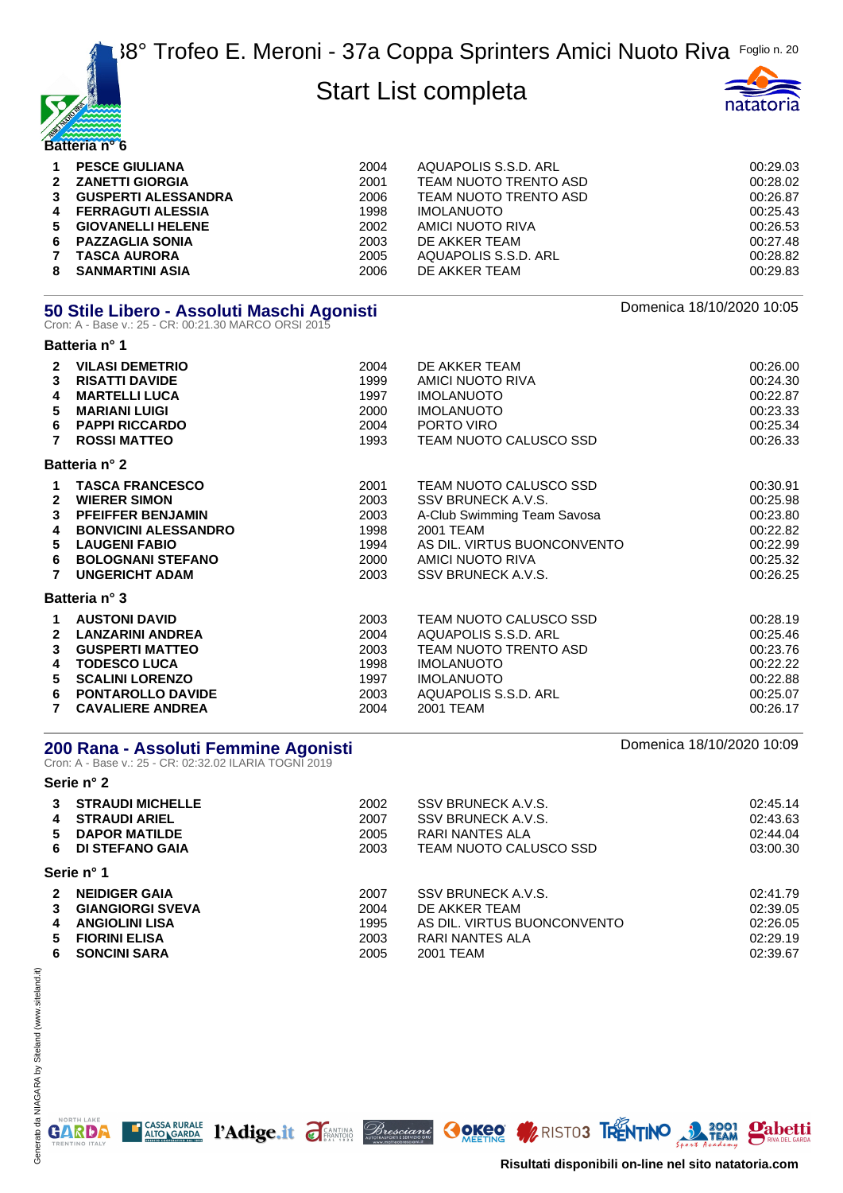Batteria n° 6

| | | | | |
|---|---|---|---|---|
| 1 | **PESCE GIULIANA** | 2004 | AQUAPOLIS S.S.D. ARL | 00:29.03 |
| 2 | **ZANETTI GIORGIA** | 2001 | TEAM NUOTO TRENTO ASD | 00:28.02 |
| 3 | **GUSPERTI ALESSANDRA** | 2006 | TEAM NUOTO TRENTO ASD | 00:26.87 |
| 4 | **FERRAGUTI ALESSIA** | 1998 | IMOLANUOTO | 00:25.43 |
| 5 | **GIOVANELLI HELENE** | 2002 | AMICI NUOTO RIVA | 00:26.53 |
| 6 | **PAZZAGLIA SONIA** | 2003 | DE AKKER TEAM | 00:27.48 |
| 7 | **TASCA AURORA** | 2005 | AQUAPOLIS S.S.D. ARL | 00:28.82 |
| 8 | **SANMARTINI ASIA** | 2006 | DE AKKER TEAM | 00:29.83 |

## 50 Stile Libero - Assoluti Maschi Agonisti

Domenica 18/10/2020 10:05

Cron: A - Base v.: 25 - CR: 00:21.30 MARCO ORSI 2015

Batteria n° 1

| | | | | |
|---|---|---|---|---|
| 2 | **VILASI DEMETRIO** | 2004 | DE AKKER TEAM | 00:26.00 |
| 3 | **RISATTI DAVIDE** | 1999 | AMICI NUOTO RIVA | 00:24.30 |
| 4 | **MARTELLI LUCA** | 1997 | IMOLANUOTO | 00:22.87 |
| 5 | **MARIANI LUIGI** | 2000 | IMOLANUOTO | 00:23.33 |
| 6 | **PAPPI RICCARDO** | 2004 | PORTO VIRO | 00:25.34 |
| 7 | **ROSSI MATTEO** | 1993 | TEAM NUOTO CALUSCO SSD | 00:26.33 |

Batteria n° 2

| | | | | |
|---|---|---|---|---|
| 1 | **TASCA FRANCESCO** | 2001 | TEAM NUOTO CALUSCO SSD | 00:30.91 |
| 2 | **WIERER SIMON** | 2003 | SSV BRUNECK A.V.S. | 00:25.98 |
| 3 | **PFEIFFER BENJAMIN** | 2003 | A-Club Swimming Team Savosa | 00:23.80 |
| 4 | **BONVICINI ALESSANDRO** | 1998 | 2001 TEAM | 00:22.82 |
| 5 | **LAUGENI FABIO** | 1994 | AS DIL. VIRTUS BUONCONVENTO | 00:22.99 |
| 6 | **BOLOGNANI STEFANO** | 2000 | AMICI NUOTO RIVA | 00:25.32 |
| 7 | **UNGERICHT ADAM** | 2003 | SSV BRUNECK A.V.S. | 00:26.25 |

Batteria n° 3

| | | | | |
|---|---|---|---|---|
| 1 | **AUSTONI DAVID** | 2003 | TEAM NUOTO CALUSCO SSD | 00:28.19 |
| 2 | **LANZARINI ANDREA** | 2004 | AQUAPOLIS S.S.D. ARL | 00:25.46 |
| 3 | **GUSPERTI MATTEO** | 2003 | TEAM NUOTO TRENTO ASD | 00:23.76 |
| 4 | **TODESCO LUCA** | 1998 | IMOLANUOTO | 00:22.22 |
| 5 | **SCALINI LORENZO** | 1997 | IMOLANUOTO | 00:22.88 |
| 6 | **PONTAROLLO DAVIDE** | 2003 | AQUAPOLIS S.S.D. ARL | 00:25.07 |
| 7 | **CAVALIERE ANDREA** | 2004 | 2001 TEAM | 00:26.17 |

## 200 Rana - Assoluti Femmine Agonisti

Domenica 18/10/2020 10:09

Cron: A - Base v.: 25 - CR: 02:32.02 ILARIA TOGNI 2019

Serie n° 2

| | | | | |
|---|---|---|---|---|
| 3 | **STRAUDI MICHELLE** | 2002 | SSV BRUNECK A.V.S. | 02:45.14 |
| 4 | **STRAUDI ARIEL** | 2007 | SSV BRUNECK A.V.S. | 02:43.63 |
| 5 | **DAPOR MATILDE** | 2005 | RARI NANTES ALA | 02:44.04 |
| 6 | **DI STEFANO GAIA** | 2003 | TEAM NUOTO CALUSCO SSD | 03:00.30 |

Serie n° 1

| | | | | |
|---|---|---|---|---|
| 2 | **NEIDIGER GAIA** | 2007 | SSV BRUNECK A.V.S. | 02:41.79 |
| 3 | **GIANGIORGI SVEVA** | 2004 | DE AKKER TEAM | 02:39.05 |
| 4 | **ANGIOLINI LISA** | 1995 | AS DIL. VIRTUS BUONCONVENTO | 02:26.05 |
| 5 | **FIORINI ELISA** | 2003 | RARI NANTES ALA | 02:29.19 |
| 6 | **SONCINI SARA** | 2005 | 2001 TEAM | 02:39.67 |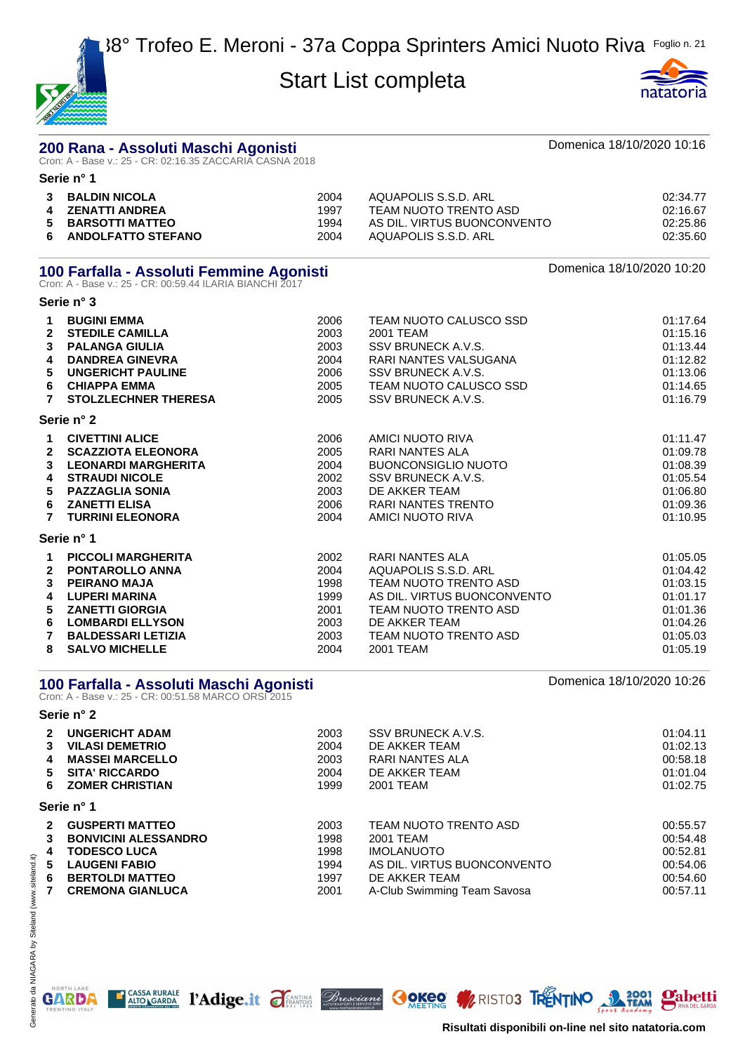# 38° Trofeo E. Meroni - 37a Coppa Sprinters Amici Nuoto Riva

## Start List completa

## 200 Rana - Assoluti Maschi Agonisti

Domenica 18/10/2020 10:16

Cron: A - Base v.: 25 - CR: 02:16.35 ZACCARIA CASNA 2018

**Serie n° 1**

| | | | | |
|---|---|---|---|---|
| 3 | BALDIN NICOLA | 2004 | AQUAPOLIS S.S.D. ARL | 02:34.77 |
| 4 | ZENATTI ANDREA | 1997 | TEAM NUOTO TRENTO ASD | 02:16.67 |
| 5 | BARSOTTI MATTEO | 1994 | AS DIL. VIRTUS BUONCONVENTO | 02:25.86 |
| 6 | ANDOLFATTO STEFANO | 2004 | AQUAPOLIS S.S.D. ARL | 02:35.60 |

## 100 Farfalla - Assoluti Femmine Agonisti

Domenica 18/10/2020 10:20

Cron: A - Base v.: 25 - CR: 00:59.44 ILARIA BIANCHI 2017

**Serie n° 3**

| | | | | |
|---|---|---|---|---|
| 1 | BUGINI EMMA | 2006 | TEAM NUOTO CALUSCO SSD | 01:17.64 |
| 2 | STEDILE CAMILLA | 2003 | 2001 TEAM | 01:15.16 |
| 3 | PALANGA GIULIA | 2003 | SSV BRUNECK A.V.S. | 01:13.44 |
| 4 | DANDREA GINEVRA | 2004 | RARI NANTES VALSUGANA | 01:12.82 |
| 5 | UNGERICHT PAULINE | 2006 | SSV BRUNECK A.V.S. | 01:13.06 |
| 6 | CHIAPPA EMMA | 2005 | TEAM NUOTO CALUSCO SSD | 01:14.65 |
| 7 | STOLZLECHNER THERESA | 2005 | SSV BRUNECK A.V.S. | 01:16.79 |

**Serie n° 2**

| | | | | |
|---|---|---|---|---|
| 1 | CIVETTINI ALICE | 2006 | AMICI NUOTO RIVA | 01:11.47 |
| 2 | SCAZZIOTA ELEONORA | 2005 | RARI NANTES ALA | 01:09.78 |
| 3 | LEONARDI MARGHERITA | 2004 | BUONCONSIGLIO NUOTO | 01:08.39 |
| 4 | STRAUDI NICOLE | 2002 | SSV BRUNECK A.V.S. | 01:05.54 |
| 5 | PAZZAGLIA SONIA | 2003 | DE AKKER TEAM | 01:06.80 |
| 6 | ZANETTI ELISA | 2006 | RARI NANTES TRENTO | 01:09.36 |
| 7 | TURRINI ELEONORA | 2004 | AMICI NUOTO RIVA | 01:10.95 |

**Serie n° 1**

| | | | | |
|---|---|---|---|---|
| 1 | PICCOLI MARGHERITA | 2002 | RARI NANTES ALA | 01:05.05 |
| 2 | PONTAROLLO ANNA | 2004 | AQUAPOLIS S.S.D. ARL | 01:04.42 |
| 3 | PEIRANO MAJA | 1998 | TEAM NUOTO TRENTO ASD | 01:03.15 |
| 4 | LUPERI MARINA | 1999 | AS DIL. VIRTUS BUONCONVENTO | 01:01.17 |
| 5 | ZANETTI GIORGIA | 2001 | TEAM NUOTO TRENTO ASD | 01:01.36 |
| 6 | LOMBARDI ELLYSON | 2003 | DE AKKER TEAM | 01:04.26 |
| 7 | BALDESSARI LETIZIA | 2003 | TEAM NUOTO TRENTO ASD | 01:05.03 |
| 8 | SALVO MICHELLE | 2004 | 2001 TEAM | 01:05.19 |

## 100 Farfalla - Assoluti Maschi Agonisti

Domenica 18/10/2020 10:26

Cron: A - Base v.: 25 - CR: 00:51.58 MARCO ORSI 2015

**Serie n° 2**

| | | | | |
|---|---|---|---|---|
| 2 | UNGERICHT ADAM | 2003 | SSV BRUNECK A.V.S. | 01:04.11 |
| 3 | VILASI DEMETRIO | 2004 | DE AKKER TEAM | 01:02.13 |
| 4 | MASSEI MARCELLO | 2003 | RARI NANTES ALA | 00:58.18 |
| 5 | SITA' RICCARDO | 2004 | DE AKKER TEAM | 01:01.04 |
| 6 | ZOMER CHRISTIAN | 1999 | 2001 TEAM | 01:02.75 |

**Serie n° 1**

| | | | | |
|---|---|---|---|---|
| 2 | GUSPERTI MATTEO | 2003 | TEAM NUOTO TRENTO ASD | 00:55.57 |
| 3 | BONVICINI ALESSANDRO | 1998 | 2001 TEAM | 00:54.48 |
| 4 | TODESCO LUCA | 1998 | IMOLANUOTO | 00:52.81 |
| 5 | LAUGENI FABIO | 1994 | AS DIL. VIRTUS BUONCONVENTO | 00:54.06 |
| 6 | BERTOLDI MATTEO | 1997 | DE AKKER TEAM | 00:54.60 |
| 7 | CREMONA GIANLUCA | 2001 | A-Club Swimming Team Savosa | 00:57.11 |

Risultati disponibili on-line nel sito natatoria.com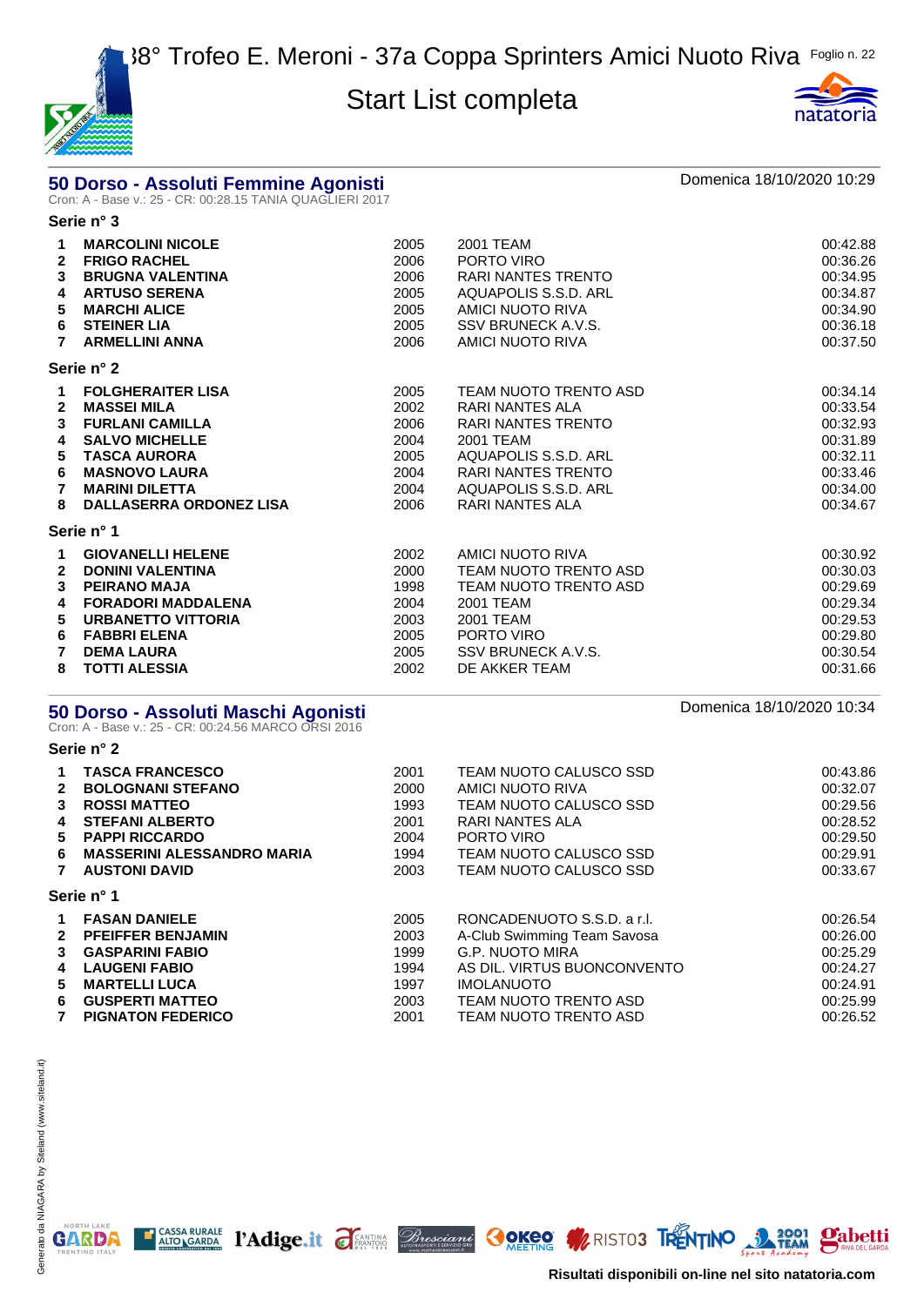# 38° Trofeo E. Meroni - 37a Coppa Sprinters Amici Nuoto Riva

## Start List completa

## 50 Dorso - Assoluti Femmine Agonisti

Domenica 18/10/2020 10:29

Cron: A - Base v.: 25 - CR: 00:28.15 TANIA QUAGLIERI 2017

### Serie n° 3

| | | | | |
|---|---|---|---|---|
| 1 | **MARCOLINI NICOLE** | 2005 | 2001 TEAM | 00:42.88 |
| 2 | **FRIGO RACHEL** | 2006 | PORTO VIRO | 00:36.26 |
| 3 | **BRUGNA VALENTINA** | 2006 | RARI NANTES TRENTO | 00:34.95 |
| 4 | **ARTUSO SERENA** | 2005 | AQUAPOLIS S.S.D. ARL | 00:34.87 |
| 5 | **MARCHI ALICE** | 2005 | AMICI NUOTO RIVA | 00:34.90 |
| 6 | **STEINER LIA** | 2005 | SSV BRUNECK A.V.S. | 00:36.18 |
| 7 | **ARMELLINI ANNA** | 2006 | AMICI NUOTO RIVA | 00:37.50 |

### Serie n° 2

| | | | | |
|---|---|---|---|---|
| 1 | **FOLGHERAITER LISA** | 2005 | TEAM NUOTO TRENTO ASD | 00:34.14 |
| 2 | **MASSEI MILA** | 2002 | RARI NANTES ALA | 00:33.54 |
| 3 | **FURLANI CAMILLA** | 2006 | RARI NANTES TRENTO | 00:32.93 |
| 4 | **SALVO MICHELLE** | 2004 | 2001 TEAM | 00:31.89 |
| 5 | **TASCA AURORA** | 2005 | AQUAPOLIS S.S.D. ARL | 00:32.11 |
| 6 | **MASNOVO LAURA** | 2004 | RARI NANTES TRENTO | 00:33.46 |
| 7 | **MARINI DILETTA** | 2004 | AQUAPOLIS S.S.D. ARL | 00:34.00 |
| 8 | **DALLASERRA ORDONEZ LISA** | 2006 | RARI NANTES ALA | 00:34.67 |

### Serie n° 1

| | | | | |
|---|---|---|---|---|
| 1 | **GIOVANELLI HELENE** | 2002 | AMICI NUOTO RIVA | 00:30.92 |
| 2 | **DONINI VALENTINA** | 2000 | TEAM NUOTO TRENTO ASD | 00:30.03 |
| 3 | **PEIRANO MAJA** | 1998 | TEAM NUOTO TRENTO ASD | 00:29.69 |
| 4 | **FORADORI MADDALENA** | 2004 | 2001 TEAM | 00:29.34 |
| 5 | **URBANETTO VITTORIA** | 2003 | 2001 TEAM | 00:29.53 |
| 6 | **FABBRI ELENA** | 2005 | PORTO VIRO | 00:29.80 |
| 7 | **DEMA LAURA** | 2005 | SSV BRUNECK A.V.S. | 00:30.54 |
| 8 | **TOTTI ALESSIA** | 2002 | DE AKKER TEAM | 00:31.66 |

## 50 Dorso - Assoluti Maschi Agonisti

Domenica 18/10/2020 10:34

Cron: A - Base v.: 25 - CR: 00:24.56 MARCO ORSI 2016

### Serie n° 2

| | | | | |
|---|---|---|---|---|
| 1 | **TASCA FRANCESCO** | 2001 | TEAM NUOTO CALUSCO SSD | 00:43.86 |
| 2 | **BOLOGNANI STEFANO** | 2000 | AMICI NUOTO RIVA | 00:32.07 |
| 3 | **ROSSI MATTEO** | 1993 | TEAM NUOTO CALUSCO SSD | 00:29.56 |
| 4 | **STEFANI ALBERTO** | 2001 | RARI NANTES ALA | 00:28.52 |
| 5 | **PAPPI RICCARDO** | 2004 | PORTO VIRO | 00:29.50 |
| 6 | **MASSERINI ALESSANDRO MARIA** | 1994 | TEAM NUOTO CALUSCO SSD | 00:29.91 |
| 7 | **AUSTONI DAVID** | 2003 | TEAM NUOTO CALUSCO SSD | 00:33.67 |

### Serie n° 1

| | | | | |
|---|---|---|---|---|
| 1 | **FASAN DANIELE** | 2005 | RONCADENUOTO S.S.D. a r.l. | 00:26.54 |
| 2 | **PFEIFFER BENJAMIN** | 2003 | A-Club Swimming Team Savosa | 00:26.00 |
| 3 | **GASPARINI FABIO** | 1999 | G.P. NUOTO MIRA | 00:25.29 |
| 4 | **LAUGENI FABIO** | 1994 | AS DIL. VIRTUS BUONCONVENTO | 00:24.27 |
| 5 | **MARTELLI LUCA** | 1997 | IMOLANUOTO | 00:24.91 |
| 6 | **GUSPERTI MATTEO** | 2003 | TEAM NUOTO TRENTO ASD | 00:25.99 |
| 7 | **PIGNATON FEDERICO** | 2001 | TEAM NUOTO TRENTO ASD | 00:26.52 |

**Risultati disponibili on-line nel sito natatoria.com**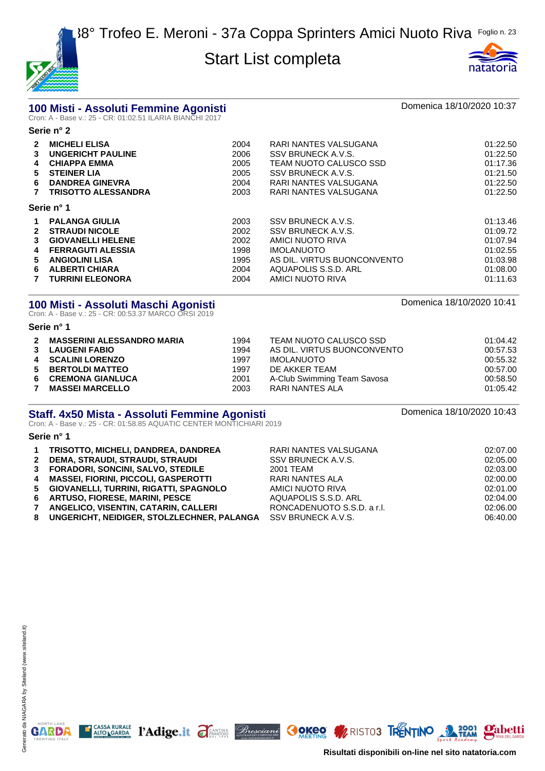# 38° Trofeo E. Meroni - 37a Coppa Sprinters Amici Nuoto Riva

## Start List completa

## 100 Misti - Assoluti Femmine Agonisti

Domenica 18/10/2020 10:37

Cron: A - Base v.: 25 - CR: 01:02.51 ILARIA BIANCHI 2017

**Serie n° 2**

| | | | | |
|---|---|---|---|---|
| 2 | **MICHELI ELISA** | 2004 | RARI NANTES VALSUGANA | 01:22.50 |
| 3 | **UNGERICHT PAULINE** | 2006 | SSV BRUNECK A.V.S. | 01:22.50 |
| 4 | **CHIAPPA EMMA** | 2005 | TEAM NUOTO CALUSCO SSD | 01:17.36 |
| 5 | **STEINER LIA** | 2005 | SSV BRUNECK A.V.S. | 01:21.50 |
| 6 | **DANDREA GINEVRA** | 2004 | RARI NANTES VALSUGANA | 01:22.50 |
| 7 | **TRISOTTO ALESSANDRA** | 2003 | RARI NANTES VALSUGANA | 01:22.50 |

**Serie n° 1**

| | | | | |
|---|---|---|---|---|
| 1 | **PALANGA GIULIA** | 2003 | SSV BRUNECK A.V.S. | 01:13.46 |
| 2 | **STRAUDI NICOLE** | 2002 | SSV BRUNECK A.V.S. | 01:09.72 |
| 3 | **GIOVANELLI HELENE** | 2002 | AMICI NUOTO RIVA | 01:07.94 |
| 4 | **FERRAGUTI ALESSIA** | 1998 | IMOLANUOTO | 01:02.55 |
| 5 | **ANGIOLINI LISA** | 1995 | AS DIL. VIRTUS BUONCONVENTO | 01:03.98 |
| 6 | **ALBERTI CHIARA** | 2004 | AQUAPOLIS S.S.D. ARL | 01:08.00 |
| 7 | **TURRINI ELEONORA** | 2004 | AMICI NUOTO RIVA | 01:11.63 |

## 100 Misti - Assoluti Maschi Agonisti

Domenica 18/10/2020 10:41

Cron: A - Base v.: 25 - CR: 00:53.37 MARCO ORSI 2019

**Serie n° 1**

| | | | | |
|---|---|---|---|---|
| 2 | **MASSERINI ALESSANDRO MARIA** | 1994 | TEAM NUOTO CALUSCO SSD | 01:04.42 |
| 3 | **LAUGENI FABIO** | 1994 | AS DIL. VIRTUS BUONCONVENTO | 00:57.53 |
| 4 | **SCALINI LORENZO** | 1997 | IMOLANUOTO | 00:55.32 |
| 5 | **BERTOLDI MATTEO** | 1997 | DE AKKER TEAM | 00:57.00 |
| 6 | **CREMONA GIANLUCA** | 2001 | A-Club Swimming Team Savosa | 00:58.50 |
| 7 | **MASSEI MARCELLO** | 2003 | RARI NANTES ALA | 01:05.42 |

## Staff. 4x50 Mista - Assoluti Femmine Agonisti

Domenica 18/10/2020 10:43

Cron: A - Base v.: 25 - CR: 01:58.85 AQUATIC CENTER MONTICHIARI 2019

**Serie n° 1**

| | | | |
|---|---|---|---|
| 1 | **TRISOTTO, MICHELI, DANDREA, DANDREA** | RARI NANTES VALSUGANA | 02:07.00 |
| 2 | **DEMA, STRAUDI, STRAUDI, STRAUDI** | SSV BRUNECK A.V.S. | 02:05.00 |
| 3 | **FORADORI, SONCINI, SALVO, STEDILE** | 2001 TEAM | 02:03.00 |
| 4 | **MASSEI, FIORINI, PICCOLI, GASPEROTTI** | RARI NANTES ALA | 02:00.00 |
| 5 | **GIOVANELLI, TURRINI, RIGATTI, SPAGNOLO** | AMICI NUOTO RIVA | 02:01.00 |
| 6 | **ARTUSO, FIORESE, MARINI, PESCE** | AQUAPOLIS S.S.D. ARL | 02:04.00 |
| 7 | **ANGELICO, VISENTIN, CATARIN, CALLERI** | RONCADENUOTO S.S.D. a r.l. | 02:06.00 |
| 8 | **UNGERICHT, NEIDIGER, STOLZLECHNER, PALANGA** | SSV BRUNECK A.V.S. | 06:40.00 |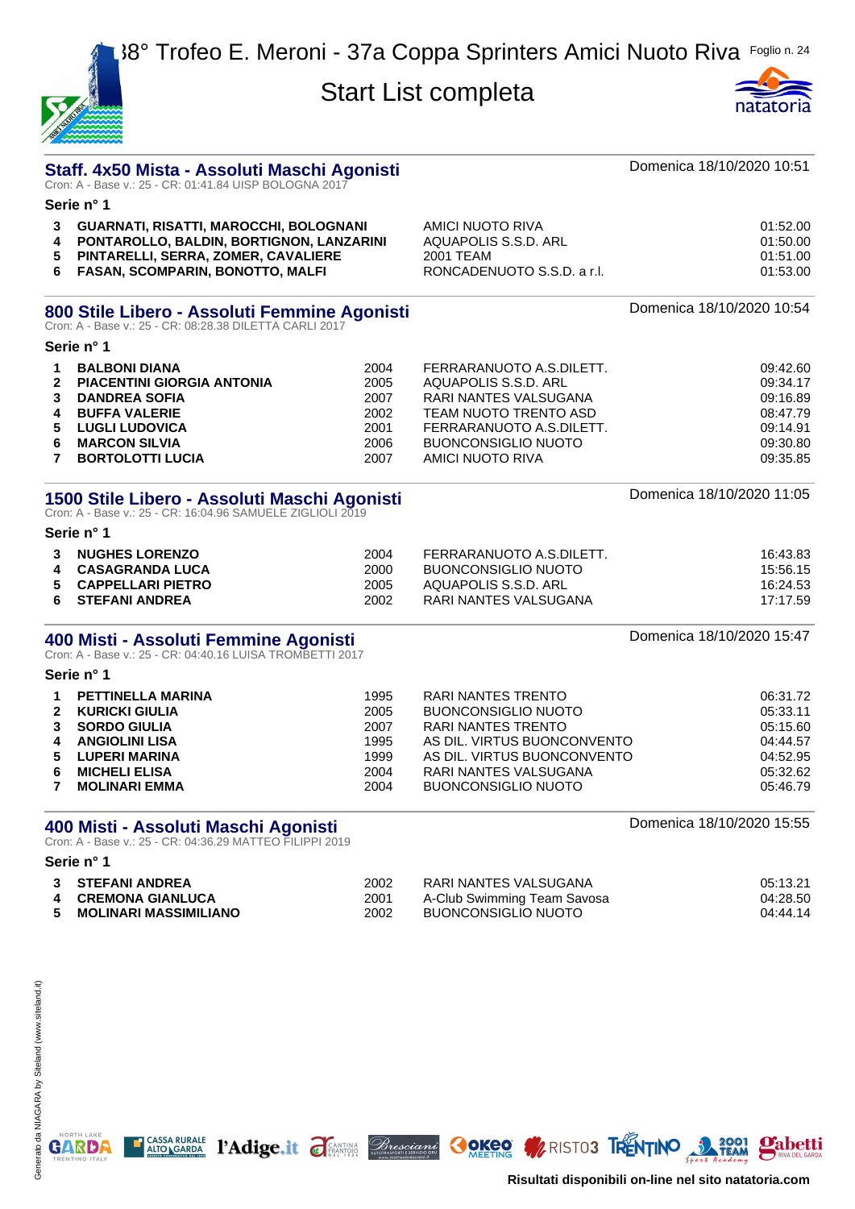# 38° Trofeo E. Meroni - 37a Coppa Sprinters Amici Nuoto Riva

## Start List completa

### Staff. 4x50 Mista - Assoluti Maschi Agonisti

Domenica 18/10/2020 10:51

Cron: A - Base v.: 25 - CR: 01:41.84 UISP BOLOGNA 2017

**Serie n° 1**

| | | | |
|---|---|---|---|
| 3 | **GUARNATI, RISATTI, MAROCCHI, BOLOGNANI** | AMICI NUOTO RIVA | 01:52.00 |
| 4 | **PONTAROLLO, BALDIN, BORTIGNON, LANZARINI** | AQUAPOLIS S.S.D. ARL | 01:50.00 |
| 5 | **PINTARELLI, SERRA, ZOMER, CAVALIERE** | 2001 TEAM | 01:51.00 |
| 6 | **FASAN, SCOMPARIN, BONOTTO, MALFI** | RONCADENUOTO S.S.D. a r.l. | 01:53.00 |

### 800 Stile Libero - Assoluti Femmine Agonisti

Domenica 18/10/2020 10:54

Cron: A - Base v.: 25 - CR: 08:28.38 DILETTA CARLI 2017

**Serie n° 1**

| | | | | |
|---|---|---|---|---|
| 1 | **BALBONI DIANA** | 2004 | FERRARANUOTO A.S.DILETT. | 09:42.60 |
| 2 | **PIACENTINI GIORGIA ANTONIA** | 2005 | AQUAPOLIS S.S.D. ARL | 09:34.17 |
| 3 | **DANDREA SOFIA** | 2007 | RARI NANTES VALSUGANA | 09:16.89 |
| 4 | **BUFFA VALERIE** | 2002 | TEAM NUOTO TRENTO ASD | 08:47.79 |
| 5 | **LUGLI LUDOVICA** | 2001 | FERRARANUOTO A.S.DILETT. | 09:14.91 |
| 6 | **MARCON SILVIA** | 2006 | BUONCONSIGLIO NUOTO | 09:30.80 |
| 7 | **BORTOLOTTI LUCIA** | 2007 | AMICI NUOTO RIVA | 09:35.85 |

### 1500 Stile Libero - Assoluti Maschi Agonisti

Domenica 18/10/2020 11:05

Cron: A - Base v.: 25 - CR: 16:04.96 SAMUELE ZIGLIOLI 2019

**Serie n° 1**

| | | | | |
|---|---|---|---|---|
| 3 | **NUGHES LORENZO** | 2004 | FERRARANUOTO A.S.DILETT. | 16:43.83 |
| 4 | **CASAGRANDA LUCA** | 2000 | BUONCONSIGLIO NUOTO | 15:56.15 |
| 5 | **CAPPELLARI PIETRO** | 2005 | AQUAPOLIS S.S.D. ARL | 16:24.53 |
| 6 | **STEFANI ANDREA** | 2002 | RARI NANTES VALSUGANA | 17:17.59 |

### 400 Misti - Assoluti Femmine Agonisti

Domenica 18/10/2020 15:47

Cron: A - Base v.: 25 - CR: 04:40.16 LUISA TROMBETTI 2017

**Serie n° 1**

| | | | | |
|---|---|---|---|---|
| 1 | **PETTINELLA MARINA** | 1995 | RARI NANTES TRENTO | 06:31.72 |
| 2 | **KURICKI GIULIA** | 2005 | BUONCONSIGLIO NUOTO | 05:33.11 |
| 3 | **SORDO GIULIA** | 2007 | RARI NANTES TRENTO | 05:15.60 |
| 4 | **ANGIOLINI LISA** | 1995 | AS DIL. VIRTUS BUONCONVENTO | 04:44.57 |
| 5 | **LUPERI MARINA** | 1999 | AS DIL. VIRTUS BUONCONVENTO | 04:52.95 |
| 6 | **MICHELI ELISA** | 2004 | RARI NANTES VALSUGANA | 05:32.62 |
| 7 | **MOLINARI EMMA** | 2004 | BUONCONSIGLIO NUOTO | 05:46.79 |

### 400 Misti - Assoluti Maschi Agonisti

Domenica 18/10/2020 15:55

Cron: A - Base v.: 25 - CR: 04:36.29 MATTEO FILIPPI 2019

**Serie n° 1**

| | | | | |
|---|---|---|---|---|
| 3 | **STEFANI ANDREA** | 2002 | RARI NANTES VALSUGANA | 05:13.21 |
| 4 | **CREMONA GIANLUCA** | 2001 | A-Club Swimming Team Savosa | 04:28.50 |
| 5 | **MOLINARI MASSIMILIANO** | 2002 | BUONCONSIGLIO NUOTO | 04:44.14 |

Risultati disponibili on-line nel sito natatoria.com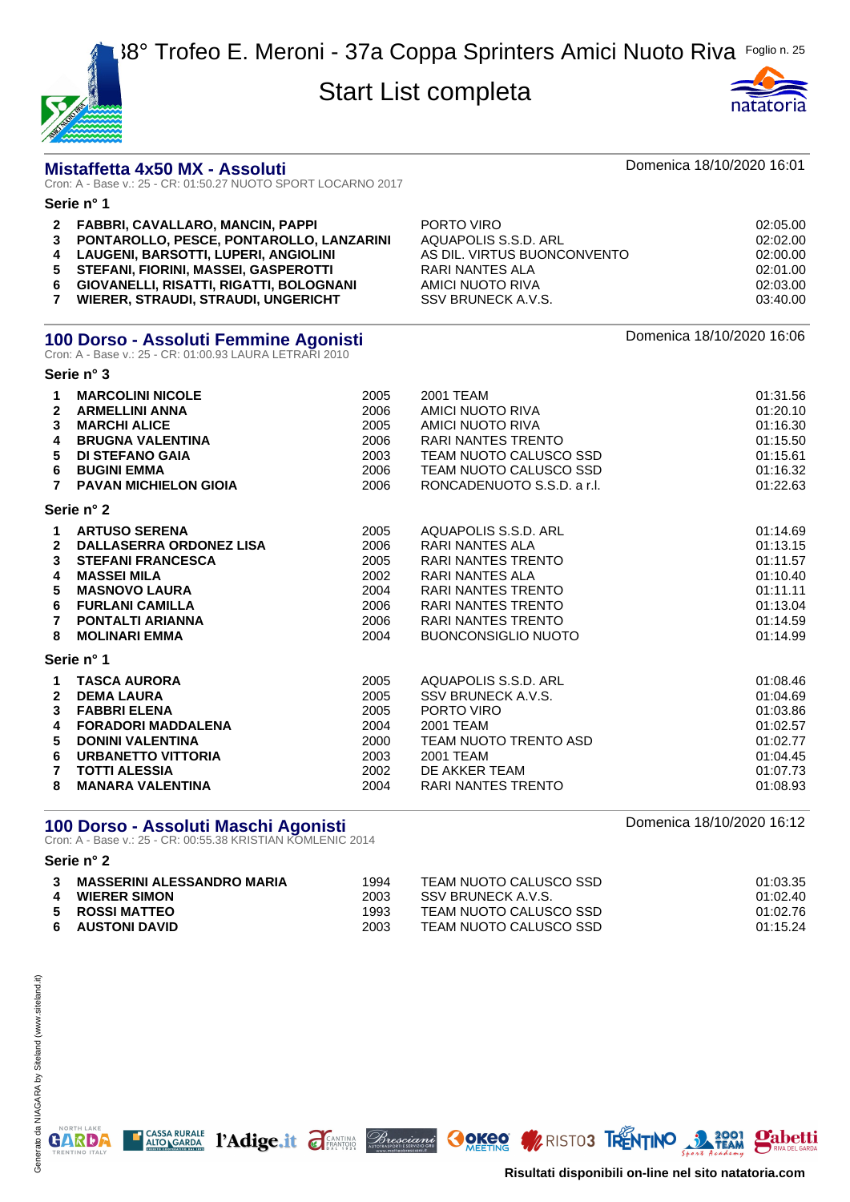# 38° Trofeo E. Meroni - 37a Coppa Sprinters Amici Nuoto Riva

## Start List completa

### Mistaffetta 4x50 MX - Assoluti

Domenica 18/10/2020 16:01

Cron: A - Base v.: 25 - CR: 01:50.27 NUOTO SPORT LOCARNO 2017

**Serie n° 1**

| | | | |
|---|---|---|---|
| 2 | **FABBRI, CAVALLARO, MANCIN, PAPPI** | PORTO VIRO | 02:05.00 |
| 3 | **PONTAROLLO, PESCE, PONTAROLLO, LANZARINI** | AQUAPOLIS S.S.D. ARL | 02:02.00 |
| 4 | **LAUGENI, BARSOTTI, LUPERI, ANGIOLINI** | AS DIL. VIRTUS BUONCONVENTO | 02:00.00 |
| 5 | **STEFANI, FIORINI, MASSEI, GASPEROTTI** | RARI NANTES ALA | 02:01.00 |
| 6 | **GIOVANELLI, RISATTI, RIGATTI, BOLOGNANI** | AMICI NUOTO RIVA | 02:03.00 |
| 7 | **WIERER, STRAUDI, STRAUDI, UNGERICHT** | SSV BRUNECK A.V.S. | 03:40.00 |

### 100 Dorso - Assoluti Femmine Agonisti

Domenica 18/10/2020 16:06

Cron: A - Base v.: 25 - CR: 01:00.93 LAURA LETRARI 2010

**Serie n° 3**

| | | | | |
|---|---|---|---|---|
| 1 | **MARCOLINI NICOLE** | 2005 | 2001 TEAM | 01:31.56 |
| 2 | **ARMELLINI ANNA** | 2006 | AMICI NUOTO RIVA | 01:20.10 |
| 3 | **MARCHI ALICE** | 2005 | AMICI NUOTO RIVA | 01:16.30 |
| 4 | **BRUGNA VALENTINA** | 2006 | RARI NANTES TRENTO | 01:15.50 |
| 5 | **DI STEFANO GAIA** | 2003 | TEAM NUOTO CALUSCO SSD | 01:15.61 |
| 6 | **BUGINI EMMA** | 2006 | TEAM NUOTO CALUSCO SSD | 01:16.32 |
| 7 | **PAVAN MICHIELON GIOIA** | 2006 | RONCADENUOTO S.S.D. a r.l. | 01:22.63 |

**Serie n° 2**

| | | | | |
|---|---|---|---|---|
| 1 | **ARTUSO SERENA** | 2005 | AQUAPOLIS S.S.D. ARL | 01:14.69 |
| 2 | **DALLASERRA ORDONEZ LISA** | 2006 | RARI NANTES ALA | 01:13.15 |
| 3 | **STEFANI FRANCESCA** | 2005 | RARI NANTES TRENTO | 01:11.57 |
| 4 | **MASSEI MILA** | 2002 | RARI NANTES ALA | 01:10.40 |
| 5 | **MASNOVO LAURA** | 2004 | RARI NANTES TRENTO | 01:11.11 |
| 6 | **FURLANI CAMILLA** | 2006 | RARI NANTES TRENTO | 01:13.04 |
| 7 | **PONTALTI ARIANNA** | 2006 | RARI NANTES TRENTO | 01:14.59 |
| 8 | **MOLINARI EMMA** | 2004 | BUONCONSIGLIO NUOTO | 01:14.99 |

**Serie n° 1**

| | | | | |
|---|---|---|---|---|
| 1 | **TASCA AURORA** | 2005 | AQUAPOLIS S.S.D. ARL | 01:08.46 |
| 2 | **DEMA LAURA** | 2005 | SSV BRUNECK A.V.S. | 01:04.69 |
| 3 | **FABBRI ELENA** | 2005 | PORTO VIRO | 01:03.86 |
| 4 | **FORADORI MADDALENA** | 2004 | 2001 TEAM | 01:02.57 |
| 5 | **DONINI VALENTINA** | 2000 | TEAM NUOTO TRENTO ASD | 01:02.77 |
| 6 | **URBANETTO VITTORIA** | 2003 | 2001 TEAM | 01:04.45 |
| 7 | **TOTTI ALESSIA** | 2002 | DE AKKER TEAM | 01:07.73 |
| 8 | **MANARA VALENTINA** | 2004 | RARI NANTES TRENTO | 01:08.93 |

### 100 Dorso - Assoluti Maschi Agonisti

Domenica 18/10/2020 16:12

Cron: A - Base v.: 25 - CR: 00:55.38 KRISTIAN KOMLENIC 2014

**Serie n° 2**

| | | | | |
|---|---|---|---|---|
| 3 | **MASSERINI ALESSANDRO MARIA** | 1994 | TEAM NUOTO CALUSCO SSD | 01:03.35 |
| 4 | **WIERER SIMON** | 2003 | SSV BRUNECK A.V.S. | 01:02.40 |
| 5 | **ROSSI MATTEO** | 1993 | TEAM NUOTO CALUSCO SSD | 01:02.76 |
| 6 | **AUSTONI DAVID** | 2003 | TEAM NUOTO CALUSCO SSD | 01:15.24 |

Risultati disponibili on-line nel sito natatoria.com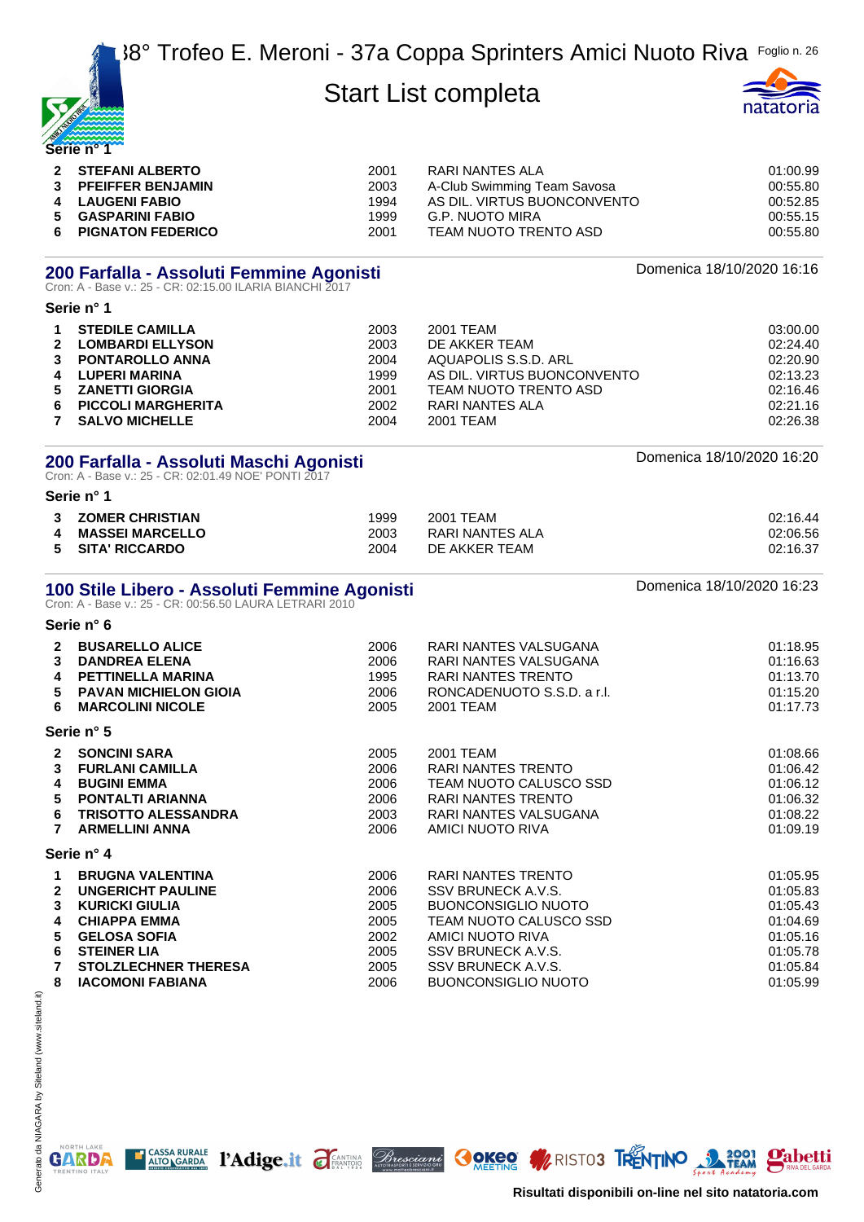# 38° Trofeo E. Meroni - 37a Coppa Sprinters Amici Nuoto Riva

## Start List completa

Serie n° 1

| | | | | |
|---|---|---|---|---|
| 2 | **STEFANI ALBERTO** | 2001 | RARI NANTES ALA | 01:00.99 |
| 3 | **PFEIFFER BENJAMIN** | 2003 | A-Club Swimming Team Savosa | 00:55.80 |
| 4 | **LAUGENI FABIO** | 1994 | AS DIL. VIRTUS BUONCONVENTO | 00:52.85 |
| 5 | **GASPARINI FABIO** | 1999 | G.P. NUOTO MIRA | 00:55.15 |
| 6 | **PIGNATON FEDERICO** | 2001 | TEAM NUOTO TRENTO ASD | 00:55.80 |

### 200 Farfalla - Assoluti Femmine Agonisti

Domenica 18/10/2020 16:16

Cron: A - Base v.: 25 - CR: 02:15.00 ILARIA BIANCHI 2017

**Serie n° 1**

| | | | | |
|---|---|---|---|---|
| 1 | **STEDILE CAMILLA** | 2003 | 2001 TEAM | 03:00.00 |
| 2 | **LOMBARDI ELLYSON** | 2003 | DE AKKER TEAM | 02:24.40 |
| 3 | **PONTAROLLO ANNA** | 2004 | AQUAPOLIS S.S.D. ARL | 02:20.90 |
| 4 | **LUPERI MARINA** | 1999 | AS DIL. VIRTUS BUONCONVENTO | 02:13.23 |
| 5 | **ZANETTI GIORGIA** | 2001 | TEAM NUOTO TRENTO ASD | 02:16.46 |
| 6 | **PICCOLI MARGHERITA** | 2002 | RARI NANTES ALA | 02:21.16 |
| 7 | **SALVO MICHELLE** | 2004 | 2001 TEAM | 02:26.38 |

### 200 Farfalla - Assoluti Maschi Agonisti

Domenica 18/10/2020 16:20

Cron: A - Base v.: 25 - CR: 02:01.49 NOE' PONTI 2017

**Serie n° 1**

| | | | | |
|---|---|---|---|---|
| 3 | **ZOMER CHRISTIAN** | 1999 | 2001 TEAM | 02:16.44 |
| 4 | **MASSEI MARCELLO** | 2003 | RARI NANTES ALA | 02:06.56 |
| 5 | **SITA' RICCARDO** | 2004 | DE AKKER TEAM | 02:16.37 |

### 100 Stile Libero - Assoluti Femmine Agonisti

Domenica 18/10/2020 16:23

Cron: A - Base v.: 25 - CR: 00:56.50 LAURA LETRARI 2010

**Serie n° 6**

| | | | | |
|---|---|---|---|---|
| 2 | **BUSARELLO ALICE** | 2006 | RARI NANTES VALSUGANA | 01:18.95 |
| 3 | **DANDREA ELENA** | 2006 | RARI NANTES VALSUGANA | 01:16.63 |
| 4 | **PETTINELLA MARINA** | 1995 | RARI NANTES TRENTO | 01:13.70 |
| 5 | **PAVAN MICHIELON GIOIA** | 2006 | RONCADENUOTO S.S.D. a r.l. | 01:15.20 |
| 6 | **MARCOLINI NICOLE** | 2005 | 2001 TEAM | 01:17.73 |

**Serie n° 5**

| | | | | |
|---|---|---|---|---|
| 2 | **SONCINI SARA** | 2005 | 2001 TEAM | 01:08.66 |
| 3 | **FURLANI CAMILLA** | 2006 | RARI NANTES TRENTO | 01:06.42 |
| 4 | **BUGINI EMMA** | 2006 | TEAM NUOTO CALUSCO SSD | 01:06.12 |
| 5 | **PONTALTI ARIANNA** | 2006 | RARI NANTES TRENTO | 01:06.32 |
| 6 | **TRISOTTO ALESSANDRA** | 2003 | RARI NANTES VALSUGANA | 01:08.22 |
| 7 | **ARMELLINI ANNA** | 2006 | AMICI NUOTO RIVA | 01:09.19 |

**Serie n° 4**

| | | | | |
|---|---|---|---|---|
| 1 | **BRUGNA VALENTINA** | 2006 | RARI NANTES TRENTO | 01:05.95 |
| 2 | **UNGERICHT PAULINE** | 2006 | SSV BRUNECK A.V.S. | 01:05.83 |
| 3 | **KURICKI GIULIA** | 2005 | BUONCONSIGLIO NUOTO | 01:05.43 |
| 4 | **CHIAPPA EMMA** | 2005 | TEAM NUOTO CALUSCO SSD | 01:04.69 |
| 5 | **GELOSA SOFIA** | 2002 | AMICI NUOTO RIVA | 01:05.16 |
| 6 | **STEINER LIA** | 2005 | SSV BRUNECK A.V.S. | 01:05.78 |
| 7 | **STOLZLECHNER THERESA** | 2005 | SSV BRUNECK A.V.S. | 01:05.84 |
| 8 | **IACOMONI FABIANA** | 2006 | BUONCONSIGLIO NUOTO | 01:05.99 |

Risultati disponibili on-line nel sito natatoria.com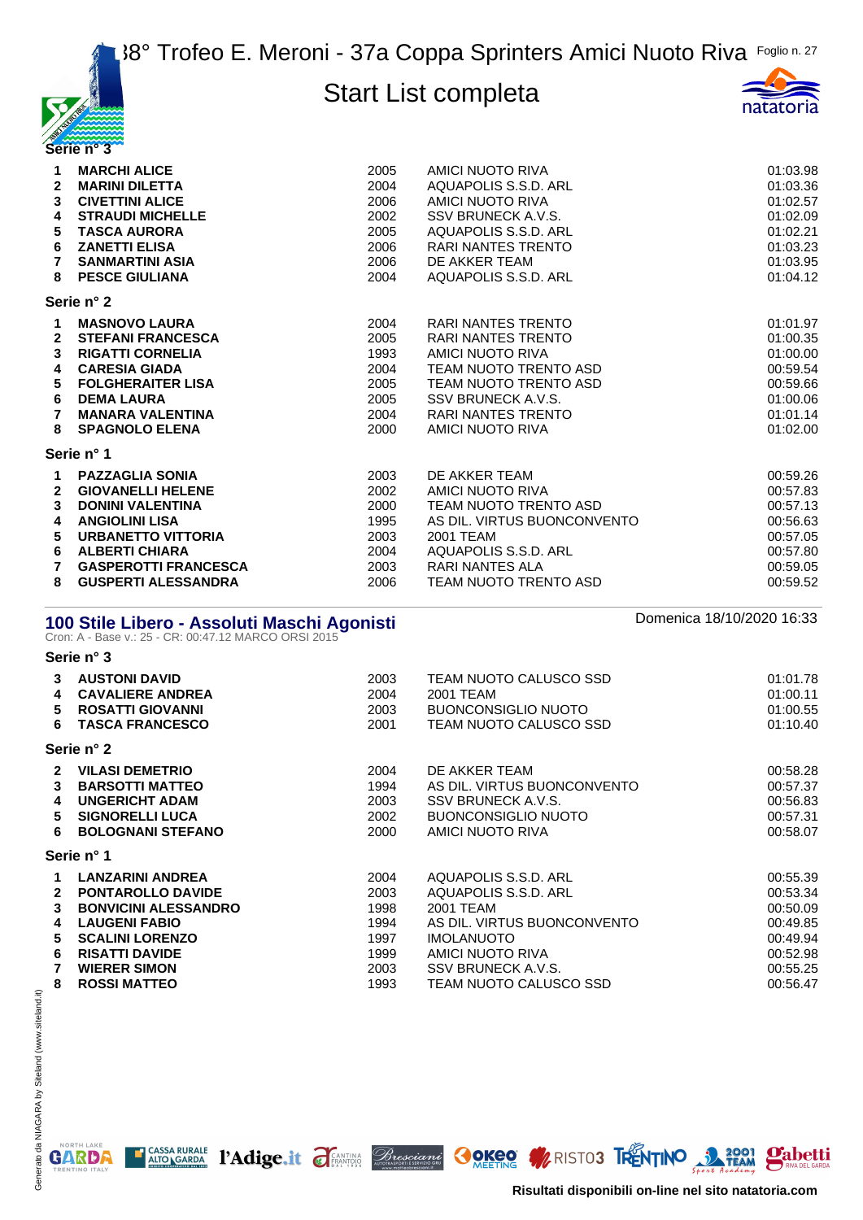**Serie n° 3**

| | | | | |
|---|---|---|---|---|
| 1 | **MARCHI ALICE** | 2005 | AMICI NUOTO RIVA | 01:03.98 |
| 2 | **MARINI DILETTA** | 2004 | AQUAPOLIS S.S.D. ARL | 01:03.36 |
| 3 | **CIVETTINI ALICE** | 2006 | AMICI NUOTO RIVA | 01:02.57 |
| 4 | **STRAUDI MICHELLE** | 2002 | SSV BRUNECK A.V.S. | 01:02.09 |
| 5 | **TASCA AURORA** | 2005 | AQUAPOLIS S.S.D. ARL | 01:02.21 |
| 6 | **ZANETTI ELISA** | 2006 | RARI NANTES TRENTO | 01:03.23 |
| 7 | **SANMARTINI ASIA** | 2006 | DE AKKER TEAM | 01:03.95 |
| 8 | **PESCE GIULIANA** | 2004 | AQUAPOLIS S.S.D. ARL | 01:04.12 |

**Serie n° 2**

| | | | | |
|---|---|---|---|---|
| 1 | **MASNOVO LAURA** | 2004 | RARI NANTES TRENTO | 01:01.97 |
| 2 | **STEFANI FRANCESCA** | 2005 | RARI NANTES TRENTO | 01:00.35 |
| 3 | **RIGATTI CORNELIA** | 1993 | AMICI NUOTO RIVA | 01:00.00 |
| 4 | **CARESIA GIADA** | 2004 | TEAM NUOTO TRENTO ASD | 00:59.54 |
| 5 | **FOLGHERAITER LISA** | 2005 | TEAM NUOTO TRENTO ASD | 00:59.66 |
| 6 | **DEMA LAURA** | 2005 | SSV BRUNECK A.V.S. | 01:00.06 |
| 7 | **MANARA VALENTINA** | 2004 | RARI NANTES TRENTO | 01:01.14 |
| 8 | **SPAGNOLO ELENA** | 2000 | AMICI NUOTO RIVA | 01:02.00 |

**Serie n° 1**

| | | | | |
|---|---|---|---|---|
| 1 | **PAZZAGLIA SONIA** | 2003 | DE AKKER TEAM | 00:59.26 |
| 2 | **GIOVANELLI HELENE** | 2002 | AMICI NUOTO RIVA | 00:57.83 |
| 3 | **DONINI VALENTINA** | 2000 | TEAM NUOTO TRENTO ASD | 00:57.13 |
| 4 | **ANGIOLINI LISA** | 1995 | AS DIL. VIRTUS BUONCONVENTO | 00:56.63 |
| 5 | **URBANETTO VITTORIA** | 2003 | 2001 TEAM | 00:57.05 |
| 6 | **ALBERTI CHIARA** | 2004 | AQUAPOLIS S.S.D. ARL | 00:57.80 |
| 7 | **GASPEROTTI FRANCESCA** | 2003 | RARI NANTES ALA | 00:59.05 |
| 8 | **GUSPERTI ALESSANDRA** | 2006 | TEAM NUOTO TRENTO ASD | 00:59.52 |

## 100 Stile Libero - Assoluti Maschi Agonisti

Domenica 18/10/2020 16:33

Cron: A - Base v.: 25 - CR: 00:47.12 MARCO ORSI 2015

**Serie n° 3**

| | | | | |
|---|---|---|---|---|
| 3 | **AUSTONI DAVID** | 2003 | TEAM NUOTO CALUSCO SSD | 01:01.78 |
| 4 | **CAVALIERE ANDREA** | 2004 | 2001 TEAM | 01:00.11 |
| 5 | **ROSATTI GIOVANNI** | 2003 | BUONCONSIGLIO NUOTO | 01:00.55 |
| 6 | **TASCA FRANCESCO** | 2001 | TEAM NUOTO CALUSCO SSD | 01:10.40 |

**Serie n° 2**

| | | | | |
|---|---|---|---|---|
| 2 | **VILASI DEMETRIO** | 2004 | DE AKKER TEAM | 00:58.28 |
| 3 | **BARSOTTI MATTEO** | 1994 | AS DIL. VIRTUS BUONCONVENTO | 00:57.37 |
| 4 | **UNGERICHT ADAM** | 2003 | SSV BRUNECK A.V.S. | 00:56.83 |
| 5 | **SIGNORELLI LUCA** | 2002 | BUONCONSIGLIO NUOTO | 00:57.31 |
| 6 | **BOLOGNANI STEFANO** | 2000 | AMICI NUOTO RIVA | 00:58.07 |

**Serie n° 1**

| | | | | |
|---|---|---|---|---|
| 1 | **LANZARINI ANDREA** | 2004 | AQUAPOLIS S.S.D. ARL | 00:55.39 |
| 2 | **PONTAROLLO DAVIDE** | 2003 | AQUAPOLIS S.S.D. ARL | 00:53.34 |
| 3 | **BONVICINI ALESSANDRO** | 1998 | 2001 TEAM | 00:50.09 |
| 4 | **LAUGENI FABIO** | 1994 | AS DIL. VIRTUS BUONCONVENTO | 00:49.85 |
| 5 | **SCALINI LORENZO** | 1997 | IMOLANUOTO | 00:49.94 |
| 6 | **RISATTI DAVIDE** | 1999 | AMICI NUOTO RIVA | 00:52.98 |
| 7 | **WIERER SIMON** | 2003 | SSV BRUNECK A.V.S. | 00:55.25 |
| 8 | **ROSSI MATTEO** | 1993 | TEAM NUOTO CALUSCO SSD | 00:56.47 |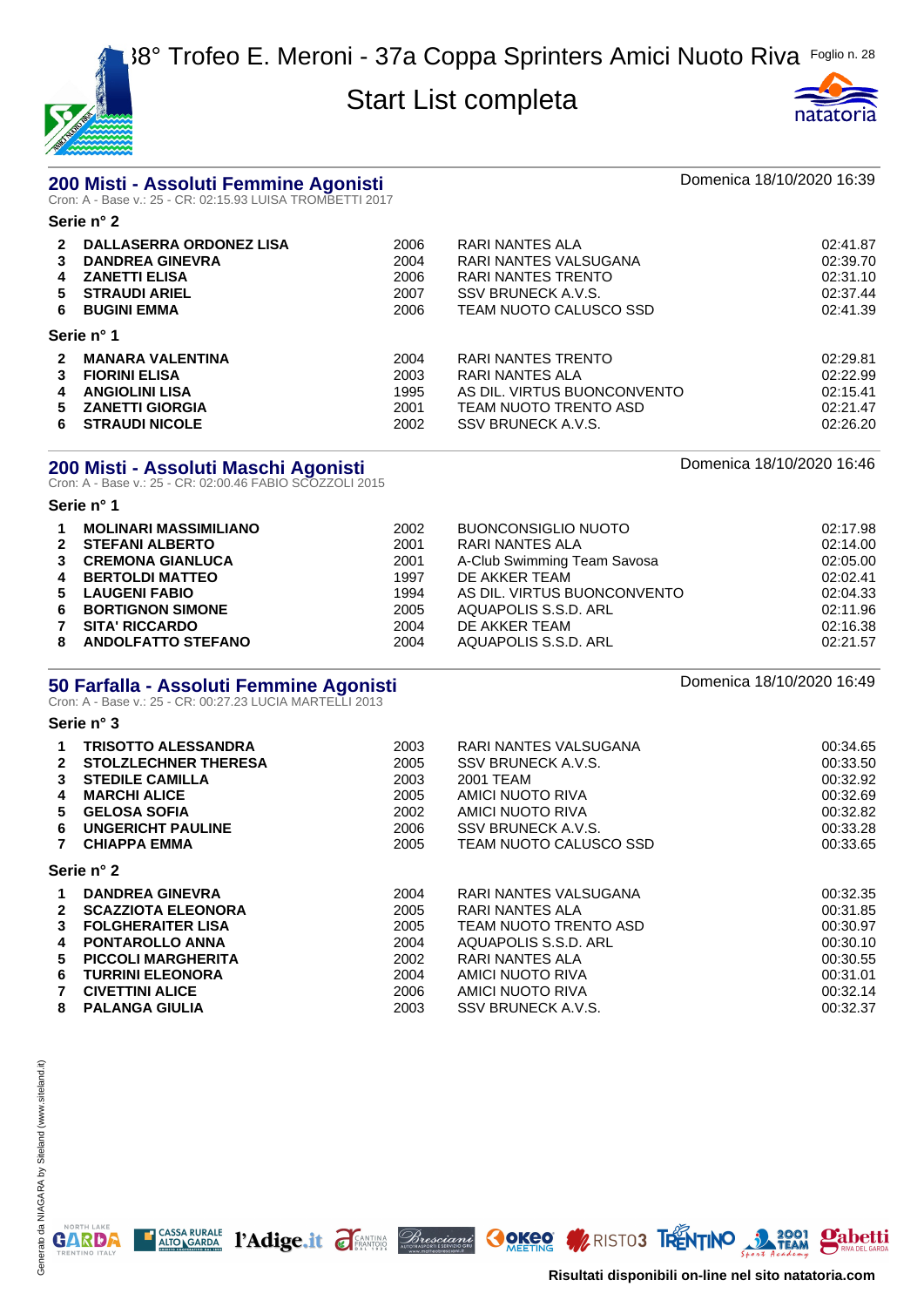## 200 Misti - Assoluti Femmine Agonisti

Domenica 18/10/2020 16:39

Cron: A - Base v.: 25 - CR: 02:15.93 LUISA TROMBETTI 2017

**Serie n° 2**

| | | | | |
|---|---|---|---|---|
| 2 | **DALLASERRA ORDONEZ LISA** | 2006 | RARI NANTES ALA | 02:41.87 |
| 3 | **DANDREA GINEVRA** | 2004 | RARI NANTES VALSUGANA | 02:39.70 |
| 4 | **ZANETTI ELISA** | 2006 | RARI NANTES TRENTO | 02:31.10 |
| 5 | **STRAUDI ARIEL** | 2007 | SSV BRUNECK A.V.S. | 02:37.44 |
| 6 | **BUGINI EMMA** | 2006 | TEAM NUOTO CALUSCO SSD | 02:41.39 |

**Serie n° 1**

| | | | | |
|---|---|---|---|---|
| 2 | **MANARA VALENTINA** | 2004 | RARI NANTES TRENTO | 02:29.81 |
| 3 | **FIORINI ELISA** | 2003 | RARI NANTES ALA | 02:22.99 |
| 4 | **ANGIOLINI LISA** | 1995 | AS DIL. VIRTUS BUONCONVENTO | 02:15.41 |
| 5 | **ZANETTI GIORGIA** | 2001 | TEAM NUOTO TRENTO ASD | 02:21.47 |
| 6 | **STRAUDI NICOLE** | 2002 | SSV BRUNECK A.V.S. | 02:26.20 |

## 200 Misti - Assoluti Maschi Agonisti

Domenica 18/10/2020 16:46

Cron: A - Base v.: 25 - CR: 02:00.46 FABIO SCOZZOLI 2015

**Serie n° 1**

| | | | | |
|---|---|---|---|---|
| 1 | **MOLINARI MASSIMILIANO** | 2002 | BUONCONSIGLIO NUOTO | 02:17.98 |
| 2 | **STEFANI ALBERTO** | 2001 | RARI NANTES ALA | 02:14.00 |
| 3 | **CREMONA GIANLUCA** | 2001 | A-Club Swimming Team Savosa | 02:05.00 |
| 4 | **BERTOLDI MATTEO** | 1997 | DE AKKER TEAM | 02:02.41 |
| 5 | **LAUGENI FABIO** | 1994 | AS DIL. VIRTUS BUONCONVENTO | 02:04.33 |
| 6 | **BORTIGNON SIMONE** | 2005 | AQUAPOLIS S.S.D. ARL | 02:11.96 |
| 7 | **SITA' RICCARDO** | 2004 | DE AKKER TEAM | 02:16.38 |
| 8 | **ANDOLFATTO STEFANO** | 2004 | AQUAPOLIS S.S.D. ARL | 02:21.57 |

## 50 Farfalla - Assoluti Femmine Agonisti

Domenica 18/10/2020 16:49

Cron: A - Base v.: 25 - CR: 00:27.23 LUCIA MARTELLI 2013

**Serie n° 3**

| | | | | |
|---|---|---|---|---|
| 1 | **TRISOTTO ALESSANDRA** | 2003 | RARI NANTES VALSUGANA | 00:34.65 |
| 2 | **STOLZLECHNER THERESA** | 2005 | SSV BRUNECK A.V.S. | 00:33.50 |
| 3 | **STEDILE CAMILLA** | 2003 | 2001 TEAM | 00:32.92 |
| 4 | **MARCHI ALICE** | 2005 | AMICI NUOTO RIVA | 00:32.69 |
| 5 | **GELOSA SOFIA** | 2002 | AMICI NUOTO RIVA | 00:32.82 |
| 6 | **UNGERICHT PAULINE** | 2006 | SSV BRUNECK A.V.S. | 00:33.28 |
| 7 | **CHIAPPA EMMA** | 2005 | TEAM NUOTO CALUSCO SSD | 00:33.65 |

**Serie n° 2**

| | | | | |
|---|---|---|---|---|
| 1 | **DANDREA GINEVRA** | 2004 | RARI NANTES VALSUGANA | 00:32.35 |
| 2 | **SCAZZIOTA ELEONORA** | 2005 | RARI NANTES ALA | 00:31.85 |
| 3 | **FOLGHERAITER LISA** | 2005 | TEAM NUOTO TRENTO ASD | 00:30.97 |
| 4 | **PONTAROLLO ANNA** | 2004 | AQUAPOLIS S.S.D. ARL | 00:30.10 |
| 5 | **PICCOLI MARGHERITA** | 2002 | RARI NANTES ALA | 00:30.55 |
| 6 | **TURRINI ELEONORA** | 2004 | AMICI NUOTO RIVA | 00:31.01 |
| 7 | **CIVETTINI ALICE** | 2006 | AMICI NUOTO RIVA | 00:32.14 |
| 8 | **PALANGA GIULIA** | 2003 | SSV BRUNECK A.V.S. | 00:32.37 |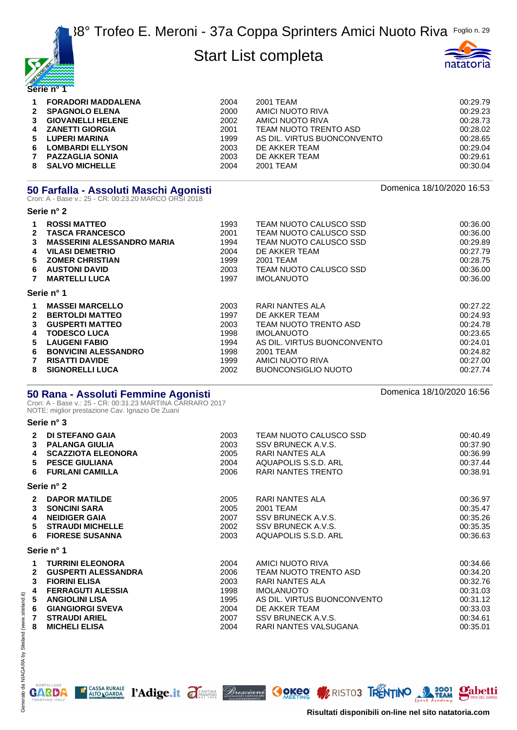Serie n° 1

| | | | | |
|---|---|---|---|---|
| 1 | **FORADORI MADDALENA** | 2004 | 2001 TEAM | 00:29.79 |
| 2 | **SPAGNOLO ELENA** | 2000 | AMICI NUOTO RIVA | 00:29.23 |
| 3 | **GIOVANELLI HELENE** | 2002 | AMICI NUOTO RIVA | 00:28.73 |
| 4 | **ZANETTI GIORGIA** | 2001 | TEAM NUOTO TRENTO ASD | 00:28.02 |
| 5 | **LUPERI MARINA** | 1999 | AS DIL. VIRTUS BUONCONVENTO | 00:28.65 |
| 6 | **LOMBARDI ELLYSON** | 2003 | DE AKKER TEAM | 00:29.04 |
| 7 | **PAZZAGLIA SONIA** | 2003 | DE AKKER TEAM | 00:29.61 |
| 8 | **SALVO MICHELLE** | 2004 | 2001 TEAM | 00:30.04 |

## 50 Farfalla - Assoluti Maschi Agonisti

Domenica 18/10/2020 16:53

Cron: A - Base v.: 25 - CR: 00:23.20 MARCO ORSI 2018

Serie n° 2

| | | | | |
|---|---|---|---|---|
| 1 | **ROSSI MATTEO** | 1993 | TEAM NUOTO CALUSCO SSD | 00:36.00 |
| 2 | **TASCA FRANCESCO** | 2001 | TEAM NUOTO CALUSCO SSD | 00:36.00 |
| 3 | **MASSERINI ALESSANDRO MARIA** | 1994 | TEAM NUOTO CALUSCO SSD | 00:29.89 |
| 4 | **VILASI DEMETRIO** | 2004 | DE AKKER TEAM | 00:27.79 |
| 5 | **ZOMER CHRISTIAN** | 1999 | 2001 TEAM | 00:28.75 |
| 6 | **AUSTONI DAVID** | 2003 | TEAM NUOTO CALUSCO SSD | 00:36.00 |
| 7 | **MARTELLI LUCA** | 1997 | IMOLANUOTO | 00:36.00 |

Serie n° 1

| | | | | |
|---|---|---|---|---|
| 1 | **MASSEI MARCELLO** | 2003 | RARI NANTES ALA | 00:27.22 |
| 2 | **BERTOLDI MATTEO** | 1997 | DE AKKER TEAM | 00:24.93 |
| 3 | **GUSPERTI MATTEO** | 2003 | TEAM NUOTO TRENTO ASD | 00:24.78 |
| 4 | **TODESCO LUCA** | 1998 | IMOLANUOTO | 00:23.65 |
| 5 | **LAUGENI FABIO** | 1994 | AS DIL. VIRTUS BUONCONVENTO | 00:24.01 |
| 6 | **BONVICINI ALESSANDRO** | 1998 | 2001 TEAM | 00:24.82 |
| 7 | **RISATTI DAVIDE** | 1999 | AMICI NUOTO RIVA | 00:27.00 |
| 8 | **SIGNORELLI LUCA** | 2002 | BUONCONSIGLIO NUOTO | 00:27.74 |

## 50 Rana - Assoluti Femmine Agonisti

Domenica 18/10/2020 16:56

Cron: A - Base v.: 25 - CR: 00:31.23 MARTINA CARRARO 2017
NOTE: miglior prestazione Cav. Ignazio De Zuani

Serie n° 3

| | | | | |
|---|---|---|---|---|
| 2 | **DI STEFANO GAIA** | 2003 | TEAM NUOTO CALUSCO SSD | 00:40.49 |
| 3 | **PALANGA GIULIA** | 2003 | SSV BRUNECK A.V.S. | 00:37.90 |
| 4 | **SCAZZIOTA ELEONORA** | 2005 | RARI NANTES ALA | 00:36.99 |
| 5 | **PESCE GIULIANA** | 2004 | AQUAPOLIS S.S.D. ARL | 00:37.44 |
| 6 | **FURLANI CAMILLA** | 2006 | RARI NANTES TRENTO | 00:38.91 |

Serie n° 2

| | | | | |
|---|---|---|---|---|
| 2 | **DAPOR MATILDE** | 2005 | RARI NANTES ALA | 00:36.97 |
| 3 | **SONCINI SARA** | 2005 | 2001 TEAM | 00:35.47 |
| 4 | **NEIDIGER GAIA** | 2007 | SSV BRUNECK A.V.S. | 00:35.26 |
| 5 | **STRAUDI MICHELLE** | 2002 | SSV BRUNECK A.V.S. | 00:35.35 |
| 6 | **FIORESE SUSANNA** | 2003 | AQUAPOLIS S.S.D. ARL | 00:36.63 |

Serie n° 1

| | | | | |
|---|---|---|---|---|
| 1 | **TURRINI ELEONORA** | 2004 | AMICI NUOTO RIVA | 00:34.66 |
| 2 | **GUSPERTI ALESSANDRA** | 2006 | TEAM NUOTO TRENTO ASD | 00:34.20 |
| 3 | **FIORINI ELISA** | 2003 | RARI NANTES ALA | 00:32.76 |
| 4 | **FERRAGUTI ALESSIA** | 1998 | IMOLANUOTO | 00:31.03 |
| 5 | **ANGIOLINI LISA** | 1995 | AS DIL. VIRTUS BUONCONVENTO | 00:31.12 |
| 6 | **GIANGIORGI SVEVA** | 2004 | DE AKKER TEAM | 00:33.03 |
| 7 | **STRAUDI ARIEL** | 2007 | SSV BRUNECK A.V.S. | 00:34.61 |
| 8 | **MICHELI ELISA** | 2004 | RARI NANTES VALSUGANA | 00:35.01 |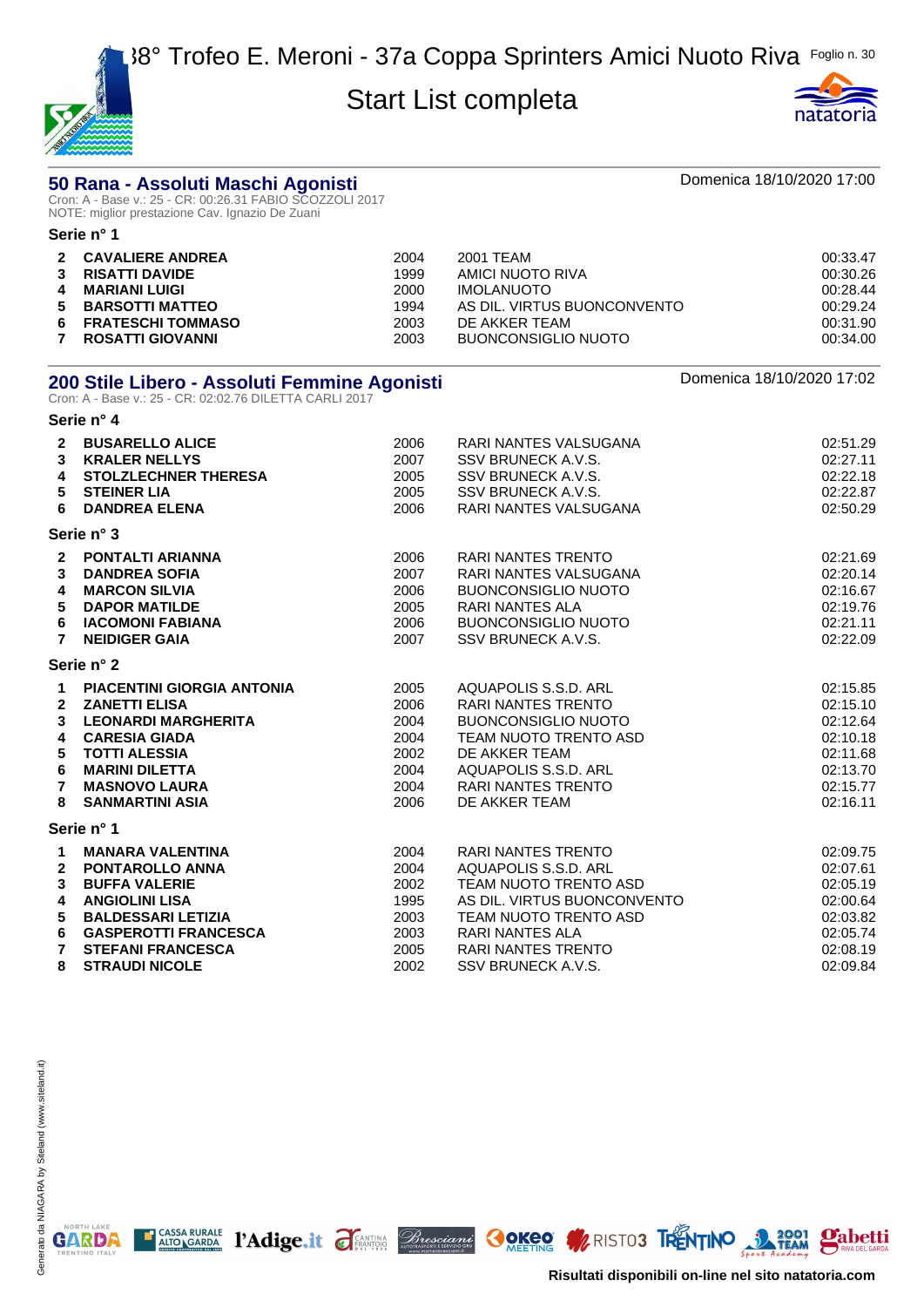# 38° Trofeo E. Meroni - 37a Coppa Sprinters Amici Nuoto Riva

## Start List completa

## 50 Rana - Assoluti Maschi Agonisti

Domenica 18/10/2020 17:00

Cron: A - Base v.: 25 - CR: 00:26.31 FABIO SCOZZOLI 2017
NOTE: miglior prestazione Cav. Ignazio De Zuani

### Serie n° 1

| | | | | |
|---|---|---|---|---|
| 2 | **CAVALIERE ANDREA** | 2004 | 2001 TEAM | 00:33.47 |
| 3 | **RISATTI DAVIDE** | 1999 | AMICI NUOTO RIVA | 00:30.26 |
| 4 | **MARIANI LUIGI** | 2000 | IMOLANUOTO | 00:28.44 |
| 5 | **BARSOTTI MATTEO** | 1994 | AS DIL. VIRTUS BUONCONVENTO | 00:29.24 |
| 6 | **FRATESCHI TOMMASO** | 2003 | DE AKKER TEAM | 00:31.90 |
| 7 | **ROSATTI GIOVANNI** | 2003 | BUONCONSIGLIO NUOTO | 00:34.00 |

## 200 Stile Libero - Assoluti Femmine Agonisti

Domenica 18/10/2020 17:02

Cron: A - Base v.: 25 - CR: 02:02.76 DILETTA CARLI 2017

### Serie n° 4

| | | | | |
|---|---|---|---|---|
| 2 | **BUSARELLO ALICE** | 2006 | RARI NANTES VALSUGANA | 02:51.29 |
| 3 | **KRALER NELLYS** | 2007 | SSV BRUNECK A.V.S. | 02:27.11 |
| 4 | **STOLZLECHNER THERESA** | 2005 | SSV BRUNECK A.V.S. | 02:22.18 |
| 5 | **STEINER LIA** | 2005 | SSV BRUNECK A.V.S. | 02:22.87 |
| 6 | **DANDREA ELENA** | 2006 | RARI NANTES VALSUGANA | 02:50.29 |

### Serie n° 3

| | | | | |
|---|---|---|---|---|
| 2 | **PONTALTI ARIANNA** | 2006 | RARI NANTES TRENTO | 02:21.69 |
| 3 | **DANDREA SOFIA** | 2007 | RARI NANTES VALSUGANA | 02:20.14 |
| 4 | **MARCON SILVIA** | 2006 | BUONCONSIGLIO NUOTO | 02:16.67 |
| 5 | **DAPOR MATILDE** | 2005 | RARI NANTES ALA | 02:19.76 |
| 6 | **IACOMONI FABIANA** | 2006 | BUONCONSIGLIO NUOTO | 02:21.11 |
| 7 | **NEIDIGER GAIA** | 2007 | SSV BRUNECK A.V.S. | 02:22.09 |

### Serie n° 2

| | | | | |
|---|---|---|---|---|
| 1 | **PIACENTINI GIORGIA ANTONIA** | 2005 | AQUAPOLIS S.S.D. ARL | 02:15.85 |
| 2 | **ZANETTI ELISA** | 2006 | RARI NANTES TRENTO | 02:15.10 |
| 3 | **LEONARDI MARGHERITA** | 2004 | BUONCONSIGLIO NUOTO | 02:12.64 |
| 4 | **CARESIA GIADA** | 2004 | TEAM NUOTO TRENTO ASD | 02:10.18 |
| 5 | **TOTTI ALESSIA** | 2002 | DE AKKER TEAM | 02:11.68 |
| 6 | **MARINI DILETTA** | 2004 | AQUAPOLIS S.S.D. ARL | 02:13.70 |
| 7 | **MASNOVO LAURA** | 2004 | RARI NANTES TRENTO | 02:15.77 |
| 8 | **SANMARTINI ASIA** | 2006 | DE AKKER TEAM | 02:16.11 |

### Serie n° 1

| | | | | |
|---|---|---|---|---|
| 1 | **MANARA VALENTINA** | 2004 | RARI NANTES TRENTO | 02:09.75 |
| 2 | **PONTAROLLO ANNA** | 2004 | AQUAPOLIS S.S.D. ARL | 02:07.61 |
| 3 | **BUFFA VALERIE** | 2002 | TEAM NUOTO TRENTO ASD | 02:05.19 |
| 4 | **ANGIOLINI LISA** | 1995 | AS DIL. VIRTUS BUONCONVENTO | 02:00.64 |
| 5 | **BALDESSARI LETIZIA** | 2003 | TEAM NUOTO TRENTO ASD | 02:03.82 |
| 6 | **GASPEROTTI FRANCESCA** | 2003 | RARI NANTES ALA | 02:05.74 |
| 7 | **STEFANI FRANCESCA** | 2005 | RARI NANTES TRENTO | 02:08.19 |
| 8 | **STRAUDI NICOLE** | 2002 | SSV BRUNECK A.V.S. | 02:09.84 |

Risultati disponibili on-line nel sito natatoria.com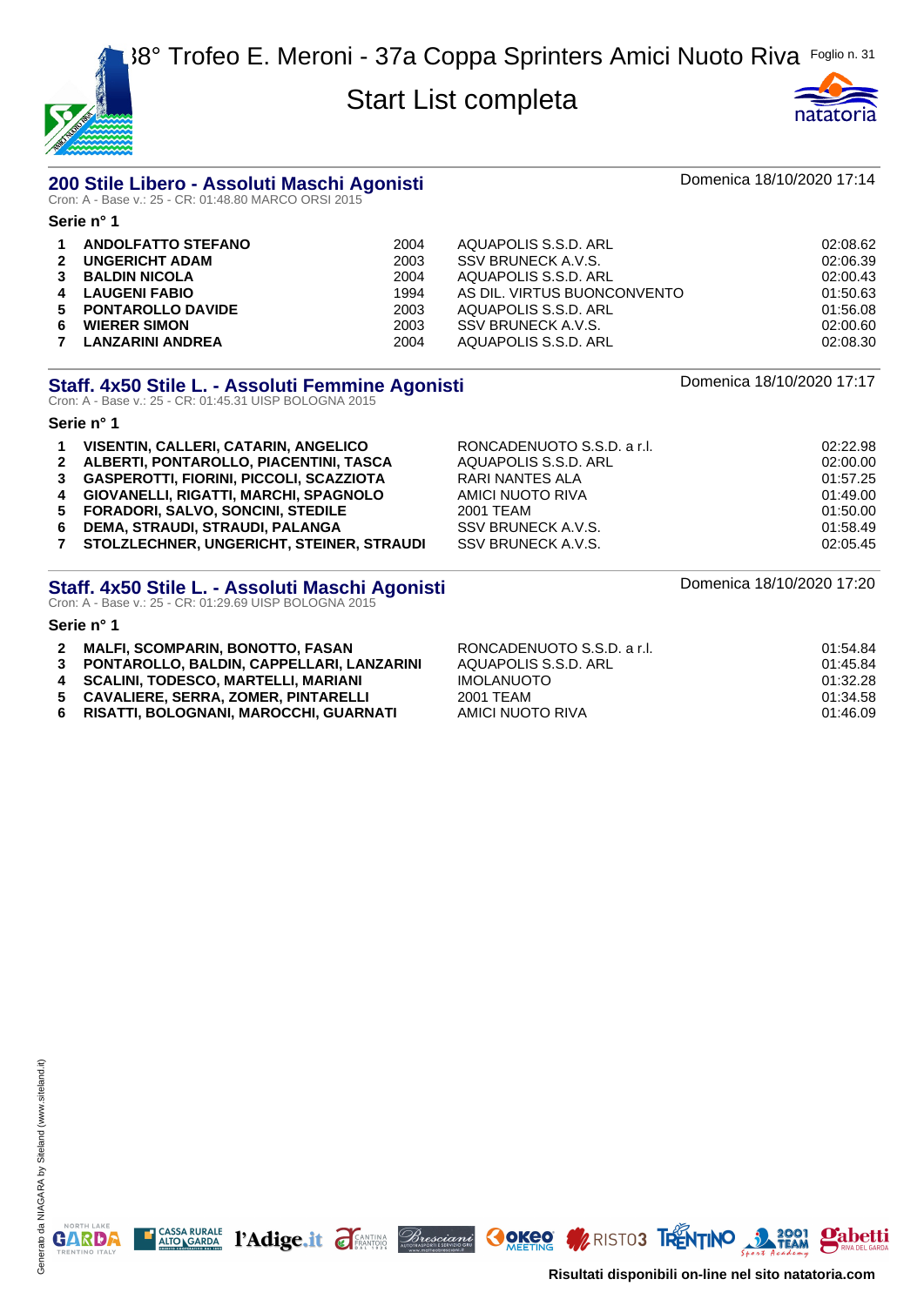38° Trofeo E. Meroni - 37a Coppa Sprinters Amici Nuoto Riva

Start List completa

## 200 Stile Libero - Assoluti Maschi Agonisti

Domenica 18/10/2020 17:14

Cron: A - Base v.: 25 - CR: 01:48.80 MARCO ORSI 2015

**Serie n° 1**

| | | | | |
|---|---|---|---|---|
| 1 | **ANDOLFATTO STEFANO** | 2004 | AQUAPOLIS S.S.D. ARL | 02:08.62 |
| 2 | **UNGERICHT ADAM** | 2003 | SSV BRUNECK A.V.S. | 02:06.39 |
| 3 | **BALDIN NICOLA** | 2004 | AQUAPOLIS S.S.D. ARL | 02:00.43 |
| 4 | **LAUGENI FABIO** | 1994 | AS DIL. VIRTUS BUONCONVENTO | 01:50.63 |
| 5 | **PONTAROLLO DAVIDE** | 2003 | AQUAPOLIS S.S.D. ARL | 01:56.08 |
| 6 | **WIERER SIMON** | 2003 | SSV BRUNECK A.V.S. | 02:00.60 |
| 7 | **LANZARINI ANDREA** | 2004 | AQUAPOLIS S.S.D. ARL | 02:08.30 |

## Staff. 4x50 Stile L. - Assoluti Femmine Agonisti

Domenica 18/10/2020 17:17

Cron: A - Base v.: 25 - CR: 01:45.31 UISP BOLOGNA 2015

**Serie n° 1**

| | | | |
|---|---|---|---|
| 1 | **VISENTIN, CALLERI, CATARIN, ANGELICO** | RONCADENUOTO S.S.D. a r.l. | 02:22.98 |
| 2 | **ALBERTI, PONTAROLLO, PIACENTINI, TASCA** | AQUAPOLIS S.S.D. ARL | 02:00.00 |
| 3 | **GASPEROTTI, FIORINI, PICCOLI, SCAZZIOTA** | RARI NANTES ALA | 01:57.25 |
| 4 | **GIOVANELLI, RIGATTI, MARCHI, SPAGNOLO** | AMICI NUOTO RIVA | 01:49.00 |
| 5 | **FORADORI, SALVO, SONCINI, STEDILE** | 2001 TEAM | 01:50.00 |
| 6 | **DEMA, STRAUDI, STRAUDI, PALANGA** | SSV BRUNECK A.V.S. | 01:58.49 |
| 7 | **STOLZLECHNER, UNGERICHT, STEINER, STRAUDI** | SSV BRUNECK A.V.S. | 02:05.45 |

## Staff. 4x50 Stile L. - Assoluti Maschi Agonisti

Domenica 18/10/2020 17:20

Cron: A - Base v.: 25 - CR: 01:29.69 UISP BOLOGNA 2015

**Serie n° 1**

| | | | |
|---|---|---|---|
| 2 | **MALFI, SCOMPARIN, BONOTTO, FASAN** | RONCADENUOTO S.S.D. a r.l. | 01:54.84 |
| 3 | **PONTAROLLO, BALDIN, CAPPELLARI, LANZARINI** | AQUAPOLIS S.S.D. ARL | 01:45.84 |
| 4 | **SCALINI, TODESCO, MARTELLI, MARIANI** | IMOLANUOTO | 01:32.28 |
| 5 | **CAVALIERE, SERRA, ZOMER, PINTARELLI** | 2001 TEAM | 01:34.58 |
| 6 | **RISATTI, BOLOGNANI, MAROCCHI, GUARNATI** | AMICI NUOTO RIVA | 01:46.09 |

Generato da NIAGARA by Siteland (www.siteland.it)

**Risultati disponibili on-line nel sito natatoria.com**